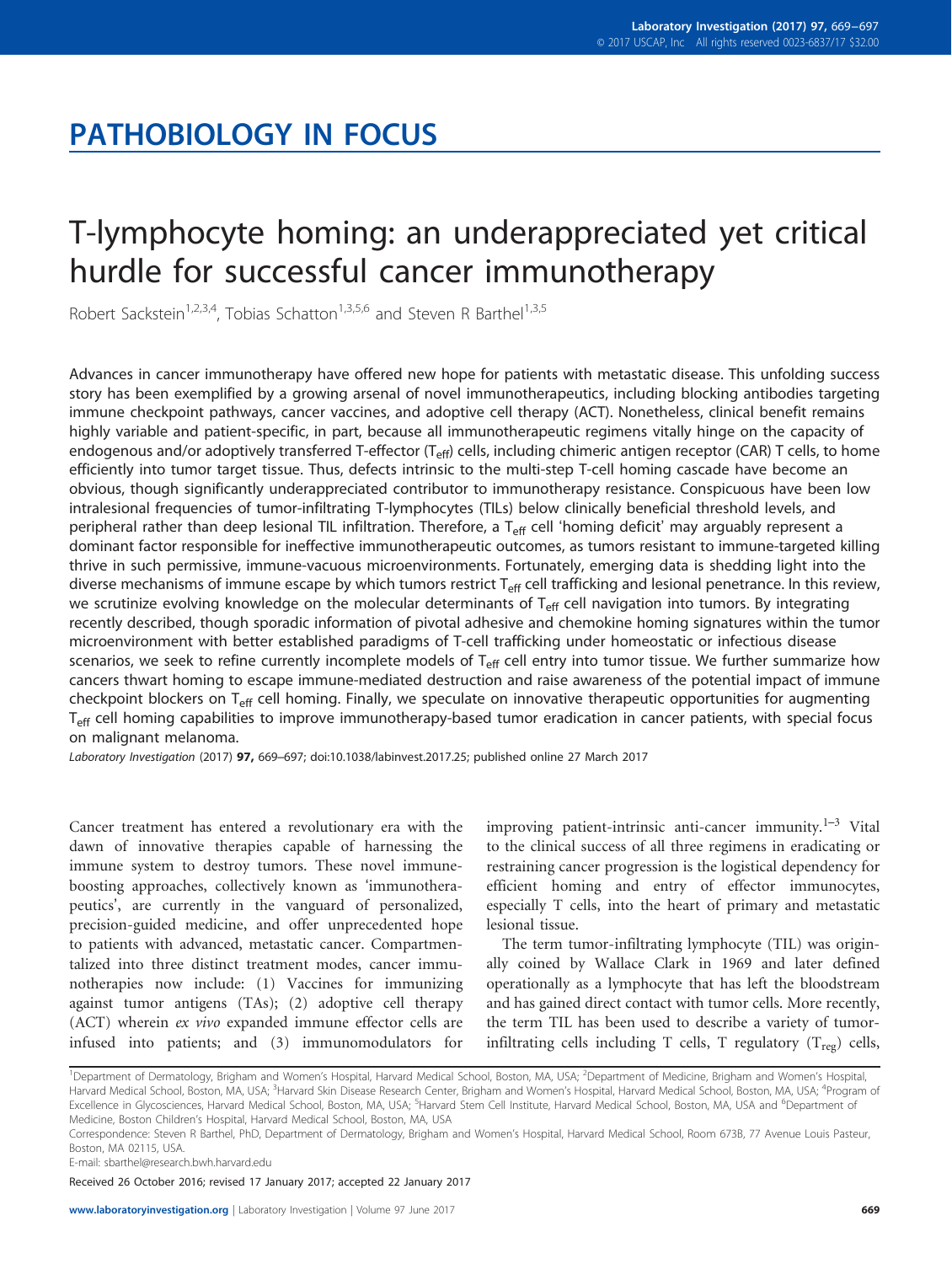# PATHOBIOLOGY IN FOCUS

# T-lymphocyte homing: an underappreciated yet critical hurdle for successful cancer immunotherapy

Robert Sackstein[1,2,3,4], Tobias Schatton[1,3,5,6] and Steven R Barthel[1,3,5]

Advances in cancer immunotherapy have offered new hope for patients with metastatic disease. This unfolding success story has been exemplified by a growing arsenal of novel immunotherapeutics, including blocking antibodies targeting immune checkpoint pathways, cancer vaccines, and adoptive cell therapy (ACT). Nonetheless, clinical benefit remains highly variable and patient-specific, in part, because all immunotherapeutic regimens vitally hinge on the capacity of endogenous and/or adoptively transferred T-effector ($T_{eff}$) cells, including chimeric antigen receptor (CAR) T cells, to home efficiently into tumor target tissue. Thus, defects intrinsic to the multi-step T-cell homing cascade have become an obvious, though significantly underappreciated contributor to immunotherapy resistance. Conspicuous have been low intralesional frequencies of tumor-infiltrating T-lymphocytes (TILs) below clinically beneficial threshold levels, and peripheral rather than deep lesional TIL infiltration. Therefore, a $T_{eff}$ cell 'homing deficit' may arguably represent a dominant factor responsible for ineffective immunotherapeutic outcomes, as tumors resistant to immune-targeted killing thrive in such permissive, immune-vacuous microenvironments. Fortunately, emerging data is shedding light into the diverse mechanisms of immune escape by which tumors restrict $T_{eff}$ cell trafficking and lesional penetrance. In this review, we scrutinize evolving knowledge on the molecular determinants of $T_{eff}$ cell navigation into tumors. By integrating recently described, though sporadic information of pivotal adhesive and chemokine homing signatures within the tumor microenvironment with better established paradigms of T-cell trafficking under homeostatic or infectious disease scenarios, we seek to refine currently incomplete models of $T_{eff}$ cell entry into tumor tissue. We further summarize how cancers thwart homing to escape immune-mediated destruction and raise awareness of the potential impact of immune checkpoint blockers on $T_{eff}$ cell homing. Finally, we speculate on innovative therapeutic opportunities for augmenting $T_{eff}$ cell homing capabilities to improve immunotherapy-based tumor eradication in cancer patients, with special focus on malignant melanoma.

*Laboratory Investigation* (2017) **97,** 669–697; doi:10.1038/labinvest.2017.25; published online 27 March 2017

Cancer treatment has entered a revolutionary era with the dawn of innovative therapies capable of harnessing the immune system to destroy tumors. These novel immune-boosting approaches, collectively known as 'immunotherapeutics', are currently in the vanguard of personalized, precision-guided medicine, and offer unprecedented hope to patients with advanced, metastatic cancer. Compartmentalized into three distinct treatment modes, cancer immunotherapies now include: (1) Vaccines for immunizing against tumor antigens (TAs); (2) adoptive cell therapy (ACT) wherein *ex vivo* expanded immune effector cells are infused into patients; and (3) immunomodulators for improving patient-intrinsic anti-cancer immunity.[1–3] Vital to the clinical success of all three regimens in eradicating or restraining cancer progression is the logistical dependency for efficient homing and entry of effector immunocytes, especially T cells, into the heart of primary and metastatic lesional tissue.

The term tumor-infiltrating lymphocyte (TIL) was originally coined by Wallace Clark in 1969 and later defined operationally as a lymphocyte that has left the bloodstream and has gained direct contact with tumor cells. More recently, the term TIL has been used to describe a variety of tumor-infiltrating cells including T cells, T regulatory ($T_{reg}$) cells,

[1]Department of Dermatology, Brigham and Women's Hospital, Harvard Medical School, Boston, MA, USA; [2]Department of Medicine, Brigham and Women's Hospital, Harvard Medical School, Boston, MA, USA; [3]Harvard Skin Disease Research Center, Brigham and Women's Hospital, Harvard Medical School, Boston, MA, USA; [4]Program of Excellence in Glycosciences, Harvard Medical School, Boston, MA, USA; [5]Harvard Stem Cell Institute, Harvard Medical School, Boston, MA, USA and [6]Department of Medicine, Boston Children's Hospital, Harvard Medical School, Boston, MA, USA

Correspondence: Steven R Barthel, PhD, Department of Dermatology, Brigham and Women's Hospital, Harvard Medical School, Room 673B, 77 Avenue Louis Pasteur, Boston, MA 02115, USA.

E-mail: sbarthel@research.bwh.harvard.edu

Received 26 October 2016; revised 17 January 2017; accepted 22 January 2017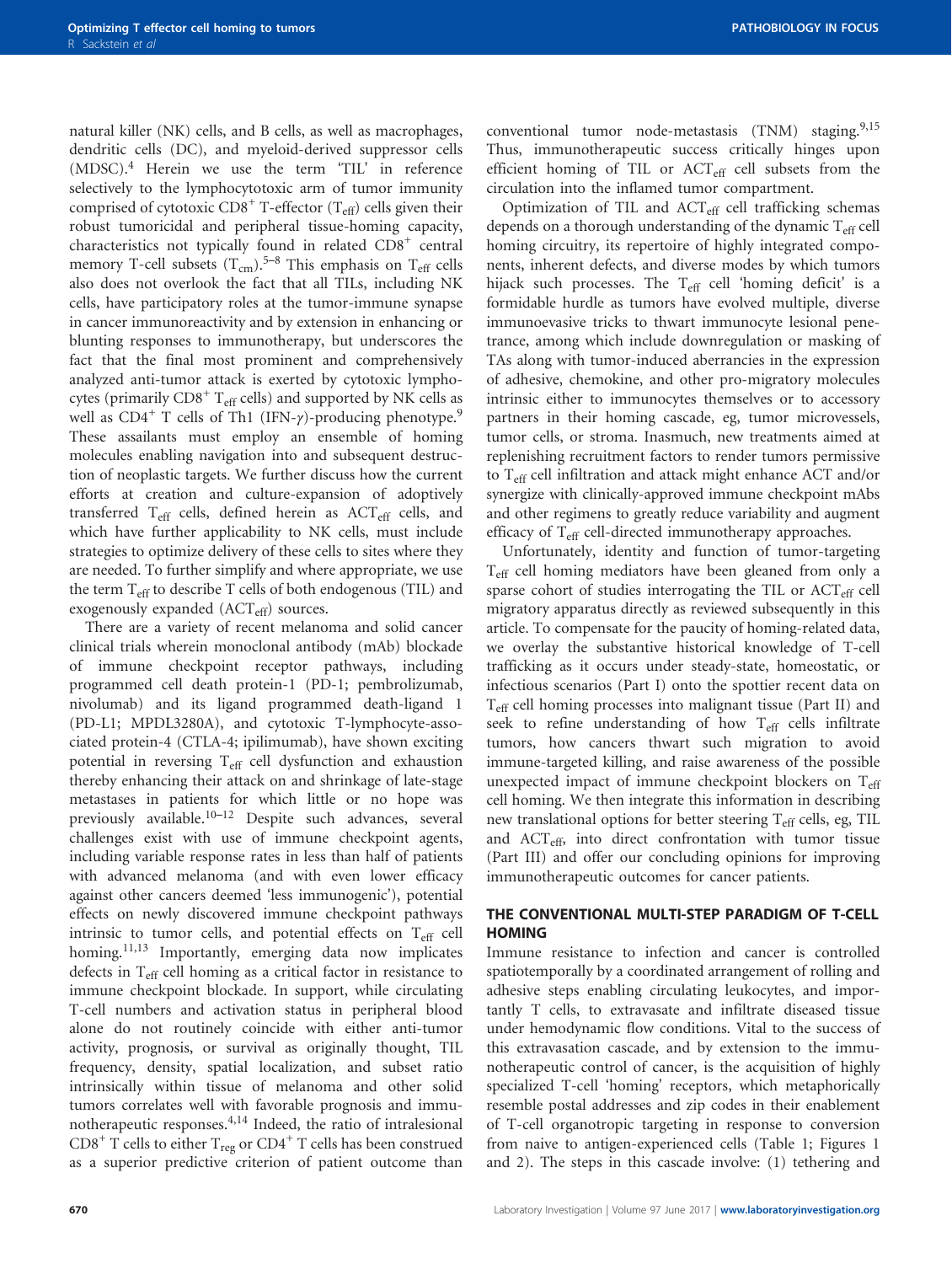natural killer (NK) cells, and B cells, as well as macrophages, dendritic cells (DC), and myeloid-derived suppressor cells (MDSC).[4] Herein we use the term 'TIL' in reference selectively to the lymphocytotoxic arm of tumor immunity comprised of cytotoxic $CD8^+$ T-effector ($T_{eff}$) cells given their robust tumoricidal and peripheral tissue-homing capacity, characteristics not typically found in related $CD8^+$ central memory T-cell subsets ($T_{cm}$).[5–8] This emphasis on $T_{eff}$ cells also does not overlook the fact that all TILs, including NK cells, have participatory roles at the tumor-immune synapse in cancer immunoreactivity and by extension in enhancing or blunting responses to immunotherapy, but underscores the fact that the final most prominent and comprehensively analyzed anti-tumor attack is exerted by cytotoxic lymphocytes (primarily $CD8^+$ $T_{eff}$ cells) and supported by NK cells as well as $CD4^+$ T cells of Th1 (IFN-$\gamma$)-producing phenotype.[9] These assailants must employ an ensemble of homing molecules enabling navigation into and subsequent destruction of neoplastic targets. We further discuss how the current efforts at creation and culture-expansion of adoptively transferred $T_{eff}$ cells, defined herein as $ACT_{eff}$ cells, and which have further applicability to NK cells, must include strategies to optimize delivery of these cells to sites where they are needed. To further simplify and where appropriate, we use the term $T_{eff}$ to describe T cells of both endogenous (TIL) and exogenously expanded ($ACT_{eff}$) sources.

There are a variety of recent melanoma and solid cancer clinical trials wherein monoclonal antibody (mAb) blockade of immune checkpoint receptor pathways, including programmed cell death protein-1 (PD-1; pembrolizumab, nivolumab) and its ligand programmed death-ligand 1 (PD-L1; MPDL3280A), and cytotoxic T-lymphocyte-associated protein-4 (CTLA-4; ipilimumab), have shown exciting potential in reversing $T_{eff}$ cell dysfunction and exhaustion thereby enhancing their attack on and shrinkage of late-stage metastases in patients for which little or no hope was previously available.[10–12] Despite such advances, several challenges exist with use of immune checkpoint agents, including variable response rates in less than half of patients with advanced melanoma (and with even lower efficacy against other cancers deemed 'less immunogenic'), potential effects on newly discovered immune checkpoint pathways intrinsic to tumor cells, and potential effects on $T_{eff}$ cell homing.[11,13] Importantly, emerging data now implicates defects in $T_{eff}$ cell homing as a critical factor in resistance to immune checkpoint blockade. In support, while circulating T-cell numbers and activation status in peripheral blood alone do not routinely coincide with either anti-tumor activity, prognosis, or survival as originally thought, TIL frequency, density, spatial localization, and subset ratio intrinsically within tissue of melanoma and other solid tumors correlates well with favorable prognosis and immunotherapeutic responses.[4,14] Indeed, the ratio of intralesional $CD8^+$ T cells to either $T_{reg}$ or $CD4^+$ T cells has been construed as a superior predictive criterion of patient outcome than conventional tumor node-metastasis (TNM) staging.[9,15] Thus, immunotherapeutic success critically hinges upon efficient homing of TIL or $ACT_{eff}$ cell subsets from the circulation into the inflamed tumor compartment.

Optimization of TIL and $ACT_{eff}$ cell trafficking schemas depends on a thorough understanding of the dynamic $T_{eff}$ cell homing circuitry, its repertoire of highly integrated components, inherent defects, and diverse modes by which tumors hijack such processes. The $T_{eff}$ cell 'homing deficit' is a formidable hurdle as tumors have evolved multiple, diverse immunoevasive tricks to thwart immunocyte lesional penetrance, among which include downregulation or masking of TAs along with tumor-induced aberrancies in the expression of adhesive, chemokine, and other pro-migratory molecules intrinsic either to immunocytes themselves or to accessory partners in their homing cascade, eg, tumor microvessels, tumor cells, or stroma. Inasmuch, new treatments aimed at replenishing recruitment factors to render tumors permissive to $T_{eff}$ cell infiltration and attack might enhance ACT and/or synergize with clinically-approved immune checkpoint mAbs and other regimens to greatly reduce variability and augment efficacy of $T_{eff}$ cell-directed immunotherapy approaches.

Unfortunately, identity and function of tumor-targeting $T_{eff}$ cell homing mediators have been gleaned from only a sparse cohort of studies interrogating the TIL or $ACT_{eff}$ cell migratory apparatus directly as reviewed subsequently in this article. To compensate for the paucity of homing-related data, we overlay the substantive historical knowledge of T-cell trafficking as it occurs under steady-state, homeostatic, or infectious scenarios (Part I) onto the spottier recent data on $T_{eff}$ cell homing processes into malignant tissue (Part II) and seek to refine understanding of how $T_{eff}$ cells infiltrate tumors, how cancers thwart such migration to avoid immune-targeted killing, and raise awareness of the possible unexpected impact of immune checkpoint blockers on $T_{eff}$ cell homing. We then integrate this information in describing new translational options for better steering $T_{eff}$ cells, eg, TIL and $ACT_{eff}$, into direct confrontation with tumor tissue (Part III) and offer our concluding opinions for improving immunotherapeutic outcomes for cancer patients.

## THE CONVENTIONAL MULTI-STEP PARADIGM OF T-CELL HOMING

Immune resistance to infection and cancer is controlled spatiotemporally by a coordinated arrangement of rolling and adhesive steps enabling circulating leukocytes, and importantly T cells, to extravasate and infiltrate diseased tissue under hemodynamic flow conditions. Vital to the success of this extravasation cascade, and by extension to the immunotherapeutic control of cancer, is the acquisition of highly specialized T-cell 'homing' receptors, which metaphorically resemble postal addresses and zip codes in their enablement of T-cell organotropic targeting in response to conversion from naive to antigen-experienced cells (Table 1; Figures 1 and 2). The steps in this cascade involve: (1) tethering and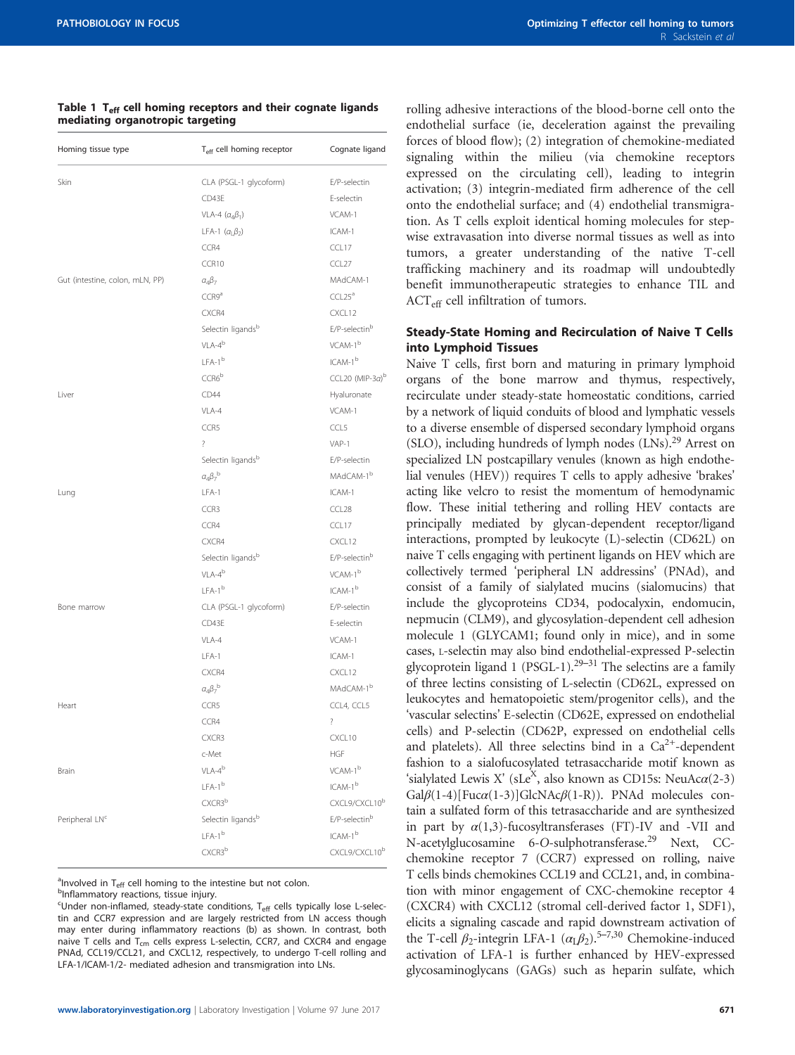**Table 1 $T_{eff}$ cell homing receptors and their cognate ligands mediating organotropic targeting**

| Homing tissue type | $T_{eff}$ cell homing receptor | Cognate ligand |
|---|---|---|
| Skin | CLA (PSGL-1 glycoform) | E/P-selectin |
| | CD43E | E-selectin |
| | VLA-4 ($\alpha_4\beta_1$) | VCAM-1 |
| | LFA-1 ($\alpha_L\beta_2$) | ICAM-1 |
| | CCR4 | CCL17 |
| | CCR10 | CCL27 |
| Gut (intestine, colon, mLN, PP) | $\alpha_4\beta_7$ | MAdCAM-1 |
| | CCR9[a] | CCL25[a] |
| | CXCR4 | CXCL12 |
| | Selectin ligands[b] | E/P-selectin[b] |
| | VLA-4[b] | VCAM-1[b] |
| | LFA-1[b] | ICAM-1[b] |
| | CCR6[b] | CCL20 (MIP-3$\alpha$)[b] |
| Liver | CD44 | Hyaluronate |
| | VLA-4 | VCAM-1 |
| | CCR5 | CCL5 |
| | ? | VAP-1 |
| | Selectin ligands[b] | E/P-selectin |
| | $\alpha_4\beta_7$[b] | MAdCAM-1[b] |
| Lung | LFA-1 | ICAM-1 |
| | CCR3 | CCL28 |
| | CCR4 | CCL17 |
| | CXCR4 | CXCL12 |
| | Selectin ligands[b] | E/P-selectin[b] |
| | VLA-4[b] | VCAM-1[b] |
| | LFA-1[b] | ICAM-1[b] |
| Bone marrow | CLA (PSGL-1 glycoform) | E/P-selectin |
| | CD43E | E-selectin |
| | VLA-4 | VCAM-1 |
| | LFA-1 | ICAM-1 |
| | CXCR4 | CXCL12 |
| | $\alpha_4\beta_7$[b] | MAdCAM-1[b] |
| Heart | CCR5 | CCL4, CCL5 |
| | CCR4 | ? |
| | CXCR3 | CXCL10 |
| | c-Met | HGF |
| Brain | VLA-4[b] | VCAM-1[b] |
| | LFA-1[b] | ICAM-1[b] |
| | CXCR3[b] | CXCL9/CXCL10[b] |
| Peripheral LN[c] | Selectin ligands[b] | E/P-selectin[b] |
| | LFA-1[b] | ICAM-1[b] |
| | CXCR3[b] | CXCL9/CXCL10[b] |

[a]Involved in $T_{eff}$ cell homing to the intestine but not colon.
[b]Inflammatory reactions, tissue injury.
[c]Under non-inflamed, steady-state conditions, $T_{eff}$ cells typically lose L-selectin and CCR7 expression and are largely restricted from LN access though may enter during inflammatory reactions (b) as shown. In contrast, both naive T cells and $T_{cm}$ cells express L-selectin, CCR7, and CXCR4 and engage PNAd, CCL19/CCL21, and CXCL12, respectively, to undergo T-cell rolling and LFA-1/ICAM-1/2- mediated adhesion and transmigration into LNs.

rolling adhesive interactions of the blood-borne cell onto the endothelial surface (ie, deceleration against the prevailing forces of blood flow); (2) integration of chemokine-mediated signaling within the milieu (via chemokine receptors expressed on the circulating cell), leading to integrin activation; (3) integrin-mediated firm adherence of the cell onto the endothelial surface; and (4) endothelial transmigration. As T cells exploit identical homing molecules for stepwise extravasation into diverse normal tissues as well as into tumors, a greater understanding of the native T-cell trafficking machinery and its roadmap will undoubtedly benefit immunotherapeutic strategies to enhance TIL and $ACT_{eff}$ cell infiltration of tumors.

## Steady-State Homing and Recirculation of Naive T Cells into Lymphoid Tissues

Naive T cells, first born and maturing in primary lymphoid organs of the bone marrow and thymus, respectively, recirculate under steady-state homeostatic conditions, carried by a network of liquid conduits of blood and lymphatic vessels to a diverse ensemble of dispersed secondary lymphoid organs (SLO), including hundreds of lymph nodes (LNs).[29] Arrest on specialized LN postcapillary venules (known as high endothelial venules (HEV)) requires T cells to apply adhesive 'brakes' acting like velcro to resist the momentum of hemodynamic flow. These initial tethering and rolling HEV contacts are principally mediated by glycan-dependent receptor/ligand interactions, prompted by leukocyte (L)-selectin (CD62L) on naive T cells engaging with pertinent ligands on HEV which are collectively termed 'peripheral LN addressins' (PNAd), and consist of a family of sialylated mucins (sialomucins) that include the glycoproteins CD34, podocalyxin, endomucin, nepmucin (CLM9), and glycosylation-dependent cell adhesion molecule 1 (GLYCAM1; found only in mice), and in some cases, L-selectin may also bind endothelial-expressed P-selectin glycoprotein ligand 1 (PSGL-1).[29–31] The selectins are a family of three lectins consisting of L-selectin (CD62L, expressed on leukocytes and hematopoietic stem/progenitor cells), and the 'vascular selectins' E-selectin (CD62E, expressed on endothelial cells) and P-selectin (CD62P, expressed on endothelial cells and platelets). All three selectins bind in a $Ca^{2+}$-dependent fashion to a sialofucosylated tetrasaccharide motif known as 'sialylated Lewis X' ($sLe^X$, also known as CD15s: NeuAc$\alpha$(2-3)Gal$\beta$(1-4)[Fuc$\alpha$(1-3)]GlcNAc$\beta$(1-R)). PNAd molecules contain a sulfated form of this tetrasaccharide and are synthesized in part by $\alpha$(1,3)-fucosyltransferases (FT)-IV and -VII and N-acetylglucosamine 6-*O*-sulphotransferase.[29] Next, CC-chemokine receptor 7 (CCR7) expressed on rolling, naive T cells binds chemokines CCL19 and CCL21, and, in combination with minor engagement of CXC-chemokine receptor 4 (CXCR4) with CXCL12 (stromal cell-derived factor 1, SDF1), elicits a signaling cascade and rapid downstream activation of the T-cell $\beta_2$-integrin LFA-1 ($\alpha_L\beta_2$).[5–7,30] Chemokine-induced activation of LFA-1 is further enhanced by HEV-expressed glycosaminoglycans (GAGs) such as heparin sulfate, which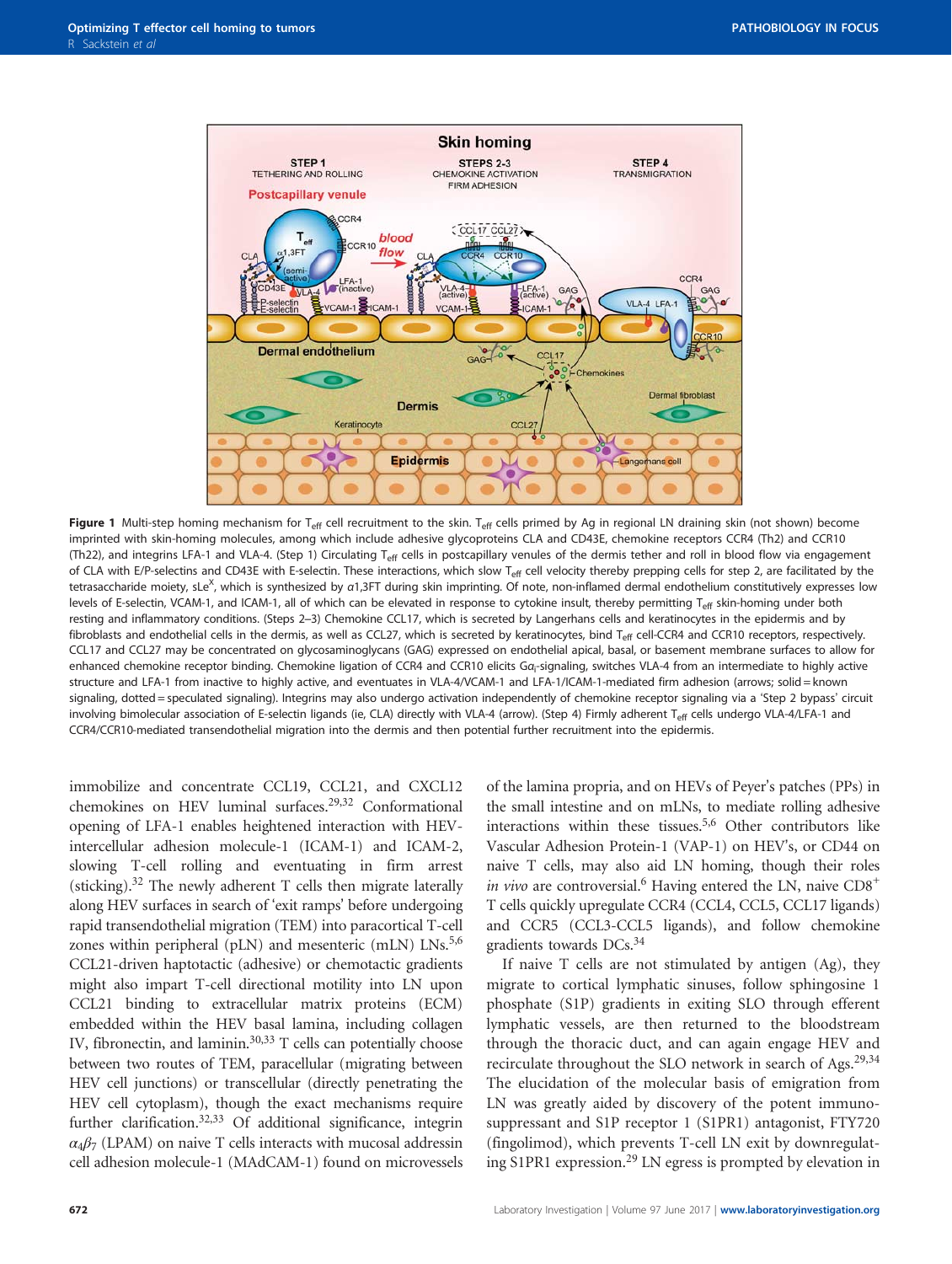Figure 1 Multi-step homing mechanism for $T_{eff}$ cell recruitment to the skin. $T_{eff}$ cells primed by Ag in regional LN draining skin (not shown) become imprinted with skin-homing molecules, among which include adhesive glycoproteins CLA and CD43E, chemokine receptors CCR4 (Th2) and CCR10 (Th22), and integrins LFA-1 and VLA-4. (Step 1) Circulating $T_{eff}$ cells in postcapillary venules of the dermis tether and roll in blood flow via engagement of CLA with E/P-selectins and CD43E with E-selectin. These interactions, which slow $T_{eff}$ cell velocity thereby prepping cells for step 2, are facilitated by the tetrasaccharide moiety, $sLe^X$, which is synthesized by α1,3FT during skin imprinting. Of note, non-inflamed dermal endothelium constitutively expresses low levels of E-selectin, VCAM-1, and ICAM-1, all of which can be elevated in response to cytokine insult, thereby permitting $T_{eff}$ skin-homing under both resting and inflammatory conditions. (Steps 2–3) Chemokine CCL17, which is secreted by Langerhans cells and keratinocytes in the epidermis and by fibroblasts and endothelial cells in the dermis, as well as CCL27, which is secreted by keratinocytes, bind $T_{eff}$ cell-CCR4 and CCR10 receptors, respectively. CCL17 and CCL27 may be concentrated on glycosaminoglycans (GAG) expressed on endothelial apical, basal, or basement membrane surfaces to allow for enhanced chemokine receptor binding. Chemokine ligation of CCR4 and CCR10 elicits $G\alpha_i$-signaling, switches VLA-4 from an intermediate to highly active structure and LFA-1 from inactive to highly active, and eventuates in VLA-4/VCAM-1 and LFA-1/ICAM-1-mediated firm adhesion (arrows; solid = known signaling, dotted = speculated signaling). Integrins may also undergo activation independently of chemokine receptor signaling via a 'Step 2 bypass' circuit involving bimolecular association of E-selectin ligands (ie, CLA) directly with VLA-4 (arrow). (Step 4) Firmly adherent $T_{eff}$ cells undergo VLA-4/LFA-1 and CCR4/CCR10-mediated transendothelial migration into the dermis and then potential further recruitment into the epidermis.

immobilize and concentrate CCL19, CCL21, and CXCL12 chemokines on HEV luminal surfaces.[29,32] Conformational opening of LFA-1 enables heightened interaction with HEV-intercellular adhesion molecule-1 (ICAM-1) and ICAM-2, slowing T-cell rolling and eventuating in firm arrest (sticking).[32] The newly adherent T cells then migrate laterally along HEV surfaces in search of 'exit ramps' before undergoing rapid transendothelial migration (TEM) into paracortical T-cell zones within peripheral (pLN) and mesenteric (mLN) LNs.[5,6] CCL21-driven haptotactic (adhesive) or chemotactic gradients might also impart T-cell directional motility into LN upon CCL21 binding to extracellular matrix proteins (ECM) embedded within the HEV basal lamina, including collagen IV, fibronectin, and laminin.[30,33] T cells can potentially choose between two routes of TEM, paracellular (migrating between HEV cell junctions) or transcellular (directly penetrating the HEV cell cytoplasm), though the exact mechanisms require further clarification.[32,33] Of additional significance, integrin $\alpha_4\beta_7$ (LPAM) on naive T cells interacts with mucosal addressin cell adhesion molecule-1 (MAdCAM-1) found on microvessels of the lamina propria, and on HEVs of Peyer's patches (PPs) in the small intestine and on mLNs, to mediate rolling adhesive interactions within these tissues.[5,6] Other contributors like Vascular Adhesion Protein-1 (VAP-1) on HEV's, or CD44 on naive T cells, may also aid LN homing, though their roles *in vivo* are controversial.[6] Having entered the LN, naive $CD8^+$ T cells quickly upregulate CCR4 (CCL4, CCL5, CCL17 ligands) and CCR5 (CCL3-CCL5 ligands), and follow chemokine gradients towards DCs.[34]

If naive T cells are not stimulated by antigen (Ag), they migrate to cortical lymphatic sinuses, follow sphingosine 1 phosphate (S1P) gradients in exiting SLO through efferent lymphatic vessels, are then returned to the bloodstream through the thoracic duct, and can again engage HEV and recirculate throughout the SLO network in search of Ags.[29,34] The elucidation of the molecular basis of emigration from LN was greatly aided by discovery of the potent immunosuppressant and S1P receptor 1 (S1PR1) antagonist, FTY720 (fingolimod), which prevents T-cell LN exit by downregulating S1PR1 expression.[29] LN egress is prompted by elevation in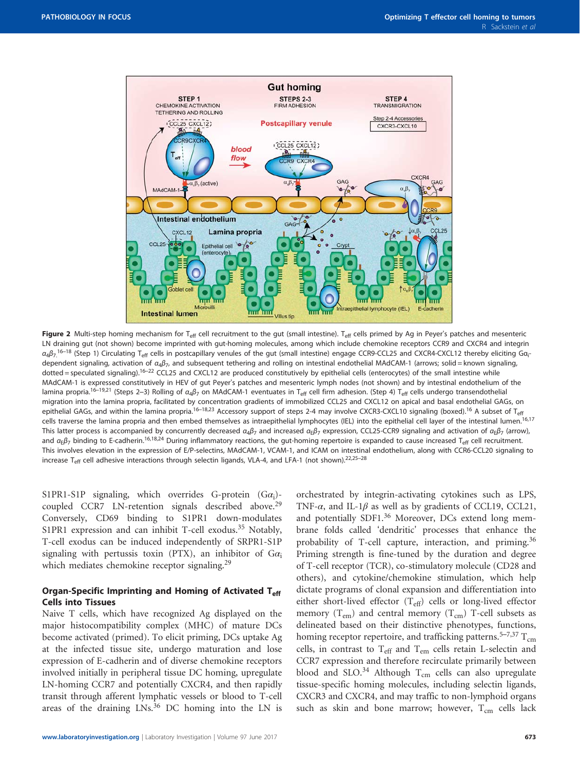**Figure 2** Multi-step homing mechanism for $T_{eff}$ cell recruitment to the gut (small intestine). $T_{eff}$ cells primed by Ag in Peyer's patches and mesenteric LN draining gut (not shown) become imprinted with gut-homing molecules, among which include chemokine receptors CCR9 and CXCR4 and integrin $\alpha_4\beta_7$.[16–18] (Step 1) Circulating $T_{eff}$ cells in postcapillary venules of the gut (small intestine) engage CCR9-CCL25 and CXCR4-CXCL12 thereby eliciting $G\alpha_i$-dependent signaling, activation of $\alpha_4\beta_7$, and subsequent tethering and rolling on intestinal endothelial MAdCAM-1 (arrows; solid = known signaling, dotted = speculated signaling).[16–22] CCL25 and CXCL12 are produced constitutively by epithelial cells (enterocytes) of the small intestine while MAdCAM-1 is expressed constitutively in HEV of gut Peyer's patches and mesenteric lymph nodes (not shown) and by intestinal endothelium of the lamina propria.[16–19,21] (Steps 2–3) Rolling of $\alpha_4\beta_7$ on MAdCAM-1 eventuates in $T_{eff}$ cell firm adhesion. (Step 4) $T_{eff}$ cells undergo transendothelial migration into the lamina propria, facilitated by concentration gradients of immobilized CCL25 and CXCL12 on apical and basal endothelial GAGs, on epithelial GAGs, and within the lamina propria.[16–18,23] Accessory support of steps 2-4 may involve CXCR3-CXCL10 signaling (boxed).[16] A subset of $T_{eff}$ cells traverse the lamina propria and then embed themselves as intraepithelial lymphocytes (IEL) into the epithelial cell layer of the intestinal lumen.[16,17] This latter process is accompanied by concurrently decreased $\alpha_4\beta_7$ and increased $\alpha_E\beta_7$ expression, CCL25-CCR9 signaling and activation of $\alpha_E\beta_7$ (arrow), and $\alpha_E\beta_7$ binding to E-cadherin.[16,18,24] During inflammatory reactions, the gut-homing repertoire is expanded to cause increased $T_{eff}$ cell recruitment. This involves elevation in the expression of E/P-selectins, MAdCAM-1, VCAM-1, and ICAM on intestinal endothelium, along with CCR6-CCL20 signaling to increase $T_{eff}$ cell adhesive interactions through selectin ligands, VLA-4, and LFA-1 (not shown).[22,25–28]

S1PR1-S1P signaling, which overrides G-protein ($G\alpha_i$)-coupled CCR7 LN-retention signals described above.[29] Conversely, CD69 binding to S1PR1 down-modulates S1PR1 expression and can inhibit T-cell exodus.[35] Notably, T-cell exodus can be induced independently of SRPR1-S1P signaling with pertussis toxin (PTX), an inhibitor of $G\alpha_i$ which mediates chemokine receptor signaling.[29]

## Organ-Specific Imprinting and Homing of Activated $T_{eff}$ Cells into Tissues

Naive T cells, which have recognized Ag displayed on the major histocompatibility complex (MHC) of mature DCs become activated (primed). To elicit priming, DCs uptake Ag at the infected tissue site, undergo maturation and lose expression of E-cadherin and of diverse chemokine receptors involved initially in peripheral tissue DC homing, upregulate LN-homing CCR7 and potentially CXCR4, and then rapidly transit through afferent lymphatic vessels or blood to T-cell areas of the draining LNs.[36] DC homing into the LN is orchestrated by integrin-activating cytokines such as LPS, TNF-$\alpha$, and IL-1$\beta$ as well as by gradients of CCL19, CCL21, and potentially SDF1.[36] Moreover, DCs extend long membrane folds called 'dendritic' processes that enhance the probability of T-cell capture, interaction, and priming.[36] Priming strength is fine-tuned by the duration and degree of T-cell receptor (TCR), co-stimulatory molecule (CD28 and others), and cytokine/chemokine stimulation, which help dictate programs of clonal expansion and differentiation into either short-lived effector ($T_{eff}$) cells or long-lived effector memory ($T_{em}$) and central memory ($T_{cm}$) T-cell subsets as delineated based on their distinctive phenotypes, functions, homing receptor repertoire, and trafficking patterns.[5–7,37] $T_{cm}$ cells, in contrast to $T_{eff}$ and $T_{em}$ cells retain L-selectin and CCR7 expression and therefore recirculate primarily between blood and SLO.[34] Although $T_{cm}$ cells can also upregulate tissue-specific homing molecules, including selectin ligands, CXCR3 and CXCR4, and may traffic to non-lymphoid organs such as skin and bone marrow; however, $T_{cm}$ cells lack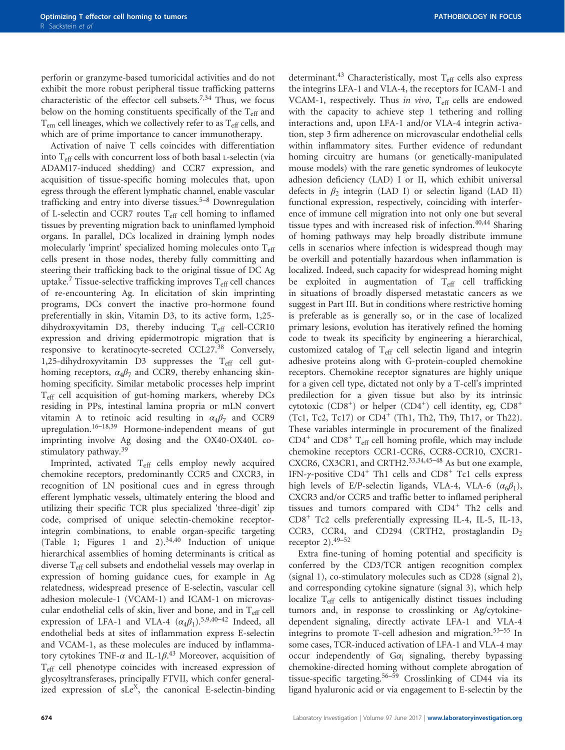perforin or granzyme-based tumoricidal activities and do not exhibit the more robust peripheral tissue trafficking patterns characteristic of the effector cell subsets.[7,34] Thus, we focus below on the homing constituents specifically of the $T_{eff}$ and $T_{em}$ cell lineages, which we collectively refer to as $T_{eff}$ cells, and which are of prime importance to cancer immunotherapy.

Activation of naive T cells coincides with differentiation into $T_{eff}$ cells with concurrent loss of both basal L-selectin (via ADAM17-induced shedding) and CCR7 expression, and acquisition of tissue-specific homing molecules that, upon egress through the efferent lymphatic channel, enable vascular trafficking and entry into diverse tissues.[5–8] Downregulation of L-selectin and CCR7 routes $T_{eff}$ cell homing to inflamed tissues by preventing migration back to uninflamed lymphoid organs. In parallel, DCs localized in draining lymph nodes molecularly 'imprint' specialized homing molecules onto $T_{eff}$ cells present in those nodes, thereby fully committing and steering their trafficking back to the original tissue of DC Ag uptake.[7] Tissue-selective trafficking improves $T_{eff}$ cell chances of re-encountering Ag. In elicitation of skin imprinting programs, DCs convert the inactive pro-hormone found preferentially in skin, Vitamin D3, to its active form, 1,25-dihydroxyvitamin D3, thereby inducing $T_{eff}$ cell-CCR10 expression and driving epidermotropic migration that is responsive to keratinocyte-secreted CCL27.[38] Conversely, 1,25-dihydroxyvitamin D3 suppresses the $T_{eff}$ cell gut-homing receptors, $\alpha_4\beta_7$ and CCR9, thereby enhancing skin-homing specificity. Similar metabolic processes help imprint $T_{eff}$ cell acquisition of gut-homing markers, whereby DCs residing in PPs, intestinal lamina propria or mLN convert vitamin A to retinoic acid resulting in $\alpha_4\beta_7$ and CCR9 upregulation.[16–18,39] Hormone-independent means of gut imprinting involve Ag dosing and the OX40-OX40L co-stimulatory pathway.[39]

Imprinted, activated $T_{eff}$ cells employ newly acquired chemokine receptors, predominantly CCR5 and CXCR3, in recognition of LN positional cues and in egress through efferent lymphatic vessels, ultimately entering the blood and utilizing their specific TCR plus specialized 'three-digit' zip code, comprised of unique selectin-chemokine receptor-integrin combinations, to enable organ-specific targeting (Table 1; Figures 1 and 2).[34,40] Induction of unique hierarchical assemblies of homing determinants is critical as diverse $T_{eff}$ cell subsets and endothelial vessels may overlap in expression of homing guidance cues, for example in Ag relatedness, widespread presence of E-selectin, vascular cell adhesion molecule-1 (VCAM-1) and ICAM-1 on microvascular endothelial cells of skin, liver and bone, and in $T_{eff}$ cell expression of LFA-1 and VLA-4 ($\alpha_4\beta_1$).[5,9,40–42] Indeed, all endothelial beds at sites of inflammation express E-selectin and VCAM-1, as these molecules are induced by inflammatory cytokines TNF-$\alpha$ and IL-1$\beta$.[43] Moreover, acquisition of $T_{eff}$ cell phenotype coincides with increased expression of glycosyltransferases, principally FTVII, which confer generalized expression of $sLe^X$, the canonical E-selectin-binding determinant.[43] Characteristically, most $T_{eff}$ cells also express the integrins LFA-1 and VLA-4, the receptors for ICAM-1 and VCAM-1, respectively. Thus *in vivo*, $T_{eff}$ cells are endowed with the capacity to achieve step 1 tethering and rolling interactions and, upon LFA-1 and/or VLA-4 integrin activation, step 3 firm adherence on microvascular endothelial cells within inflammatory sites. Further evidence of redundant homing circuitry are humans (or genetically-manipulated mouse models) with the rare genetic syndromes of leukocyte adhesion deficiency (LAD) I or II, which exhibit universal defects in $\beta_2$ integrin (LAD I) or selectin ligand (LAD II) functional expression, respectively, coinciding with interference of immune cell migration into not only one but several tissue types and with increased risk of infection.[40,44] Sharing of homing pathways may help broadly distribute immune cells in scenarios where infection is widespread though may be overkill and potentially hazardous when inflammation is localized. Indeed, such capacity for widespread homing might be exploited in augmentation of $T_{eff}$ cell trafficking in situations of broadly dispersed metastatic cancers as we suggest in Part III. But in conditions where restrictive homing is preferable as is generally so, or in the case of localized primary lesions, evolution has iteratively refined the homing code to tweak its specificity by engineering a hierarchical, customized catalog of $T_{eff}$ cell selectin ligand and integrin adhesive proteins along with G-protein-coupled chemokine receptors. Chemokine receptor signatures are highly unique for a given cell type, dictated not only by a T-cell's imprinted predilection for a given tissue but also by its intrinsic cytotoxic ($CD8^+$) or helper ($CD4^+$) cell identity, eg, $CD8^+$ (Tc1, Tc2, Tc17) or $CD4^+$ (Th1, Th2, Th9, Th17, or Th22). These variables intermingle in procurement of the finalized $CD4^+$ and $CD8^+$ $T_{eff}$ cell homing profile, which may include chemokine receptors CCR1-CCR6, CCR8-CCR10, CXCR1-CXCR6, CX3CR1, and CRTH2.[33,34,45–48] As but one example, IFN-$\gamma$-positive $CD4^+$ Th1 cells and $CD8^+$ Tc1 cells express high levels of E/P-selectin ligands, VLA-4, VLA-6 ($\alpha_6\beta_1$), CXCR3 and/or CCR5 and traffic better to inflamed peripheral tissues and tumors compared with $CD4^+$ Th2 cells and $CD8^+$ Tc2 cells preferentially expressing IL-4, IL-5, IL-13, CCR3, CCR4, and CD294 (CRTH2, prostaglandin $D_2$ receptor 2).[49–52]

Extra fine-tuning of homing potential and specificity is conferred by the CD3/TCR antigen recognition complex (signal 1), co-stimulatory molecules such as CD28 (signal 2), and corresponding cytokine signature (signal 3), which help localize $T_{eff}$ cells to antigenically distinct tissues including tumors and, in response to crosslinking or Ag/cytokine-dependent signaling, directly activate LFA-1 and VLA-4 integrins to promote T-cell adhesion and migration.[53–55] In some cases, TCR-induced activation of LFA-1 and VLA-4 may occur independently of $G\alpha_i$ signaling, thereby bypassing chemokine-directed homing without complete abrogation of tissue-specific targeting.[56–59] Crosslinking of CD44 via its ligand hyaluronic acid or via engagement to E-selectin by the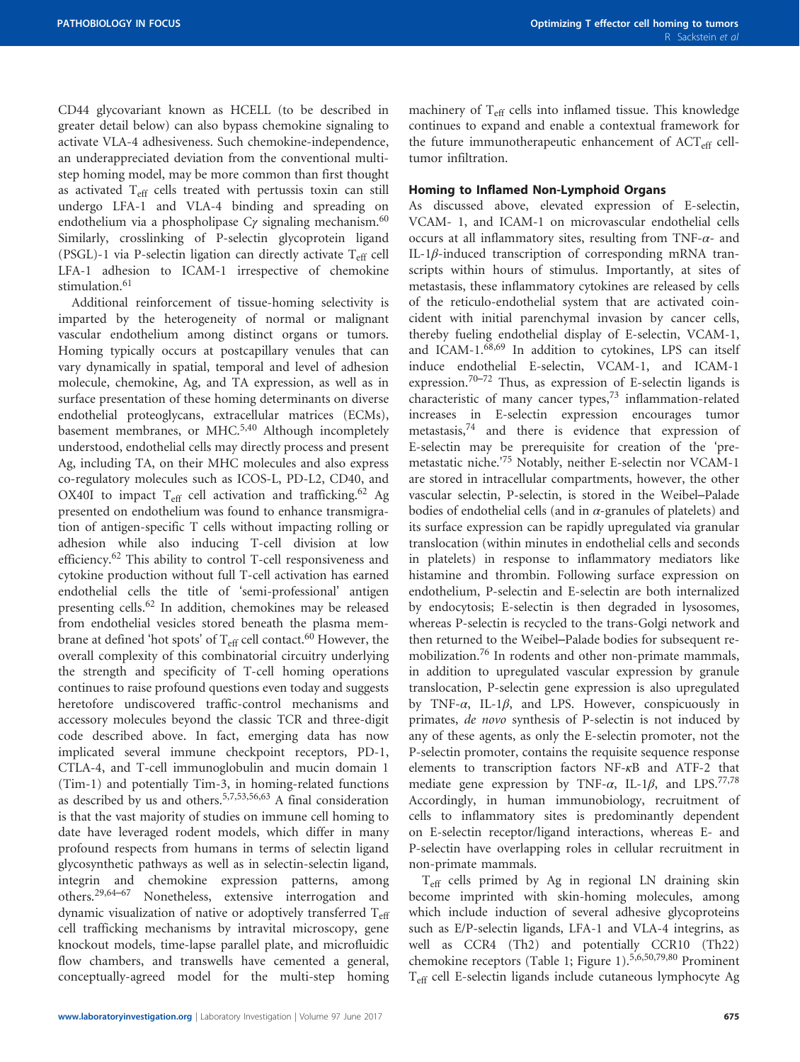CD44 glycovariant known as HCELL (to be described in greater detail below) can also bypass chemokine signaling to activate VLA-4 adhesiveness. Such chemokine-independence, an underappreciated deviation from the conventional multi-step homing model, may be more common than first thought as activated $T_{eff}$ cells treated with pertussis toxin can still undergo LFA-1 and VLA-4 binding and spreading on endothelium via a phospholipase C$\gamma$ signaling mechanism.[60] Similarly, crosslinking of P-selectin glycoprotein ligand (PSGL)-1 via P-selectin ligation can directly activate $T_{eff}$ cell LFA-1 adhesion to ICAM-1 irrespective of chemokine stimulation.[61]

Additional reinforcement of tissue-homing selectivity is imparted by the heterogeneity of normal or malignant vascular endothelium among distinct organs or tumors. Homing typically occurs at postcapillary venules that can vary dynamically in spatial, temporal and level of adhesion molecule, chemokine, Ag, and TA expression, as well as in surface presentation of these homing determinants on diverse endothelial proteoglycans, extracellular matrices (ECMs), basement membranes, or MHC.[5,40] Although incompletely understood, endothelial cells may directly process and present Ag, including TA, on their MHC molecules and also express co-regulatory molecules such as ICOS-L, PD-L2, CD40, and OX40I to impact $T_{eff}$ cell activation and trafficking.[62] Ag presented on endothelium was found to enhance transmigration of antigen-specific T cells without impacting rolling or adhesion while also inducing T-cell division at low efficiency.[62] This ability to control T-cell responsiveness and cytokine production without full T-cell activation has earned endothelial cells the title of 'semi-professional' antigen presenting cells.[62] In addition, chemokines may be released from endothelial vesicles stored beneath the plasma membrane at defined 'hot spots' of $T_{eff}$ cell contact.[60] However, the overall complexity of this combinatorial circuitry underlying the strength and specificity of T-cell homing operations continues to raise profound questions even today and suggests heretofore undiscovered traffic-control mechanisms and accessory molecules beyond the classic TCR and three-digit code described above. In fact, emerging data has now implicated several immune checkpoint receptors, PD-1, CTLA-4, and T-cell immunoglobulin and mucin domain 1 (Tim-1) and potentially Tim-3, in homing-related functions as described by us and others.[5,7,53,56,63] A final consideration is that the vast majority of studies on immune cell homing to date have leveraged rodent models, which differ in many profound respects from humans in terms of selectin ligand glycosynthetic pathways as well as in selectin-selectin ligand, integrin and chemokine expression patterns, among others.[29,64–67] Nonetheless, extensive interrogation and dynamic visualization of native or adoptively transferred $T_{eff}$ cell trafficking mechanisms by intravital microscopy, gene knockout models, time-lapse parallel plate, and microfluidic flow chambers, and transwells have cemented a general, conceptually-agreed model for the multi-step homing machinery of $T_{eff}$ cells into inflamed tissue. This knowledge continues to expand and enable a contextual framework for the future immunotherapeutic enhancement of $ACT_{eff}$ cell-tumor infiltration.

## Homing to Inflamed Non-Lymphoid Organs

As discussed above, elevated expression of E-selectin, VCAM- 1, and ICAM-1 on microvascular endothelial cells occurs at all inflammatory sites, resulting from TNF-$\alpha$- and IL-1$\beta$-induced transcription of corresponding mRNA transcripts within hours of stimulus. Importantly, at sites of metastasis, these inflammatory cytokines are released by cells of the reticulo-endothelial system that are activated coincident with initial parenchymal invasion by cancer cells, thereby fueling endothelial display of E-selectin, VCAM-1, and ICAM-1.[68,69] In addition to cytokines, LPS can itself induce endothelial E-selectin, VCAM-1, and ICAM-1 expression.[70–72] Thus, as expression of E-selectin ligands is characteristic of many cancer types,[73] inflammation-related increases in E-selectin expression encourages tumor metastasis,[74] and there is evidence that expression of E-selectin may be prerequisite for creation of the 'pre-metastatic niche.'[75] Notably, neither E-selectin nor VCAM-1 are stored in intracellular compartments, however, the other vascular selectin, P-selectin, is stored in the Weibel–Palade bodies of endothelial cells (and in $\alpha$-granules of platelets) and its surface expression can be rapidly upregulated via granular translocation (within minutes in endothelial cells and seconds in platelets) in response to inflammatory mediators like histamine and thrombin. Following surface expression on endothelium, P-selectin and E-selectin are both internalized by endocytosis; E-selectin is then degraded in lysosomes, whereas P-selectin is recycled to the trans-Golgi network and then returned to the Weibel–Palade bodies for subsequent re-mobilization.[76] In rodents and other non-primate mammals, in addition to upregulated vascular expression by granule translocation, P-selectin gene expression is also upregulated by TNF-$\alpha$, IL-1$\beta$, and LPS. However, conspicuously in primates, *de novo* synthesis of P-selectin is not induced by any of these agents, as only the E-selectin promoter, not the P-selectin promoter, contains the requisite sequence response elements to transcription factors NF-$\kappa$B and ATF-2 that mediate gene expression by TNF-$\alpha$, IL-1$\beta$, and LPS.[77,78] Accordingly, in human immunobiology, recruitment of cells to inflammatory sites is predominantly dependent on E-selectin receptor/ligand interactions, whereas E- and P-selectin have overlapping roles in cellular recruitment in non-primate mammals.

$T_{eff}$ cells primed by Ag in regional LN draining skin become imprinted with skin-homing molecules, among which include induction of several adhesive glycoproteins such as E/P-selectin ligands, LFA-1 and VLA-4 integrins, as well as CCR4 (Th2) and potentially CCR10 (Th22) chemokine receptors (Table 1; Figure 1).[5,6,50,79,80] Prominent $T_{eff}$ cell E-selectin ligands include cutaneous lymphocyte Ag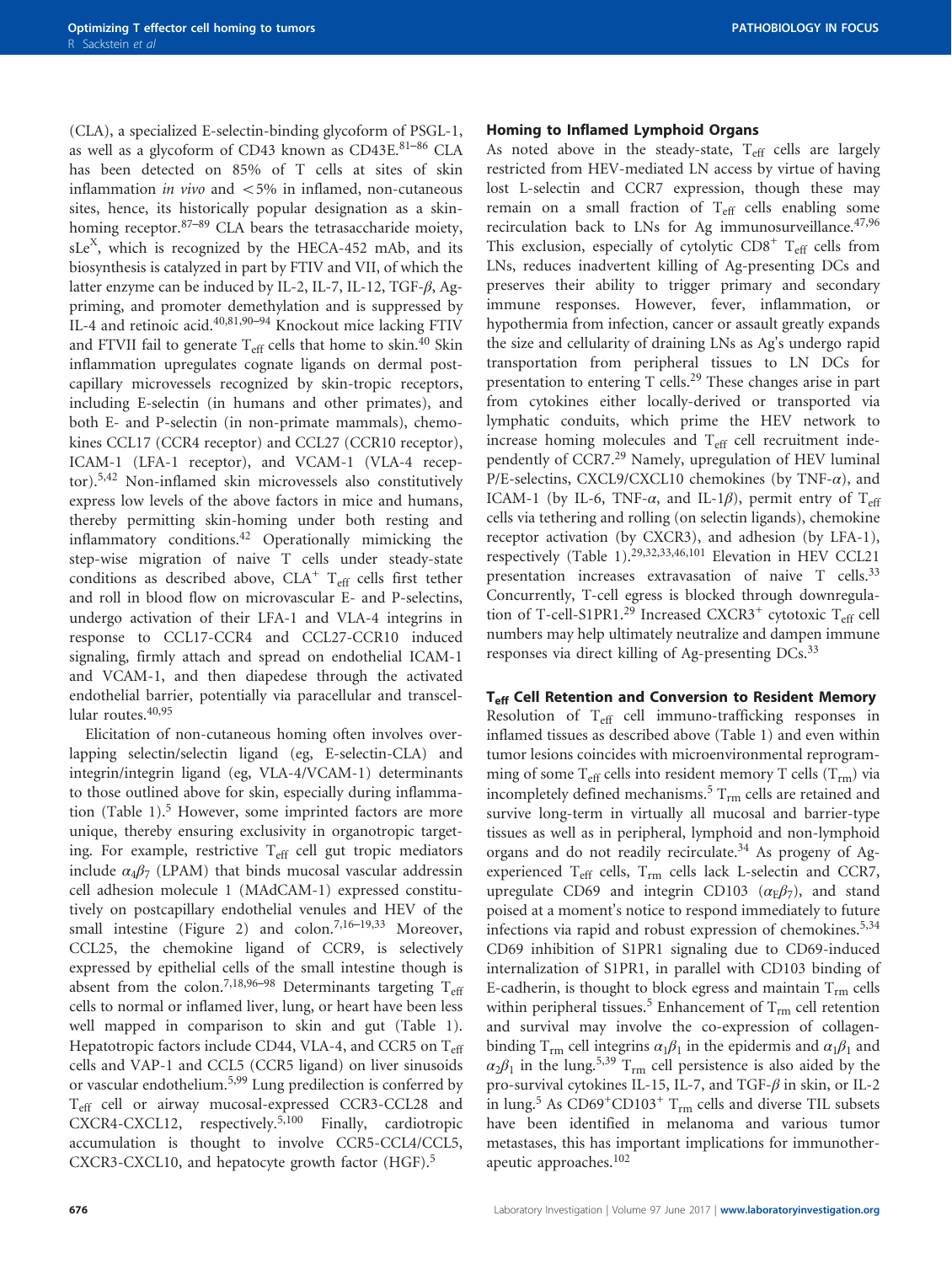(CLA), a specialized E-selectin-binding glycoform of PSGL-1, as well as a glycoform of CD43 known as CD43E.[81–86] CLA has been detected on 85% of T cells at sites of skin inflammation *in vivo* and <5% in inflamed, non-cutaneous sites, hence, its historically popular designation as a skin-homing receptor.[87–89] CLA bears the tetrasaccharide moiety, $sLe^X$, which is recognized by the HECA-452 mAb, and its biosynthesis is catalyzed in part by FTIV and VII, of which the latter enzyme can be induced by IL-2, IL-7, IL-12, TGF-$\beta$, Ag-priming, and promoter demethylation and is suppressed by IL-4 and retinoic acid.[40,81,90–94] Knockout mice lacking FTIV and FTVII fail to generate $T_{eff}$ cells that home to skin.[40] Skin inflammation upregulates cognate ligands on dermal post-capillary microvessels recognized by skin-tropic receptors, including E-selectin (in humans and other primates), and both E- and P-selectin (in non-primate mammals), chemokines CCL17 (CCR4 receptor) and CCL27 (CCR10 receptor), ICAM-1 (LFA-1 receptor), and VCAM-1 (VLA-4 receptor).[5,42] Non-inflamed skin microvessels also constitutively express low levels of the above factors in mice and humans, thereby permitting skin-homing under both resting and inflammatory conditions.[42] Operationally mimicking the step-wise migration of naive T cells under steady-state conditions as described above, $CLA^+$ $T_{eff}$ cells first tether and roll in blood flow on microvascular E- and P-selectins, undergo activation of their LFA-1 and VLA-4 integrins in response to CCL17-CCR4 and CCL27-CCR10 induced signaling, firmly attach and spread on endothelial ICAM-1 and VCAM-1, and then diapedese through the activated endothelial barrier, potentially via paracellular and transcellular routes.[40,95]

Elicitation of non-cutaneous homing often involves overlapping selectin/selectin ligand (eg, E-selectin-CLA) and integrin/integrin ligand (eg, VLA-4/VCAM-1) determinants to those outlined above for skin, especially during inflammation (Table 1).[5] However, some imprinted factors are more unique, thereby ensuring exclusivity in organotropic targeting. For example, restrictive $T_{eff}$ cell gut tropic mediators include $\alpha_4\beta_7$ (LPAM) that binds mucosal vascular addressin cell adhesion molecule 1 (MAdCAM-1) expressed constitutively on postcapillary endothelial venules and HEV of the small intestine (Figure 2) and colon.[7,16–19,33] Moreover, CCL25, the chemokine ligand of CCR9, is selectively expressed by epithelial cells of the small intestine though is absent from the colon.[7,18,96–98] Determinants targeting $T_{eff}$ cells to normal or inflamed liver, lung, or heart have been less well mapped in comparison to skin and gut (Table 1). Hepatotropic factors include CD44, VLA-4, and CCR5 on $T_{eff}$ cells and VAP-1 and CCL5 (CCR5 ligand) on liver sinusoids or vascular endothelium.[5,99] Lung predilection is conferred by $T_{eff}$ cell or airway mucosal-expressed CCR3-CCL28 and CXCR4-CXCL12, respectively.[5,100] Finally, cardiotropic accumulation is thought to involve CCR5-CCL4/CCL5, CXCR3-CXCL10, and hepatocyte growth factor (HGF).[5]

### Homing to Inflamed Lymphoid Organs

As noted above in the steady-state, $T_{eff}$ cells are largely restricted from HEV-mediated LN access by virtue of having lost L-selectin and CCR7 expression, though these may remain on a small fraction of $T_{eff}$ cells enabling some recirculation back to LNs for Ag immunosurveillance.[47,96] This exclusion, especially of cytolytic $CD8^+$ $T_{eff}$ cells from LNs, reduces inadvertent killing of Ag-presenting DCs and preserves their ability to trigger primary and secondary immune responses. However, fever, inflammation, or hypothermia from infection, cancer or assault greatly expands the size and cellularity of draining LNs as Ag's undergo rapid transportation from peripheral tissues to LN DCs for presentation to entering T cells.[29] These changes arise in part from cytokines either locally-derived or transported via lymphatic conduits, which prime the HEV network to increase homing molecules and $T_{eff}$ cell recruitment independently of CCR7.[29] Namely, upregulation of HEV luminal P/E-selectins, CXCL9/CXCL10 chemokines (by TNF-$\alpha$), and ICAM-1 (by IL-6, TNF-$\alpha$, and IL-1$\beta$), permit entry of $T_{eff}$ cells via tethering and rolling (on selectin ligands), chemokine receptor activation (by CXCR3), and adhesion (by LFA-1), respectively (Table 1).[29,32,33,46,101] Elevation in HEV CCL21 presentation increases extravasation of naive T cells.[33] Concurrently, T-cell egress is blocked through downregulation of T-cell-S1PR1.[29] Increased $CXCR3^+$ cytotoxic $T_{eff}$ cell numbers may help ultimately neutralize and dampen immune responses via direct killing of Ag-presenting DCs.[33]

### $T_{eff}$ Cell Retention and Conversion to Resident Memory

Resolution of $T_{eff}$ cell immuno-trafficking responses in inflamed tissues as described above (Table 1) and even within tumor lesions coincides with microenvironmental reprogramming of some $T_{eff}$ cells into resident memory T cells ($T_{rm}$) via incompletely defined mechanisms.[5] $T_{rm}$ cells are retained and survive long-term in virtually all mucosal and barrier-type tissues as well as in peripheral, lymphoid and non-lymphoid organs and do not readily recirculate.[34] As progeny of Ag-experienced $T_{eff}$ cells, $T_{rm}$ cells lack L-selectin and CCR7, upregulate CD69 and integrin CD103 ($\alpha_E\beta_7$), and stand poised at a moment's notice to respond immediately to future infections via rapid and robust expression of chemokines.[5,34] CD69 inhibition of S1PR1 signaling due to CD69-induced internalization of S1PR1, in parallel with CD103 binding of E-cadherin, is thought to block egress and maintain $T_{rm}$ cells within peripheral tissues.[5] Enhancement of $T_{rm}$ cell retention and survival may involve the co-expression of collagen-binding $T_{rm}$ cell integrins $\alpha_1\beta_1$ in the epidermis and $\alpha_1\beta_1$ and $\alpha_2\beta_1$ in the lung.[5,39] $T_{rm}$ cell persistence is also aided by the pro-survival cytokines IL-15, IL-7, and TGF-$\beta$ in skin, or IL-2 in lung.[5] As $CD69^+CD103^+$ $T_{rm}$ cells and diverse TIL subsets have been identified in melanoma and various tumor metastases, this has important implications for immunotherapeutic approaches.[102]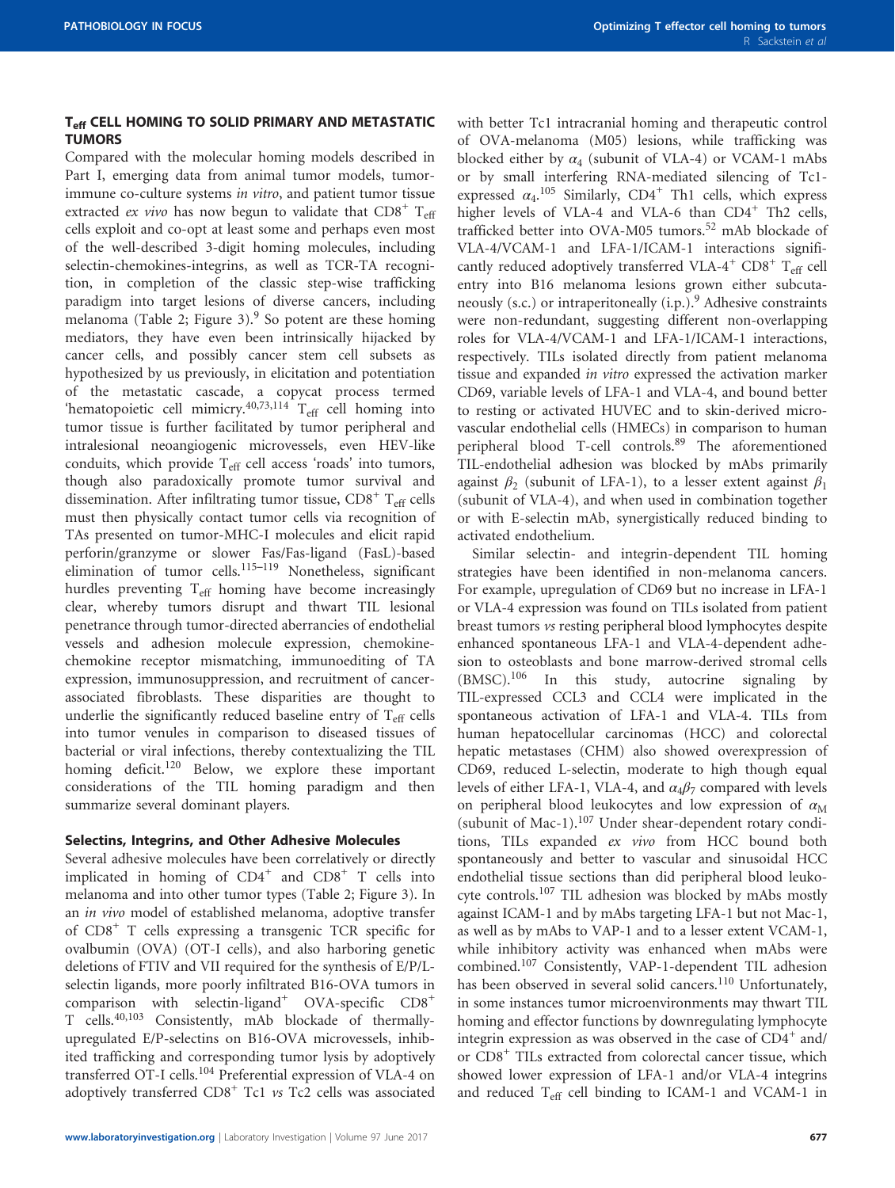## $T_{eff}$ CELL HOMING TO SOLID PRIMARY AND METASTATIC TUMORS

Compared with the molecular homing models described in Part I, emerging data from animal tumor models, tumor-immune co-culture systems *in vitro*, and patient tumor tissue extracted *ex vivo* has now begun to validate that $CD8^+$ $T_{eff}$ cells exploit and co-opt at least some and perhaps even most of the well-described 3-digit homing molecules, including selectin-chemokines-integrins, as well as TCR-TA recognition, in completion of the classic step-wise trafficking paradigm into target lesions of diverse cancers, including melanoma (Table 2; Figure 3).[9] So potent are these homing mediators, they have even been intrinsically hijacked by cancer cells, and possibly cancer stem cell subsets as hypothesized by us previously, in elicitation and potentiation of the metastatic cascade, a copycat process termed 'hematopoietic cell mimicry.[40,73,114] $T_{eff}$ cell homing into tumor tissue is further facilitated by tumor peripheral and intralesional neoangiogenic microvessels, even HEV-like conduits, which provide $T_{eff}$ cell access 'roads' into tumors, though also paradoxically promote tumor survival and dissemination. After infiltrating tumor tissue, $CD8^+$ $T_{eff}$ cells must then physically contact tumor cells via recognition of TAs presented on tumor-MHC-I molecules and elicit rapid perforin/granzyme or slower Fas/Fas-ligand (FasL)-based elimination of tumor cells.[115–119] Nonetheless, significant hurdles preventing $T_{eff}$ homing have become increasingly clear, whereby tumors disrupt and thwart TIL lesional penetrance through tumor-directed aberrancies of endothelial vessels and adhesion molecule expression, chemokine-chemokine receptor mismatching, immunoediting of TA expression, immunosuppression, and recruitment of cancer-associated fibroblasts. These disparities are thought to underlie the significantly reduced baseline entry of $T_{eff}$ cells into tumor venules in comparison to diseased tissues of bacterial or viral infections, thereby contextualizing the TIL homing deficit.[120] Below, we explore these important considerations of the TIL homing paradigm and then summarize several dominant players.

### Selectins, Integrins, and Other Adhesive Molecules

Several adhesive molecules have been correlatively or directly implicated in homing of $CD4^+$ and $CD8^+$ T cells into melanoma and into other tumor types (Table 2; Figure 3). In an *in vivo* model of established melanoma, adoptive transfer of $CD8^+$ T cells expressing a transgenic TCR specific for ovalbumin (OVA) (OT-I cells), and also harboring genetic deletions of FTIV and VII required for the synthesis of E/P/L-selectin ligands, more poorly infiltrated B16-OVA tumors in comparison with selectin-ligand$^+$ OVA-specific $CD8^+$ T cells.[40,103] Consistently, mAb blockade of thermally-upregulated E/P-selectins on B16-OVA microvessels, inhibited trafficking and corresponding tumor lysis by adoptively transferred OT-I cells.[104] Preferential expression of VLA-4 on adoptively transferred $CD8^+$ Tc1 *vs* Tc2 cells was associated with better Tc1 intracranial homing and therapeutic control of OVA-melanoma (M05) lesions, while trafficking was blocked either by $\alpha_4$ (subunit of VLA-4) or VCAM-1 mAbs or by small interfering RNA-mediated silencing of Tc1-expressed $\alpha_4$.[105] Similarly, $CD4^+$ Th1 cells, which express higher levels of VLA-4 and VLA-6 than $CD4^+$ Th2 cells, trafficked better into OVA-M05 tumors.[52] mAb blockade of VLA-4/VCAM-1 and LFA-1/ICAM-1 interactions significantly reduced adoptively transferred VLA-4$^+$ $CD8^+$ $T_{eff}$ cell entry into B16 melanoma lesions grown either subcutaneously (s.c.) or intraperitoneally (i.p.).[9] Adhesive constraints were non-redundant, suggesting different non-overlapping roles for VLA-4/VCAM-1 and LFA-1/ICAM-1 interactions, respectively. TILs isolated directly from patient melanoma tissue and expanded *in vitro* expressed the activation marker CD69, variable levels of LFA-1 and VLA-4, and bound better to resting or activated HUVEC and to skin-derived microvascular endothelial cells (HMECs) in comparison to human peripheral blood T-cell controls.[89] The aforementioned TIL-endothelial adhesion was blocked by mAbs primarily against $\beta_2$ (subunit of LFA-1), to a lesser extent against $\beta_1$ (subunit of VLA-4), and when used in combination together or with E-selectin mAb, synergistically reduced binding to activated endothelium.

Similar selectin- and integrin-dependent TIL homing strategies have been identified in non-melanoma cancers. For example, upregulation of CD69 but no increase in LFA-1 or VLA-4 expression was found on TILs isolated from patient breast tumors *vs* resting peripheral blood lymphocytes despite enhanced spontaneous LFA-1 and VLA-4-dependent adhesion to osteoblasts and bone marrow-derived stromal cells (BMSC).[106] In this study, autocrine signaling by TIL-expressed CCL3 and CCL4 were implicated in the spontaneous activation of LFA-1 and VLA-4. TILs from human hepatocellular carcinomas (HCC) and colorectal hepatic metastases (CHM) also showed overexpression of CD69, reduced L-selectin, moderate to high though equal levels of either LFA-1, VLA-4, and $\alpha_4\beta_7$ compared with levels on peripheral blood leukocytes and low expression of $\alpha_M$ (subunit of Mac-1).[107] Under shear-dependent rotary conditions, TILs expanded *ex vivo* from HCC bound both spontaneously and better to vascular and sinusoidal HCC endothelial tissue sections than did peripheral blood leukocyte controls.[107] TIL adhesion was blocked by mAbs mostly against ICAM-1 and by mAbs targeting LFA-1 but not Mac-1, as well as by mAbs to VAP-1 and to a lesser extent VCAM-1, while inhibitory activity was enhanced when mAbs were combined.[107] Consistently, VAP-1-dependent TIL adhesion has been observed in several solid cancers.[110] Unfortunately, in some instances tumor microenvironments may thwart TIL homing and effector functions by downregulating lymphocyte integrin expression as was observed in the case of $CD4^+$ and/or $CD8^+$ TILs extracted from colorectal cancer tissue, which showed lower expression of LFA-1 and/or VLA-4 integrins and reduced $T_{eff}$ cell binding to ICAM-1 and VCAM-1 in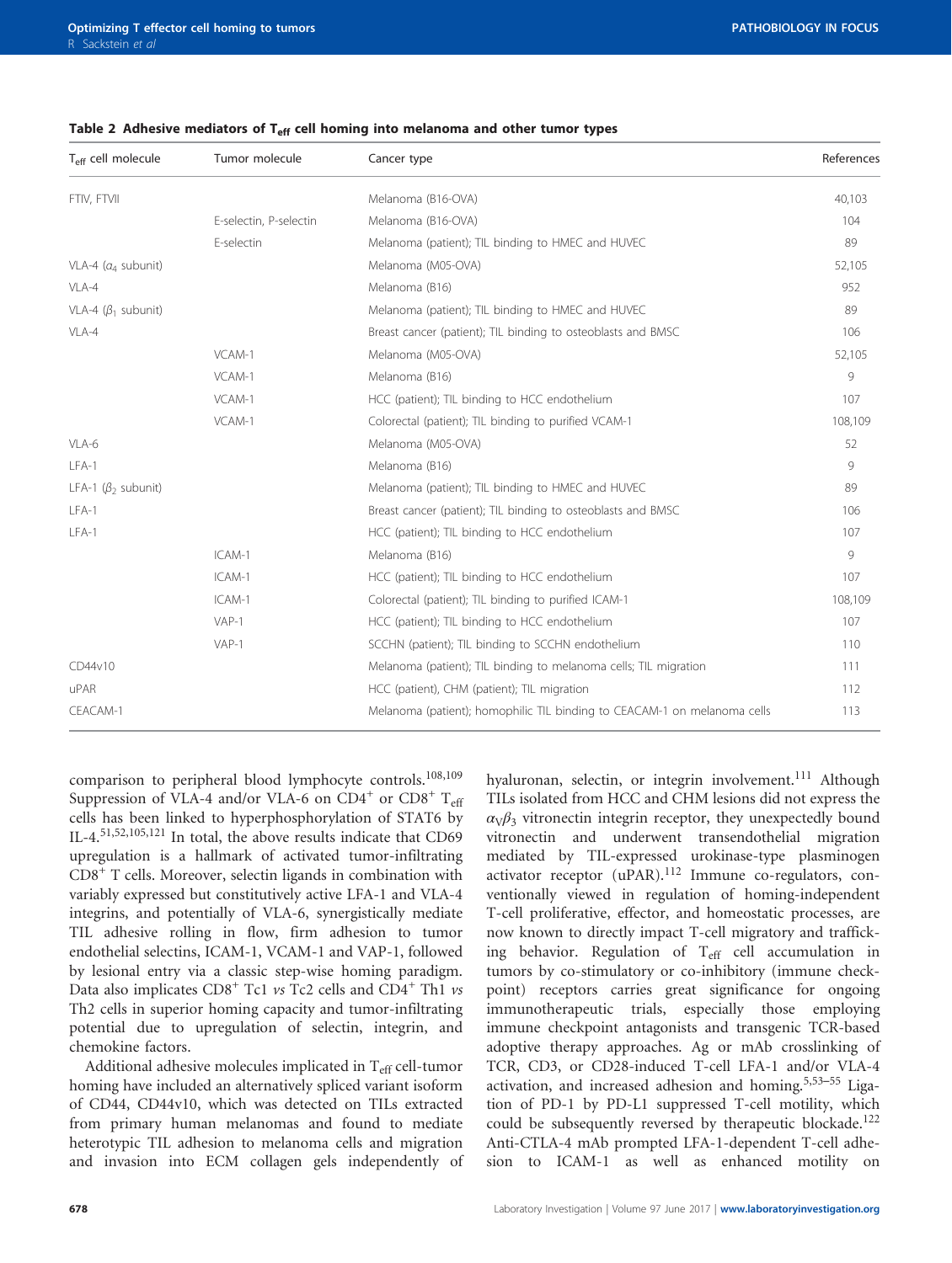**Table 2 Adhesive mediators of $T_{eff}$ cell homing into melanoma and other tumor types**

| $T_{eff}$ cell molecule | Tumor molecule | Cancer type | References |
|---|---|---|---|
| FTIV, FTVII | | Melanoma (B16-OVA) | 40,103 |
| | E-selectin, P-selectin | Melanoma (B16-OVA) | 104 |
| | E-selectin | Melanoma (patient); TIL binding to HMEC and HUVEC | 89 |
| VLA-4 ($\alpha_4$ subunit) | | Melanoma (M05-OVA) | 52,105 |
| VLA-4 | | Melanoma (B16) | 952 |
| VLA-4 ($\beta_1$ subunit) | | Melanoma (patient); TIL binding to HMEC and HUVEC | 89 |
| VLA-4 | | Breast cancer (patient); TIL binding to osteoblasts and BMSC | 106 |
| | VCAM-1 | Melanoma (M05-OVA) | 52,105 |
| | VCAM-1 | Melanoma (B16) | 9 |
| | VCAM-1 | HCC (patient); TIL binding to HCC endothelium | 107 |
| | VCAM-1 | Colorectal (patient); TIL binding to purified VCAM-1 | 108,109 |
| VLA-6 | | Melanoma (M05-OVA) | 52 |
| LFA-1 | | Melanoma (B16) | 9 |
| LFA-1 ($\beta_2$ subunit) | | Melanoma (patient); TIL binding to HMEC and HUVEC | 89 |
| LFA-1 | | Breast cancer (patient); TIL binding to osteoblasts and BMSC | 106 |
| LFA-1 | | HCC (patient); TIL binding to HCC endothelium | 107 |
| | ICAM-1 | Melanoma (B16) | 9 |
| | ICAM-1 | HCC (patient); TIL binding to HCC endothelium | 107 |
| | ICAM-1 | Colorectal (patient); TIL binding to purified ICAM-1 | 108,109 |
| | VAP-1 | HCC (patient); TIL binding to HCC endothelium | 107 |
| | VAP-1 | SCCHN (patient); TIL binding to SCCHN endothelium | 110 |
| CD44v10 | | Melanoma (patient); TIL binding to melanoma cells; TIL migration | 111 |
| uPAR | | HCC (patient), CHM (patient); TIL migration | 112 |
| CEACAM-1 | | Melanoma (patient); homophilic TIL binding to CEACAM-1 on melanoma cells | 113 |

comparison to peripheral blood lymphocyte controls.[108,109] Suppression of VLA-4 and/or VLA-6 on CD4$^+$ or CD8$^+$ $T_{eff}$ cells has been linked to hyperphosphorylation of STAT6 by IL-4.[51,52,105,121] In total, the above results indicate that CD69 upregulation is a hallmark of activated tumor-infiltrating CD8$^+$ T cells. Moreover, selectin ligands in combination with variably expressed but constitutively active LFA-1 and VLA-4 integrins, and potentially of VLA-6, synergistically mediate TIL adhesive rolling in flow, firm adhesion to tumor endothelial selectins, ICAM-1, VCAM-1 and VAP-1, followed by lesional entry via a classic step-wise homing paradigm. Data also implicates CD8$^+$ Tc1 *vs* Tc2 cells and CD4$^+$ Th1 *vs* Th2 cells in superior homing capacity and tumor-infiltrating potential due to upregulation of selectin, integrin, and chemokine factors.

Additional adhesive molecules implicated in $T_{eff}$ cell-tumor homing have included an alternatively spliced variant isoform of CD44, CD44v10, which was detected on TILs extracted from primary human melanomas and found to mediate heterotypic TIL adhesion to melanoma cells and migration and invasion into ECM collagen gels independently of hyaluronan, selectin, or integrin involvement.[111] Although TILs isolated from HCC and CHM lesions did not express the $\alpha_V\beta_3$ vitronectin integrin receptor, they unexpectedly bound vitronectin and underwent transendothelial migration mediated by TIL-expressed urokinase-type plasminogen activator receptor (uPAR).[112] Immune co-regulators, conventionally viewed in regulation of homing-independent T-cell proliferative, effector, and homeostatic processes, are now known to directly impact T-cell migratory and trafficking behavior. Regulation of $T_{eff}$ cell accumulation in tumors by co-stimulatory or co-inhibitory (immune checkpoint) receptors carries great significance for ongoing immunotherapeutic trials, especially those employing immune checkpoint antagonists and transgenic TCR-based adoptive therapy approaches. Ag or mAb crosslinking of TCR, CD3, or CD28-induced T-cell LFA-1 and/or VLA-4 activation, and increased adhesion and homing.[5,53–55] Ligation of PD-1 by PD-L1 suppressed T-cell motility, which could be subsequently reversed by therapeutic blockade.[122] Anti-CTLA-4 mAb prompted LFA-1-dependent T-cell adhesion to ICAM-1 as well as enhanced motility on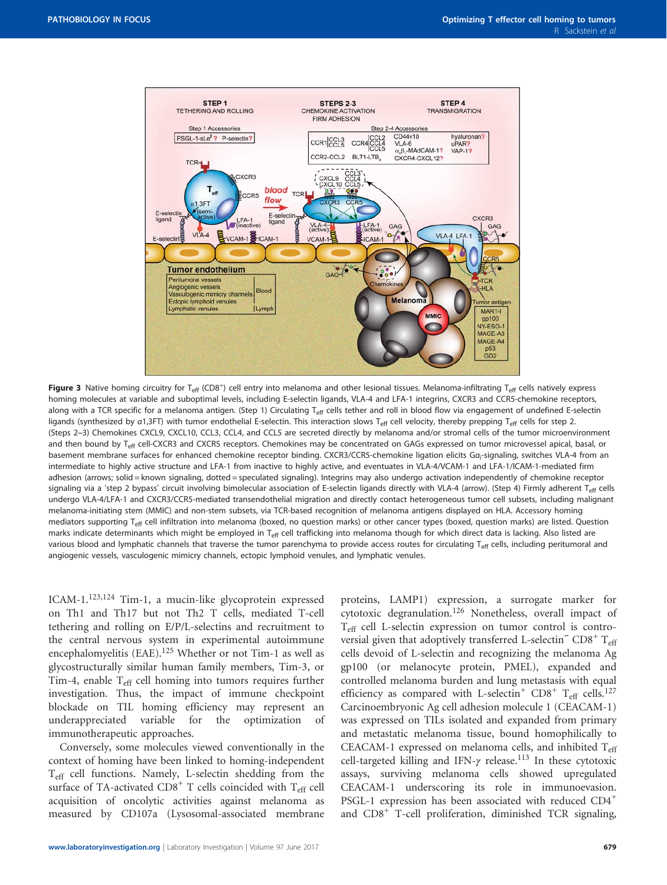Figure 3 Native homing circuitry for $T_{eff}$ (CD8$^+$) cell entry into melanoma and other lesional tissues. Melanoma-infiltrating $T_{eff}$ cells natively express homing molecules at variable and suboptimal levels, including E-selectin ligands, VLA-4 and LFA-1 integrins, CXCR3 and CCR5-chemokine receptors, along with a TCR specific for a melanoma antigen. (Step 1) Circulating $T_{eff}$ cells tether and roll in blood flow via engagement of undefined E-selectin ligands (synthesized by $\alpha$1,3FT) with tumor endothelial E-selectin. This interaction slows $T_{eff}$ cell velocity, thereby prepping $T_{eff}$ cells for step 2. (Steps 2–3) Chemokines CXCL9, CXCL10, CCL3, CCL4, and CCL5 are secreted directly by melanoma and/or stromal cells of the tumor microenvironment and then bound by $T_{eff}$ cell-CXCR3 and CXCR5 receptors. Chemokines may be concentrated on GAGs expressed on tumor microvessel apical, basal, or basement membrane surfaces for enhanced chemokine receptor binding. CXCR3/CCR5-chemokine ligation elicits G$\alpha_i$-signaling, switches VLA-4 from an intermediate to highly active structure and LFA-1 from inactive to highly active, and eventuates in VLA-4/VCAM-1 and LFA-1/ICAM-1-mediated firm adhesion (arrows; solid = known signaling, dotted = speculated signaling). Integrins may also undergo activation independently of chemokine receptor signaling via a 'step 2 bypass' circuit involving bimolecular association of E-selectin ligands directly with VLA-4 (arrow). (Step 4) Firmly adherent $T_{eff}$ cells undergo VLA-4/LFA-1 and CXCR3/CCR5-mediated transendothelial migration and directly contact heterogeneous tumor cell subsets, including malignant melanoma-initiating stem (MMIC) and non-stem subsets, via TCR-based recognition of melanoma antigens displayed on HLA. Accessory homing mediators supporting $T_{eff}$ cell infiltration into melanoma (boxed, no question marks) or other cancer types (boxed, question marks) are listed. Question marks indicate determinants which might be employed in $T_{eff}$ cell trafficking into melanoma though for which direct data is lacking. Also listed are various blood and lymphatic channels that traverse the tumor parenchyma to provide access routes for circulating $T_{eff}$ cells, including peritumoral and angiogenic vessels, vasculogenic mimicry channels, ectopic lymphoid venules, and lymphatic venules.

ICAM-1.[123,124] Tim-1, a mucin-like glycoprotein expressed on Th1 and Th17 but not Th2 T cells, mediated T-cell tethering and rolling on E/P/L-selectins and recruitment to the central nervous system in experimental autoimmune encephalomyelitis (EAE).[125] Whether or not Tim-1 as well as glycostructurally similar human family members, Tim-3, or Tim-4, enable $T_{eff}$ cell homing into tumors requires further investigation. Thus, the impact of immune checkpoint blockade on TIL homing efficiency may represent an underappreciated variable for the optimization of immunotherapeutic approaches.

Conversely, some molecules viewed conventionally in the context of homing have been linked to homing-independent $T_{eff}$ cell functions. Namely, L-selectin shedding from the surface of TA-activated CD8$^+$ T cells coincided with $T_{eff}$ cell acquisition of oncolytic activities against melanoma as measured by CD107a (Lysosomal-associated membrane proteins, LAMP1) expression, a surrogate marker for cytotoxic degranulation.[126] Nonetheless, overall impact of $T_{eff}$ cell L-selectin expression on tumor control is controversial given that adoptively transferred L-selectin$^-$ CD8$^+$ $T_{eff}$ cells devoid of L-selectin and recognizing the melanoma Ag gp100 (or melanocyte protein, PMEL), expanded and controlled melanoma burden and lung metastasis with equal efficiency as compared with L-selectin$^+$ CD8$^+$ $T_{eff}$ cells.[127] Carcinoembryonic Ag cell adhesion molecule 1 (CEACAM-1) was expressed on TILs isolated and expanded from primary and metastatic melanoma tissue, bound homophilically to CEACAM-1 expressed on melanoma cells, and inhibited $T_{eff}$ cell-targeted killing and IFN-$\gamma$ release.[113] In these cytotoxic assays, surviving melanoma cells showed upregulated CEACAM-1 underscoring its role in immunoevasion. PSGL-1 expression has been associated with reduced CD4$^+$ and CD8$^+$ T-cell proliferation, diminished TCR signaling,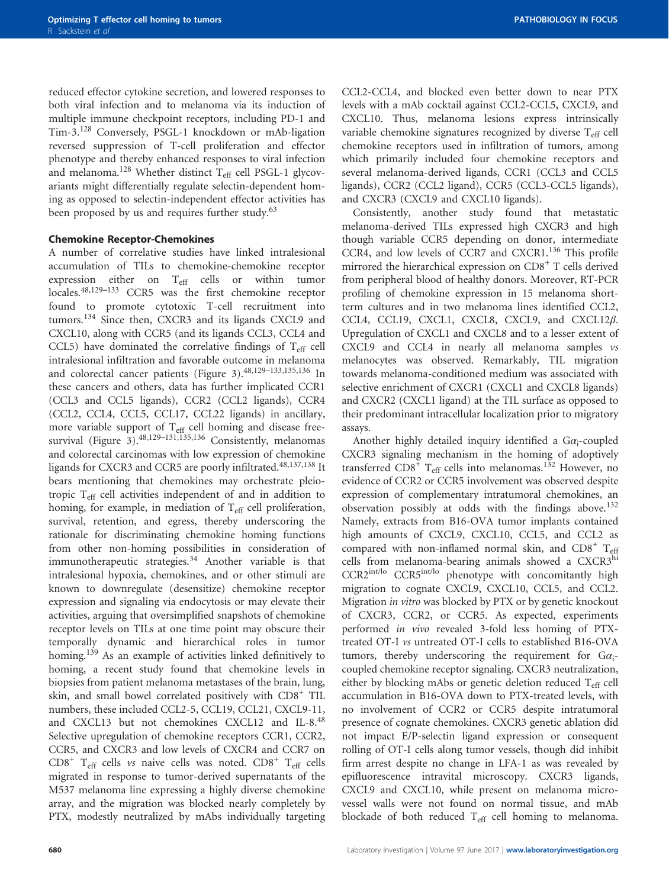reduced effector cytokine secretion, and lowered responses to both viral infection and to melanoma via its induction of multiple immune checkpoint receptors, including PD-1 and Tim-3.[128] Conversely, PSGL-1 knockdown or mAb-ligation reversed suppression of T-cell proliferation and effector phenotype and thereby enhanced responses to viral infection and melanoma.[128] Whether distinct $T_{eff}$ cell PSGL-1 glycovariants might differentially regulate selectin-dependent homing as opposed to selectin-independent effector activities has been proposed by us and requires further study.[63]

### Chemokine Receptor-Chemokines

A number of correlative studies have linked intralesional accumulation of TILs to chemokine-chemokine receptor expression either on $T_{eff}$ cells or within tumor locales.[48,129–133] CCR5 was the first chemokine receptor found to promote cytotoxic T-cell recruitment into tumors.[134] Since then, CXCR3 and its ligands CXCL9 and CXCL10, along with CCR5 (and its ligands CCL3, CCL4 and CCL5) have dominated the correlative findings of $T_{eff}$ cell intralesional infiltration and favorable outcome in melanoma and colorectal cancer patients (Figure 3).[48,129–133,135,136] In these cancers and others, data has further implicated CCR1 (CCL3 and CCL5 ligands), CCR2 (CCL2 ligands), CCR4 (CCL2, CCL4, CCL5, CCL17, CCL22 ligands) in ancillary, more variable support of $T_{eff}$ cell homing and disease free-survival (Figure 3).[48,129–131,135,136] Consistently, melanomas and colorectal carcinomas with low expression of chemokine ligands for CXCR3 and CCR5 are poorly infiltrated.[48,137,138] It bears mentioning that chemokines may orchestrate pleiotropic $T_{eff}$ cell activities independent of and in addition to homing, for example, in mediation of $T_{eff}$ cell proliferation, survival, retention, and egress, thereby underscoring the rationale for discriminating chemokine homing functions from other non-homing possibilities in consideration of immunotherapeutic strategies.[34] Another variable is that intralesional hypoxia, chemokines, and or other stimuli are known to downregulate (desensitize) chemokine receptor expression and signaling via endocytosis or may elevate their activities, arguing that oversimplified snapshots of chemokine receptor levels on TILs at one time point may obscure their temporally dynamic and hierarchical roles in tumor homing.[139] As an example of activities linked definitively to homing, a recent study found that chemokine levels in biopsies from patient melanoma metastases of the brain, lung, skin, and small bowel correlated positively with $CD8^+$ TIL numbers, these included CCL2-5, CCL19, CCL21, CXCL9-11, and CXCL13 but not chemokines CXCL12 and IL-8.[48] Selective upregulation of chemokine receptors CCR1, CCR2, CCR5, and CXCR3 and low levels of CXCR4 and CCR7 on $CD8^+$ $T_{eff}$ cells *vs* naive cells was noted. $CD8^+$ $T_{eff}$ cells migrated in response to tumor-derived supernatants of the M537 melanoma line expressing a highly diverse chemokine array, and the migration was blocked nearly completely by PTX, modestly neutralized by mAbs individually targeting CCL2-CCL4, and blocked even better down to near PTX levels with a mAb cocktail against CCL2-CCL5, CXCL9, and CXCL10. Thus, melanoma lesions express intrinsically variable chemokine signatures recognized by diverse $T_{eff}$ cell chemokine receptors used in infiltration of tumors, among which primarily included four chemokine receptors and several melanoma-derived ligands, CCR1 (CCL3 and CCL5 ligands), CCR2 (CCL2 ligand), CCR5 (CCL3-CCL5 ligands), and CXCR3 (CXCL9 and CXCL10 ligands).

Consistently, another study found that metastatic melanoma-derived TILs expressed high CXCR3 and high though variable CCR5 depending on donor, intermediate CCR4, and low levels of CCR7 and CXCR1.[136] This profile mirrored the hierarchical expression on $CD8^+$ T cells derived from peripheral blood of healthy donors. Moreover, RT-PCR profiling of chemokine expression in 15 melanoma short-term cultures and in two melanoma lines identified CCL2, CCL4, CCL19, CXCL1, CXCL8, CXCL9, and CXCL12$\beta$. Upregulation of CXCL1 and CXCL8 and to a lesser extent of CXCL9 and CCL4 in nearly all melanoma samples *vs* melanocytes was observed. Remarkably, TIL migration towards melanoma-conditioned medium was associated with selective enrichment of CXCR1 (CXCL1 and CXCL8 ligands) and CXCR2 (CXCL1 ligand) at the TIL surface as opposed to their predominant intracellular localization prior to migratory assays.

Another highly detailed inquiry identified a $G\alpha_i$-coupled CXCR3 signaling mechanism in the homing of adoptively transferred $CD8^+$ $T_{eff}$ cells into melanomas.[132] However, no evidence of CCR2 or CCR5 involvement was observed despite expression of complementary intratumoral chemokines, an observation possibly at odds with the findings above.[132] Namely, extracts from B16-OVA tumor implants contained high amounts of CXCL9, CXCL10, CCL5, and CCL2 as compared with non-inflamed normal skin, and $CD8^+$ $T_{eff}$ cells from melanoma-bearing animals showed a $CXCR3^{hi}$ $CCR2^{int/lo}$ $CCR5^{int/lo}$ phenotype with concomitantly high migration to cognate CXCL9, CXCL10, CCL5, and CCL2. Migration *in vitro* was blocked by PTX or by genetic knockout of CXCR3, CCR2, or CCR5. As expected, experiments performed *in vivo* revealed 3-fold less homing of PTX-treated OT-I *vs* untreated OT-I cells to established B16-OVA tumors, thereby underscoring the requirement for $G\alpha_i$-coupled chemokine receptor signaling. CXCR3 neutralization, either by blocking mAbs or genetic deletion reduced $T_{eff}$ cell accumulation in B16-OVA down to PTX-treated levels, with no involvement of CCR2 or CCR5 despite intratumoral presence of cognate chemokines. CXCR3 genetic ablation did not impact E/P-selectin ligand expression or consequent rolling of OT-I cells along tumor vessels, though did inhibit firm arrest despite no change in LFA-1 as was revealed by epifluorescence intravital microscopy. CXCR3 ligands, CXCL9 and CXCL10, while present on melanoma microvessel walls were not found on normal tissue, and mAb blockade of both reduced $T_{eff}$ cell homing to melanoma.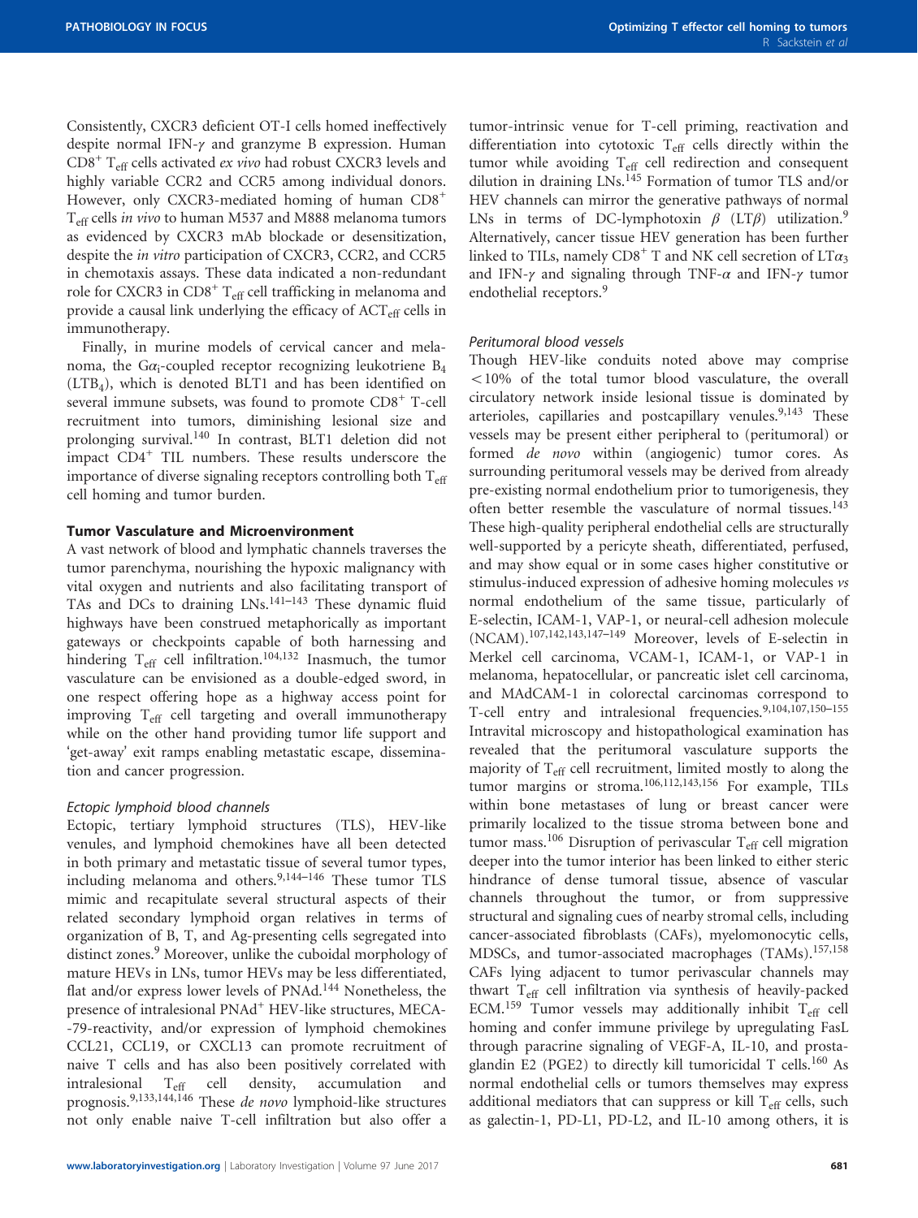Consistently, CXCR3 deficient OT-I cells homed ineffectively despite normal IFN-$\gamma$ and granzyme B expression. Human $CD8^+$ $T_{eff}$ cells activated *ex vivo* had robust CXCR3 levels and highly variable CCR2 and CCR5 among individual donors. However, only CXCR3-mediated homing of human $CD8^+$ $T_{eff}$ cells *in vivo* to human M537 and M888 melanoma tumors as evidenced by CXCR3 mAb blockade or desensitization, despite the *in vitro* participation of CXCR3, CCR2, and CCR5 in chemotaxis assays. These data indicated a non-redundant role for CXCR3 in $CD8^+$ $T_{eff}$ cell trafficking in melanoma and provide a causal link underlying the efficacy of $ACT_{eff}$ cells in immunotherapy.

Finally, in murine models of cervical cancer and melanoma, the $G\alpha_i$-coupled receptor recognizing leukotriene $B_4$ ($LTB_4$), which is denoted BLT1 and has been identified on several immune subsets, was found to promote $CD8^+$ T-cell recruitment into tumors, diminishing lesional size and prolonging survival.[140] In contrast, BLT1 deletion did not impact $CD4^+$ TIL numbers. These results underscore the importance of diverse signaling receptors controlling both $T_{eff}$ cell homing and tumor burden.

## Tumor Vasculature and Microenvironment

A vast network of blood and lymphatic channels traverses the tumor parenchyma, nourishing the hypoxic malignancy with vital oxygen and nutrients and also facilitating transport of TAs and DCs to draining LNs.[141–143] These dynamic fluid highways have been construed metaphorically as important gateways or checkpoints capable of both harnessing and hindering $T_{eff}$ cell infiltration.[104,132] Inasmuch, the tumor vasculature can be envisioned as a double-edged sword, in one respect offering hope as a highway access point for improving $T_{eff}$ cell targeting and overall immunotherapy while on the other hand providing tumor life support and 'get-away' exit ramps enabling metastatic escape, dissemination and cancer progression.

### *Ectopic lymphoid blood channels*

Ectopic, tertiary lymphoid structures (TLS), HEV-like venules, and lymphoid chemokines have all been detected in both primary and metastatic tissue of several tumor types, including melanoma and others.[9,144–146] These tumor TLS mimic and recapitulate several structural aspects of their related secondary lymphoid organ relatives in terms of organization of B, T, and Ag-presenting cells segregated into distinct zones.[9] Moreover, unlike the cuboidal morphology of mature HEVs in LNs, tumor HEVs may be less differentiated, flat and/or express lower levels of PNAd.[144] Nonetheless, the presence of intralesional $PNAd^+$ HEV-like structures, MECA-79-reactivity, and/or expression of lymphoid chemokines CCL21, CCL19, or CXCL13 can promote recruitment of naive T cells and has also been positively correlated with intralesional $T_{eff}$ cell density, accumulation and prognosis.[9,133,144,146] These *de novo* lymphoid-like structures not only enable naive T-cell infiltration but also offer a tumor-intrinsic venue for T-cell priming, reactivation and differentiation into cytotoxic $T_{eff}$ cells directly within the tumor while avoiding $T_{eff}$ cell redirection and consequent dilution in draining LNs.[145] Formation of tumor TLS and/or HEV channels can mirror the generative pathways of normal LNs in terms of DC-lymphotoxin $\beta$ ($LT\beta$) utilization.[9] Alternatively, cancer tissue HEV generation has been further linked to TILs, namely $CD8^+$ T and NK cell secretion of $LT\alpha_3$ and IFN-$\gamma$ and signaling through TNF-$\alpha$ and IFN-$\gamma$ tumor endothelial receptors.[9]

### *Peritumoral blood vessels*

Though HEV-like conduits noted above may comprise <10% of the total tumor blood vasculature, the overall circulatory network inside lesional tissue is dominated by arterioles, capillaries and postcapillary venules.[9,143] These vessels may be present either peripheral to (peritumoral) or formed *de novo* within (angiogenic) tumor cores. As surrounding peritumoral vessels may be derived from already pre-existing normal endothelium prior to tumorigenesis, they often better resemble the vasculature of normal tissues.[143] These high-quality peripheral endothelial cells are structurally well-supported by a pericyte sheath, differentiated, perfused, and may show equal or in some cases higher constitutive or stimulus-induced expression of adhesive homing molecules *vs* normal endothelium of the same tissue, particularly of E-selectin, ICAM-1, VAP-1, or neural-cell adhesion molecule (NCAM).[107,142,143,147–149] Moreover, levels of E-selectin in Merkel cell carcinoma, VCAM-1, ICAM-1, or VAP-1 in melanoma, hepatocellular, or pancreatic islet cell carcinoma, and MAdCAM-1 in colorectal carcinomas correspond to T-cell entry and intralesional frequencies.[9,104,107,150–155] Intravital microscopy and histopathological examination has revealed that the peritumoral vasculature supports the majority of $T_{eff}$ cell recruitment, limited mostly to along the tumor margins or stroma.[106,112,143,156] For example, TILs within bone metastases of lung or breast cancer were primarily localized to the tissue stroma between bone and tumor mass.[106] Disruption of perivascular $T_{eff}$ cell migration deeper into the tumor interior has been linked to either steric hindrance of dense tumoral tissue, absence of vascular channels throughout the tumor, or from suppressive structural and signaling cues of nearby stromal cells, including cancer-associated fibroblasts (CAFs), myelomonocytic cells, MDSCs, and tumor-associated macrophages (TAMs).[157,158] CAFs lying adjacent to tumor perivascular channels may thwart $T_{eff}$ cell infiltration via synthesis of heavily-packed ECM.[159] Tumor vessels may additionally inhibit $T_{eff}$ cell homing and confer immune privilege by upregulating FasL through paracrine signaling of VEGF-A, IL-10, and prostaglandin E2 (PGE2) to directly kill tumoricidal T cells.[160] As normal endothelial cells or tumors themselves may express additional mediators that can suppress or kill $T_{eff}$ cells, such as galectin-1, PD-L1, PD-L2, and IL-10 among others, it is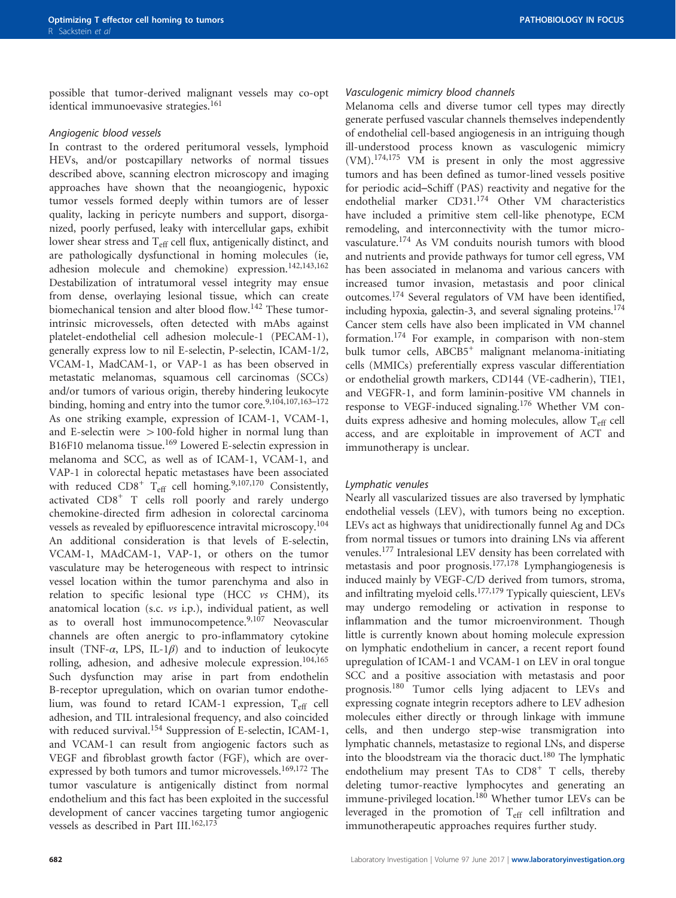possible that tumor-derived malignant vessels may co-opt identical immunoevasive strategies.[161]

### Angiogenic blood vessels

In contrast to the ordered peritumoral vessels, lymphoid HEVs, and/or postcapillary networks of normal tissues described above, scanning electron microscopy and imaging approaches have shown that the neoangiogenic, hypoxic tumor vessels formed deeply within tumors are of lesser quality, lacking in pericyte numbers and support, disorganized, poorly perfused, leaky with intercellular gaps, exhibit lower shear stress and $T_{eff}$ cell flux, antigenically distinct, and are pathologically dysfunctional in homing molecules (ie, adhesion molecule and chemokine) expression.[142,143,162] Destabilization of intratumoral vessel integrity may ensue from dense, overlaying lesional tissue, which can create biomechanical tension and alter blood flow.[142] These tumor-intrinsic microvessels, often detected with mAbs against platelet-endothelial cell adhesion molecule-1 (PECAM-1), generally express low to nil E-selectin, P-selectin, ICAM-1/2, VCAM-1, MadCAM-1, or VAP-1 as has been observed in metastatic melanomas, squamous cell carcinomas (SCCs) and/or tumors of various origin, thereby hindering leukocyte binding, homing and entry into the tumor core.[9,104,107,163–172] As one striking example, expression of ICAM-1, VCAM-1, and E-selectin were >100-fold higher in normal lung than B16F10 melanoma tissue.[169] Lowered E-selectin expression in melanoma and SCC, as well as of ICAM-1, VCAM-1, and VAP-1 in colorectal hepatic metastases have been associated with reduced $CD8^+$ $T_{eff}$ cell homing.[9,107,170] Consistently, activated $CD8^+$ T cells roll poorly and rarely undergo chemokine-directed firm adhesion in colorectal carcinoma vessels as revealed by epifluorescence intravital microscopy.[104] An additional consideration is that levels of E-selectin, VCAM-1, MAdCAM-1, VAP-1, or others on the tumor vasculature may be heterogeneous with respect to intrinsic vessel location within the tumor parenchyma and also in relation to specific lesional type (HCC *vs* CHM), its anatomical location (s.c. *vs* i.p.), individual patient, as well as to overall host immunocompetence.[9,107] Neovascular channels are often anergic to pro-inflammatory cytokine insult (TNF-$\alpha$, LPS, IL-1$\beta$) and to induction of leukocyte rolling, adhesion, and adhesive molecule expression.[104,165] Such dysfunction may arise in part from endothelin B-receptor upregulation, which on ovarian tumor endothelium, was found to retard ICAM-1 expression, $T_{eff}$ cell adhesion, and TIL intralesional frequency, and also coincided with reduced survival.[154] Suppression of E-selectin, ICAM-1, and VCAM-1 can result from angiogenic factors such as VEGF and fibroblast growth factor (FGF), which are over-expressed by both tumors and tumor microvessels.[169,172] The tumor vasculature is antigenically distinct from normal endothelium and this fact has been exploited in the successful development of cancer vaccines targeting tumor angiogenic vessels as described in Part III.[162,173]

### Vasculogenic mimicry blood channels

Melanoma cells and diverse tumor cell types may directly generate perfused vascular channels themselves independently of endothelial cell-based angiogenesis in an intriguing though ill-understood process known as vasculogenic mimicry (VM).[174,175] VM is present in only the most aggressive tumors and has been defined as tumor-lined vessels positive for periodic acid–Schiff (PAS) reactivity and negative for the endothelial marker CD31.[174] Other VM characteristics have included a primitive stem cell-like phenotype, ECM remodeling, and interconnectivity with the tumor microvasculature.[174] As VM conduits nourish tumors with blood and nutrients and provide pathways for tumor cell egress, VM has been associated in melanoma and various cancers with increased tumor invasion, metastasis and poor clinical outcomes.[174] Several regulators of VM have been identified, including hypoxia, galectin-3, and several signaling proteins.[174] Cancer stem cells have also been implicated in VM channel formation.[174] For example, in comparison with non-stem bulk tumor cells, $ABCB5^+$ malignant melanoma-initiating cells (MMICs) preferentially express vascular differentiation or endothelial growth markers, CD144 (VE-cadherin), TIE1, and VEGFR-1, and form laminin-positive VM channels in response to VEGF-induced signaling.[176] Whether VM conduits express adhesive and homing molecules, allow $T_{eff}$ cell access, and are exploitable in improvement of ACT and immunotherapy is unclear.

### Lymphatic venules

Nearly all vascularized tissues are also traversed by lymphatic endothelial vessels (LEV), with tumors being no exception. LEVs act as highways that unidirectionally funnel Ag and DCs from normal tissues or tumors into draining LNs via afferent venules.[177] Intralesional LEV density has been correlated with metastasis and poor prognosis.[177,178] Lymphangiogenesis is induced mainly by VEGF-C/D derived from tumors, stroma, and infiltrating myeloid cells.[177,179] Typically quiescent, LEVs may undergo remodeling or activation in response to inflammation and the tumor microenvironment. Though little is currently known about homing molecule expression on lymphatic endothelium in cancer, a recent report found upregulation of ICAM-1 and VCAM-1 on LEV in oral tongue SCC and a positive association with metastasis and poor prognosis.[180] Tumor cells lying adjacent to LEVs and expressing cognate integrin receptors adhere to LEV adhesion molecules either directly or through linkage with immune cells, and then undergo step-wise transmigration into lymphatic channels, metastasize to regional LNs, and disperse into the bloodstream via the thoracic duct.[180] The lymphatic endothelium may present TAs to $CD8^+$ T cells, thereby deleting tumor-reactive lymphocytes and generating an immune-privileged location.[180] Whether tumor LEVs can be leveraged in the promotion of $T_{eff}$ cell infiltration and immunotherapeutic approaches requires further study.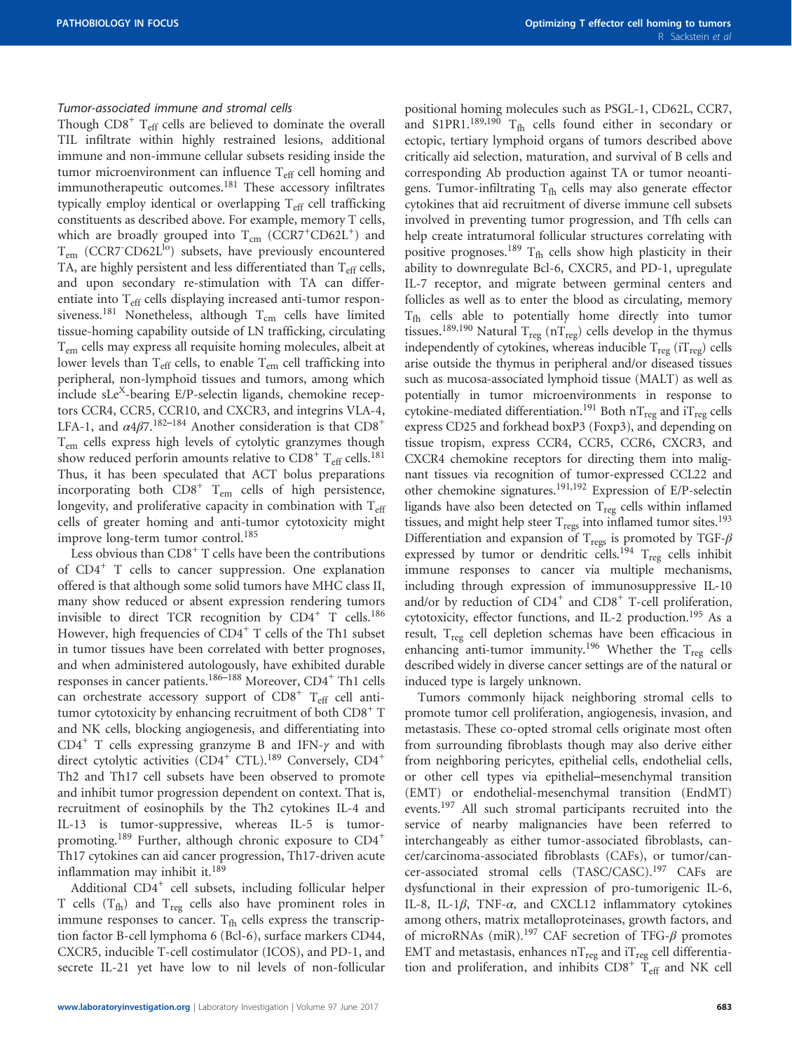*Tumor-associated immune and stromal cells*

Though $CD8^+$ $T_{eff}$ cells are believed to dominate the overall TIL infiltrate within highly restrained lesions, additional immune and non-immune cellular subsets residing inside the tumor microenvironment can influence $T_{eff}$ cell homing and immunotherapeutic outcomes.[181] These accessory infiltrates typically employ identical or overlapping $T_{eff}$ cell trafficking constituents as described above. For example, memory T cells, which are broadly grouped into $T_{cm}$ ($CCR7^+CD62L^+$) and $T_{em}$ ($CCR7^-CD62L^{lo}$) subsets, have previously encountered TA, are highly persistent and less differentiated than $T_{eff}$ cells, and upon secondary re-stimulation with TA can differentiate into $T_{eff}$ cells displaying increased anti-tumor responsiveness.[181] Nonetheless, although $T_{cm}$ cells have limited tissue-homing capability outside of LN trafficking, circulating $T_{em}$ cells may express all requisite homing molecules, albeit at lower levels than $T_{eff}$ cells, to enable $T_{em}$ cell trafficking into peripheral, non-lymphoid tissues and tumors, among which include $sLe^X$-bearing E/P-selectin ligands, chemokine receptors CCR4, CCR5, CCR10, and CXCR3, and integrins VLA-4, LFA-1, and $\alpha 4\beta 7$.[182–184] Another consideration is that $CD8^+$ $T_{em}$ cells express high levels of cytolytic granzymes though show reduced perforin amounts relative to $CD8^+$ $T_{eff}$ cells.[181] Thus, it has been speculated that ACT bolus preparations incorporating both $CD8^+$ $T_{em}$ cells of high persistence, longevity, and proliferative capacity in combination with $T_{eff}$ cells of greater homing and anti-tumor cytotoxicity might improve long-term tumor control.[185]

Less obvious than $CD8^+$ T cells have been the contributions of $CD4^+$ T cells to cancer suppression. One explanation offered is that although some solid tumors have MHC class II, many show reduced or absent expression rendering tumors invisible to direct TCR recognition by $CD4^+$ T cells.[186] However, high frequencies of $CD4^+$ T cells of the Th1 subset in tumor tissues have been correlated with better prognoses, and when administered autologously, have exhibited durable responses in cancer patients.[186–188] Moreover, $CD4^+$ Th1 cells can orchestrate accessory support of $CD8^+$ $T_{eff}$ cell anti-tumor cytotoxicity by enhancing recruitment of both $CD8^+$ T and NK cells, blocking angiogenesis, and differentiating into $CD4^+$ T cells expressing granzyme B and IFN-$\gamma$ and with direct cytolytic activities ($CD4^+$ CTL).[189] Conversely, $CD4^+$ Th2 and Th17 cell subsets have been observed to promote and inhibit tumor progression dependent on context. That is, recruitment of eosinophils by the Th2 cytokines IL-4 and IL-13 is tumor-suppressive, whereas IL-5 is tumor-promoting.[189] Further, although chronic exposure to $CD4^+$ Th17 cytokines can aid cancer progression, Th17-driven acute inflammation may inhibit it.[189]

Additional $CD4^+$ cell subsets, including follicular helper T cells ($T_{fh}$) and $T_{reg}$ cells also have prominent roles in immune responses to cancer. $T_{fh}$ cells express the transcription factor B-cell lymphoma 6 (Bcl-6), surface markers CD44, CXCR5, inducible T-cell costimulator (ICOS), and PD-1, and secrete IL-21 yet have low to nil levels of non-follicular positional homing molecules such as PSGL-1, CD62L, CCR7, and S1PR1.[189,190] $T_{fh}$ cells found either in secondary or ectopic, tertiary lymphoid organs of tumors described above critically aid selection, maturation, and survival of B cells and corresponding Ab production against TA or tumor neoantigens. Tumor-infiltrating $T_{fh}$ cells may also generate effector cytokines that aid recruitment of diverse immune cell subsets involved in preventing tumor progression, and Tfh cells can help create intratumoral follicular structures correlating with positive prognoses.[189] $T_{fh}$ cells show high plasticity in their ability to downregulate Bcl-6, CXCR5, and PD-1, upregulate IL-7 receptor, and migrate between germinal centers and follicles as well as to enter the blood as circulating, memory $T_{fh}$ cells able to potentially home directly into tumor tissues.[189,190] Natural $T_{reg}$ ($nT_{reg}$) cells develop in the thymus independently of cytokines, whereas inducible $T_{reg}$ ($iT_{reg}$) cells arise outside the thymus in peripheral and/or diseased tissues such as mucosa-associated lymphoid tissue (MALT) as well as potentially in tumor microenvironments in response to cytokine-mediated differentiation.[191] Both $nT_{reg}$ and $iT_{reg}$ cells express CD25 and forkhead boxP3 (Foxp3), and depending on tissue tropism, express CCR4, CCR5, CCR6, CXCR3, and CXCR4 chemokine receptors for directing them into malignant tissues via recognition of tumor-expressed CCL22 and other chemokine signatures.[191,192] Expression of E/P-selectin ligands have also been detected on $T_{reg}$ cells within inflamed tissues, and might help steer $T_{regs}$ into inflamed tumor sites.[193] Differentiation and expansion of $T_{regs}$ is promoted by TGF-$\beta$ expressed by tumor or dendritic cells.[194] $T_{reg}$ cells inhibit immune responses to cancer via multiple mechanisms, including through expression of immunosuppressive IL-10 and/or by reduction of $CD4^+$ and $CD8^+$ T-cell proliferation, cytotoxicity, effector functions, and IL-2 production.[195] As a result, $T_{reg}$ cell depletion schemas have been efficacious in enhancing anti-tumor immunity.[196] Whether the $T_{reg}$ cells described widely in diverse cancer settings are of the natural or induced type is largely unknown.

Tumors commonly hijack neighboring stromal cells to promote tumor cell proliferation, angiogenesis, invasion, and metastasis. These co-opted stromal cells originate most often from surrounding fibroblasts though may also derive either from neighboring pericytes, epithelial cells, endothelial cells, or other cell types via epithelial–mesenchymal transition (EMT) or endothelial-mesenchymal transition (EndMT) events.[197] All such stromal participants recruited into the service of nearby malignancies have been referred to interchangeably as either tumor-associated fibroblasts, cancer/carcinoma-associated fibroblasts (CAFs), or tumor/cancer-associated stromal cells (TASC/CASC).[197] CAFs are dysfunctional in their expression of pro-tumorigenic IL-6, IL-8, IL-1$\beta$, TNF-$\alpha$, and CXCL12 inflammatory cytokines among others, matrix metalloproteinases, growth factors, and of microRNAs (miR).[197] CAF secretion of TFG-$\beta$ promotes EMT and metastasis, enhances $nT_{reg}$ and $iT_{reg}$ cell differentiation and proliferation, and inhibits $CD8^+$ $T_{eff}$ and NK cell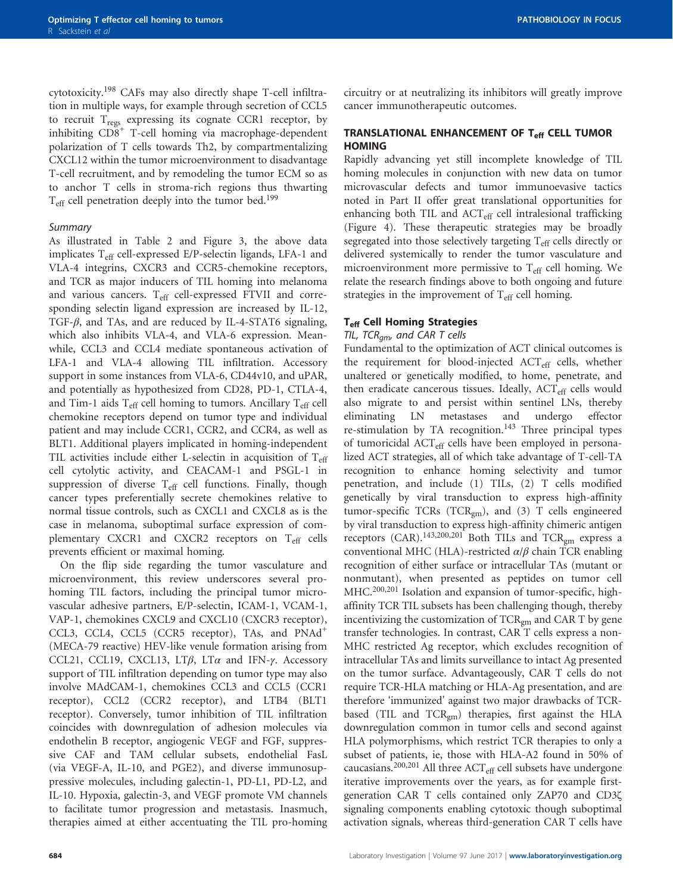cytotoxicity.[198] CAFs may also directly shape T-cell infiltration in multiple ways, for example through secretion of CCL5 to recruit $T_{regs}$ expressing its cognate CCR1 receptor, by inhibiting $CD8^+$ T-cell homing via macrophage-dependent polarization of T cells towards Th2, by compartmentalizing CXCL12 within the tumor microenvironment to disadvantage T-cell recruitment, and by remodeling the tumor ECM so as to anchor T cells in stroma-rich regions thus thwarting $T_{eff}$ cell penetration deeply into the tumor bed.[199]

#### *Summary*

As illustrated in Table 2 and Figure 3, the above data implicates $T_{eff}$ cell-expressed E/P-selectin ligands, LFA-1 and VLA-4 integrins, CXCR3 and CCR5-chemokine receptors, and TCR as major inducers of TIL homing into melanoma and various cancers. $T_{eff}$ cell-expressed FTVII and corresponding selectin ligand expression are increased by IL-12, TGF-$\beta$, and TAs, and are reduced by IL-4-STAT6 signaling, which also inhibits VLA-4, and VLA-6 expression. Meanwhile, CCL3 and CCL4 mediate spontaneous activation of LFA-1 and VLA-4 allowing TIL infiltration. Accessory support in some instances from VLA-6, CD44v10, and uPAR, and potentially as hypothesized from CD28, PD-1, CTLA-4, and Tim-1 aids $T_{eff}$ cell homing to tumors. Ancillary $T_{eff}$ cell chemokine receptors depend on tumor type and individual patient and may include CCR1, CCR2, and CCR4, as well as BLT1. Additional players implicated in homing-independent TIL activities include either L-selectin in acquisition of $T_{eff}$ cell cytolytic activity, and CEACAM-1 and PSGL-1 in suppression of diverse $T_{eff}$ cell functions. Finally, though cancer types preferentially secrete chemokines relative to normal tissue controls, such as CXCL1 and CXCL8 as is the case in melanoma, suboptimal surface expression of complementary CXCR1 and CXCR2 receptors on $T_{eff}$ cells prevents efficient or maximal homing.

On the flip side regarding the tumor vasculature and microenvironment, this review underscores several pro-homing TIL factors, including the principal tumor microvascular adhesive partners, E/P-selectin, ICAM-1, VCAM-1, VAP-1, chemokines CXCL9 and CXCL10 (CXCR3 receptor), CCL3, CCL4, CCL5 (CCR5 receptor), TAs, and $PNAd^+$ (MECA-79 reactive) HEV-like venule formation arising from CCL21, CCL19, CXCL13, LT$\beta$, LT$\alpha$ and IFN-$\gamma$. Accessory support of TIL infiltration depending on tumor type may also involve MAdCAM-1, chemokines CCL3 and CCL5 (CCR1 receptor), CCL2 (CCR2 receptor), and LTB4 (BLT1 receptor). Conversely, tumor inhibition of TIL infiltration coincides with downregulation of adhesion molecules via endothelin B receptor, angiogenic VEGF and FGF, suppressive CAF and TAM cellular subsets, endothelial FasL (via VEGF-A, IL-10, and PGE2), and diverse immunosuppressive molecules, including galectin-1, PD-L1, PD-L2, and IL-10. Hypoxia, galectin-3, and VEGF promote VM channels to facilitate tumor progression and metastasis. Inasmuch, therapies aimed at either accentuating the TIL pro-homing circuitry or at neutralizing its inhibitors will greatly improve cancer immunotherapeutic outcomes.

## TRANSLATIONAL ENHANCEMENT OF $T_{eff}$ CELL TUMOR HOMING

Rapidly advancing yet still incomplete knowledge of TIL homing molecules in conjunction with new data on tumor microvascular defects and tumor immunoevasive tactics noted in Part II offer great translational opportunities for enhancing both TIL and $ACT_{eff}$ cell intralesional trafficking (Figure 4). These therapeutic strategies may be broadly segregated into those selectively targeting $T_{eff}$ cells directly or delivered systemically to render the tumor vasculature and microenvironment more permissive to $T_{eff}$ cell homing. We relate the research findings above to both ongoing and future strategies in the improvement of $T_{eff}$ cell homing.

### $T_{eff}$ Cell Homing Strategies

#### *TIL, $TCR_{gm}$, and CAR T cells*

Fundamental to the optimization of ACT clinical outcomes is the requirement for blood-injected $ACT_{eff}$ cells, whether unaltered or genetically modified, to home, penetrate, and then eradicate cancerous tissues. Ideally, $ACT_{eff}$ cells would also migrate to and persist within sentinel LNs, thereby eliminating LN metastases and undergo effector re-stimulation by TA recognition.[143] Three principal types of tumoricidal $ACT_{eff}$ cells have been employed in personalized ACT strategies, all of which take advantage of T-cell-TA recognition to enhance homing selectivity and tumor penetration, and include (1) TILs, (2) T cells modified genetically by viral transduction to express high-affinity tumor-specific TCRs ($TCR_{gm}$), and (3) T cells engineered by viral transduction to express high-affinity chimeric antigen receptors (CAR).[143,200,201] Both TILs and $TCR_{gm}$ express a conventional MHC (HLA)-restricted $\alpha/\beta$ chain TCR enabling recognition of either surface or intracellular TAs (mutant or nonmutant), when presented as peptides on tumor cell MHC.[200,201] Isolation and expansion of tumor-specific, high-affinity TCR TIL subsets has been challenging though, thereby incentivizing the customization of $TCR_{gm}$ and CAR T by gene transfer technologies. In contrast, CAR T cells express a non-MHC restricted Ag receptor, which excludes recognition of intracellular TAs and limits surveillance to intact Ag presented on the tumor surface. Advantageously, CAR T cells do not require TCR-HLA matching or HLA-Ag presentation, and are therefore 'immunized' against two major drawbacks of TCR-based (TIL and $TCR_{gm}$) therapies, first against the HLA downregulation common in tumor cells and second against HLA polymorphisms, which restrict TCR therapies to only a subset of patients, ie, those with HLA-A2 found in 50% of caucasians.[200,201] All three $ACT_{eff}$ cell subsets have undergone iterative improvements over the years, as for example first-generation CAR T cells contained only ZAP70 and CD3$\zeta$ signaling components enabling cytotoxic though suboptimal activation signals, whereas third-generation CAR T cells have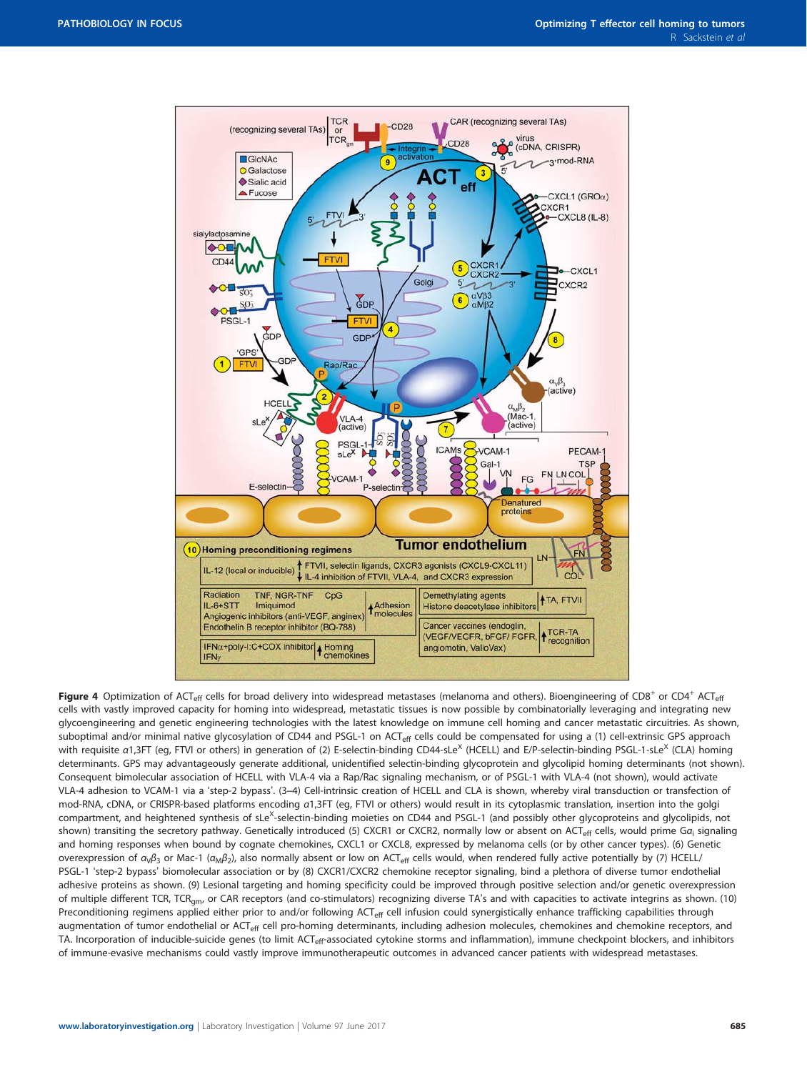**Figure 4** Optimization of $ACT_{eff}$ cells for broad delivery into widespread metastases (melanoma and others). Bioengineering of $CD8^+$ or $CD4^+$ $ACT_{eff}$ cells with vastly improved capacity for homing into widespread, metastatic tissues is now possible by combinatorially leveraging and integrating new glycoengineering and genetic engineering technologies with the latest knowledge on immune cell homing and cancer metastatic circuitries. As shown, suboptimal and/or minimal native glycosylation of CD44 and PSGL-1 on $ACT_{eff}$ cells could be compensated for using a (1) cell-extrinsic GPS approach with requisite α1,3FT (eg, FTVI or others) in generation of (2) E-selectin-binding CD44-$sLe^X$ (HCELL) and E/P-selectin-binding PSGL-1-$sLe^X$ (CLA) homing determinants. GPS may advantageously generate additional, unidentified selectin-binding glycoprotein and glycolipid homing determinants (not shown). Consequent bimolecular association of HCELL with VLA-4 via a Rap/Rac signaling mechanism, or of PSGL-1 with VLA-4 (not shown), would activate VLA-4 adhesion to VCAM-1 via a 'step-2 bypass'. (3–4) Cell-intrinsic creation of HCELL and CLA is shown, whereby viral transduction or transfection of mod-RNA, cDNA, or CRISPR-based platforms encoding α1,3FT (eg, FTVI or others) would result in its cytoplasmic translation, insertion into the golgi compartment, and heightened synthesis of $sLe^X$-selectin-binding moieties on CD44 and PSGL-1 (and possibly other glycoproteins and glycolipids, not shown) transiting the secretory pathway. Genetically introduced (5) CXCR1 or CXCR2, normally low or absent on $ACT_{eff}$ cells, would prime $G\alpha_i$ signaling and homing responses when bound by cognate chemokines, CXCL1 or CXCL8, expressed by melanoma cells (or by other cancer types). (6) Genetic overexpression of $\alpha_V\beta_3$ or Mac-1 ($\alpha_M\beta_2$), also normally absent or low on $ACT_{eff}$ cells would, when rendered fully active potentially by (7) HCELL/PSGL-1 'step-2 bypass' biomolecular association or by (8) CXCR1/CXCR2 chemokine receptor signaling, bind a plethora of diverse tumor endothelial adhesive proteins as shown. (9) Lesional targeting and homing specificity could be improved through positive selection and/or genetic overexpression of multiple different TCR, $TCR_{gm}$, or CAR receptors (and co-stimulators) recognizing diverse TA's and with capacities to activate integrins as shown. (10) Preconditioning regimens applied either prior to and/or following $ACT_{eff}$ cell infusion could synergistically enhance trafficking capabilities through augmentation of tumor endothelial or $ACT_{eff}$ cell pro-homing determinants, including adhesion molecules, chemokines and chemokine receptors, and TA. Incorporation of inducible-suicide genes (to limit $ACT_{eff}$-associated cytokine storms and inflammation), immune checkpoint blockers, and inhibitors of immune-evasive mechanisms could vastly improve immunotherapeutic outcomes in advanced cancer patients with widespread metastases.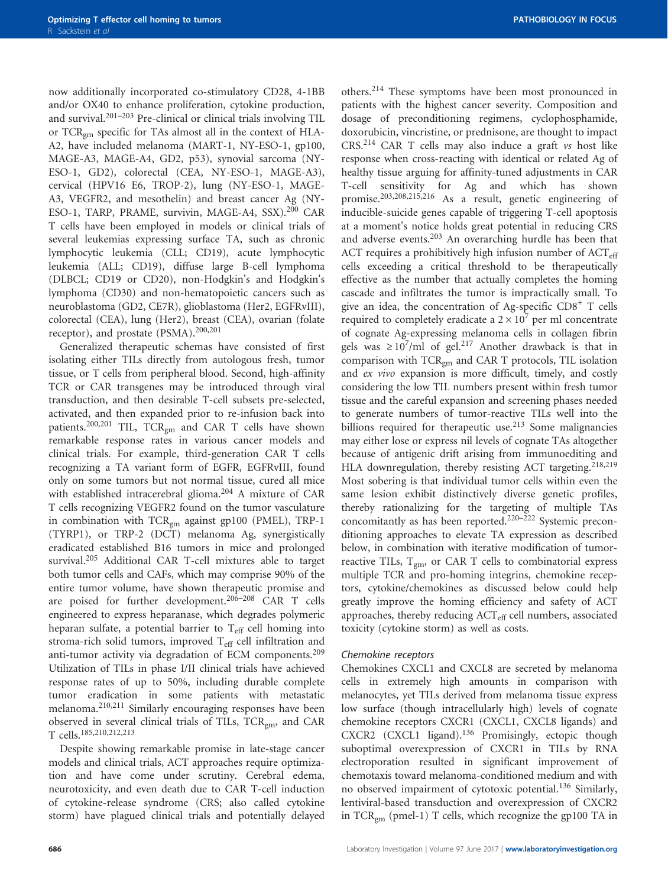now additionally incorporated co-stimulatory CD28, 4-1BB and/or OX40 to enhance proliferation, cytokine production, and survival.[201–203] Pre-clinical or clinical trials involving TIL or $TCR_{gm}$ specific for TAs almost all in the context of HLA-A2, have included melanoma (MART-1, NY-ESO-1, gp100, MAGE-A3, MAGE-A4, GD2, p53), synovial sarcoma (NY-ESO-1, GD2), colorectal (CEA, NY-ESO-1, MAGE-A3), cervical (HPV16 E6, TROP-2), lung (NY-ESO-1, MAGE-A3, VEGFR2, and mesothelin) and breast cancer Ag (NY-ESO-1, TARP, PRAME, survivin, MAGE-A4, SSX).[200] CAR T cells have been employed in models or clinical trials of several leukemias expressing surface TA, such as chronic lymphocytic leukemia (CLL; CD19), acute lymphocytic leukemia (ALL; CD19), diffuse large B-cell lymphoma (DLBCL; CD19 or CD20), non-Hodgkin's and Hodgkin's lymphoma (CD30) and non-hematopoietic cancers such as neuroblastoma (GD2, CE7R), glioblastoma (Her2, EGFRvIII), colorectal (CEA), lung (Her2), breast (CEA), ovarian (folate receptor), and prostate (PSMA).[200,201]

Generalized therapeutic schemas have consisted of first isolating either TILs directly from autologous fresh, tumor tissue, or T cells from peripheral blood. Second, high-affinity TCR or CAR transgenes may be introduced through viral transduction, and then desirable T-cell subsets pre-selected, activated, and then expanded prior to re-infusion back into patients.[200,201] TIL, $TCR_{gm}$ and CAR T cells have shown remarkable response rates in various cancer models and clinical trials. For example, third-generation CAR T cells recognizing a TA variant form of EGFR, EGFRvIII, found only on some tumors but not normal tissue, cured all mice with established intracerebral glioma.[204] A mixture of CAR T cells recognizing VEGFR2 found on the tumor vasculature in combination with $TCR_{gm}$ against gp100 (PMEL), TRP-1 (TYRP1), or TRP-2 (DCT) melanoma Ag, synergistically eradicated established B16 tumors in mice and prolonged survival.[205] Additional CAR T-cell mixtures able to target both tumor cells and CAFs, which may comprise 90% of the entire tumor volume, have shown therapeutic promise and are poised for further development.[206–208] CAR T cells engineered to express heparanase, which degrades polymeric heparan sulfate, a potential barrier to $T_{eff}$ cell homing into stroma-rich solid tumors, improved $T_{eff}$ cell infiltration and anti-tumor activity via degradation of ECM components.[209] Utilization of TILs in phase I/II clinical trials have achieved response rates of up to 50%, including durable complete tumor eradication in some patients with metastatic melanoma.[210,211] Similarly encouraging responses have been observed in several clinical trials of TILs, $TCR_{gm}$, and CAR T cells.[185,210,212,213]

Despite showing remarkable promise in late-stage cancer models and clinical trials, ACT approaches require optimization and have come under scrutiny. Cerebral edema, neurotoxicity, and even death due to CAR T-cell induction of cytokine-release syndrome (CRS; also called cytokine storm) have plagued clinical trials and potentially delayed others.[214] These symptoms have been most pronounced in patients with the highest cancer severity. Composition and dosage of preconditioning regimens, cyclophosphamide, doxorubicin, vincristine, or prednisone, are thought to impact CRS.[214] CAR T cells may also induce a graft *vs* host like response when cross-reacting with identical or related Ag of healthy tissue arguing for affinity-tuned adjustments in CAR T-cell sensitivity for Ag and which has shown promise.[203,208,215,216] As a result, genetic engineering of inducible-suicide genes capable of triggering T-cell apoptosis at a moment's notice holds great potential in reducing CRS and adverse events.[203] An overarching hurdle has been that ACT requires a prohibitively high infusion number of $ACT_{eff}$ cells exceeding a critical threshold to be therapeutically effective as the number that actually completes the homing cascade and infiltrates the tumor is impractically small. To give an idea, the concentration of Ag-specific $CD8^+$ T cells required to completely eradicate a $2 \times 10^7$ per ml concentrate of cognate Ag-expressing melanoma cells in collagen fibrin gels was $\geq 10^7$/ml of gel.[217] Another drawback is that in comparison with $TCR_{gm}$ and CAR T protocols, TIL isolation and *ex vivo* expansion is more difficult, timely, and costly considering the low TIL numbers present within fresh tumor tissue and the careful expansion and screening phases needed to generate numbers of tumor-reactive TILs well into the billions required for therapeutic use.[213] Some malignancies may either lose or express nil levels of cognate TAs altogether because of antigenic drift arising from immunoediting and HLA downregulation, thereby resisting ACT targeting.[218,219] Most sobering is that individual tumor cells within even the same lesion exhibit distinctively diverse genetic profiles, thereby rationalizing for the targeting of multiple TAs concomitantly as has been reported.[220–222] Systemic preconditioning approaches to elevate TA expression as described below, in combination with iterative modification of tumor-reactive TILs, $T_{gm}$, or CAR T cells to combinatorial express multiple TCR and pro-homing integrins, chemokine receptors, cytokine/chemokines as discussed below could help greatly improve the homing efficiency and safety of ACT approaches, thereby reducing $ACT_{eff}$ cell numbers, associated toxicity (cytokine storm) as well as costs.

*Chemokine receptors*

Chemokines CXCL1 and CXCL8 are secreted by melanoma cells in extremely high amounts in comparison with melanocytes, yet TILs derived from melanoma tissue express low surface (though intracellularly high) levels of cognate chemokine receptors CXCR1 (CXCL1, CXCL8 ligands) and CXCR2 (CXCL1 ligand).[136] Promisingly, ectopic though suboptimal overexpression of CXCR1 in TILs by RNA electroporation resulted in significant improvement of chemotaxis toward melanoma-conditioned medium and with no observed impairment of cytotoxic potential.[136] Similarly, lentiviral-based transduction and overexpression of CXCR2 in $TCR_{gm}$ (pmel-1) T cells, which recognize the gp100 TA in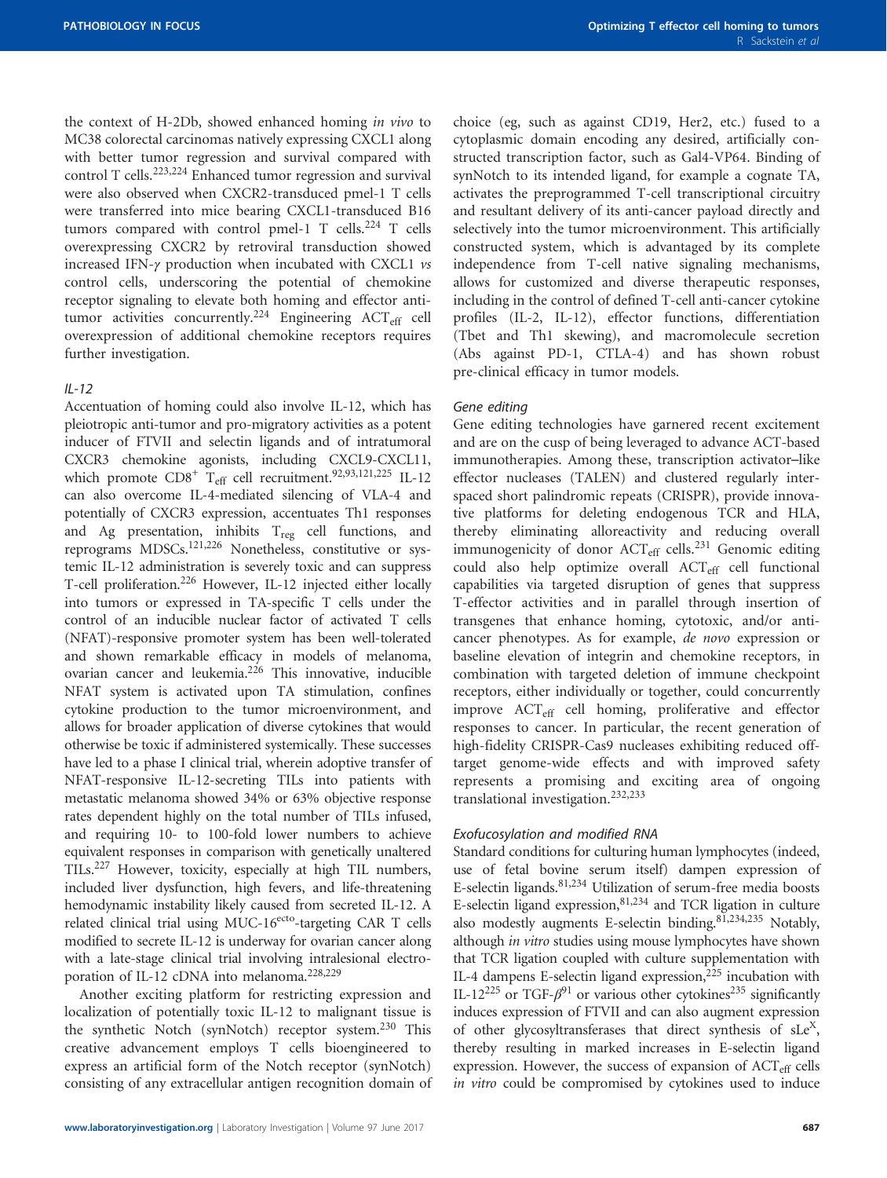the context of H-2Db, showed enhanced homing *in vivo* to MC38 colorectal carcinomas natively expressing CXCL1 along with better tumor regression and survival compared with control T cells.[223,224] Enhanced tumor regression and survival were also observed when CXCR2-transduced pmel-1 T cells were transferred into mice bearing CXCL1-transduced B16 tumors compared with control pmel-1 T cells.[224] T cells overexpressing CXCR2 by retroviral transduction showed increased IFN-$\gamma$ production when incubated with CXCL1 *vs* control cells, underscoring the potential of chemokine receptor signaling to elevate both homing and effector anti-tumor activities concurrently.[224] Engineering $ACT_{eff}$ cell overexpression of additional chemokine receptors requires further investigation.

### *IL-12*

Accentuation of homing could also involve IL-12, which has pleiotropic anti-tumor and pro-migratory activities as a potent inducer of FTVII and selectin ligands and of intratumoral CXCR3 chemokine agonists, including CXCL9-CXCL11, which promote $CD8^+$ $T_{eff}$ cell recruitment.[92,93,121,225] IL-12 can also overcome IL-4-mediated silencing of VLA-4 and potentially of CXCR3 expression, accentuates Th1 responses and Ag presentation, inhibits $T_{reg}$ cell functions, and reprograms MDSCs.[121,226] Nonetheless, constitutive or systemic IL-12 administration is severely toxic and can suppress T-cell proliferation.[226] However, IL-12 injected either locally into tumors or expressed in TA-specific T cells under the control of an inducible nuclear factor of activated T cells (NFAT)-responsive promoter system has been well-tolerated and shown remarkable efficacy in models of melanoma, ovarian cancer and leukemia.[226] This innovative, inducible NFAT system is activated upon TA stimulation, confines cytokine production to the tumor microenvironment, and allows for broader application of diverse cytokines that would otherwise be toxic if administered systemically. These successes have led to a phase I clinical trial, wherein adoptive transfer of NFAT-responsive IL-12-secreting TILs into patients with metastatic melanoma showed 34% or 63% objective response rates dependent highly on the total number of TILs infused, and requiring 10- to 100-fold lower numbers to achieve equivalent responses in comparison with genetically unaltered TILs.[227] However, toxicity, especially at high TIL numbers, included liver dysfunction, high fevers, and life-threatening hemodynamic instability likely caused from secreted IL-12. A related clinical trial using MUC-16$^{ecto}$-targeting CAR T cells modified to secrete IL-12 is underway for ovarian cancer along with a late-stage clinical trial involving intralesional electroporation of IL-12 cDNA into melanoma.[228,229]

Another exciting platform for restricting expression and localization of potentially toxic IL-12 to malignant tissue is the synthetic Notch (synNotch) receptor system.[230] This creative advancement employs T cells bioengineered to express an artificial form of the Notch receptor (synNotch) consisting of any extracellular antigen recognition domain of choice (eg, such as against CD19, Her2, etc.) fused to a cytoplasmic domain encoding any desired, artificially constructed transcription factor, such as Gal4-VP64. Binding of synNotch to its intended ligand, for example a cognate TA, activates the preprogrammed T-cell transcriptional circuitry and resultant delivery of its anti-cancer payload directly and selectively into the tumor microenvironment. This artificially constructed system, which is advantaged by its complete independence from T-cell native signaling mechanisms, allows for customized and diverse therapeutic responses, including in the control of defined T-cell anti-cancer cytokine profiles (IL-2, IL-12), effector functions, differentiation (Tbet and Th1 skewing), and macromolecule secretion (Abs against PD-1, CTLA-4) and has shown robust pre-clinical efficacy in tumor models.

### *Gene editing*

Gene editing technologies have garnered recent excitement and are on the cusp of being leveraged to advance ACT-based immunotherapies. Among these, transcription activator–like effector nucleases (TALEN) and clustered regularly interspaced short palindromic repeats (CRISPR), provide innovative platforms for deleting endogenous TCR and HLA, thereby eliminating alloreactivity and reducing overall immunogenicity of donor $ACT_{eff}$ cells.[231] Genomic editing could also help optimize overall $ACT_{eff}$ cell functional capabilities via targeted disruption of genes that suppress T-effector activities and in parallel through insertion of transgenes that enhance homing, cytotoxic, and/or anti-cancer phenotypes. As for example, *de novo* expression or baseline elevation of integrin and chemokine receptors, in combination with targeted deletion of immune checkpoint receptors, either individually or together, could concurrently improve $ACT_{eff}$ cell homing, proliferative and effector responses to cancer. In particular, the recent generation of high-fidelity CRISPR-Cas9 nucleases exhibiting reduced off-target genome-wide effects and with improved safety represents a promising and exciting area of ongoing translational investigation.[232,233]

### *Exofucosylation and modified RNA*

Standard conditions for culturing human lymphocytes (indeed, use of fetal bovine serum itself) dampen expression of E-selectin ligands.[81,234] Utilization of serum-free media boosts E-selectin ligand expression,[81,234] and TCR ligation in culture also modestly augments E-selectin binding.[81,234,235] Notably, although *in vitro* studies using mouse lymphocytes have shown that TCR ligation coupled with culture supplementation with IL-4 dampens E-selectin ligand expression,[225] incubation with IL-12[225] or TGF-$\beta$[91] or various other cytokines[235] significantly induces expression of FTVII and can also augment expression of other glycosyltransferases that direct synthesis of $sLe^X$, thereby resulting in marked increases in E-selectin ligand expression. However, the success of expansion of $ACT_{eff}$ cells *in vitro* could be compromised by cytokines used to induce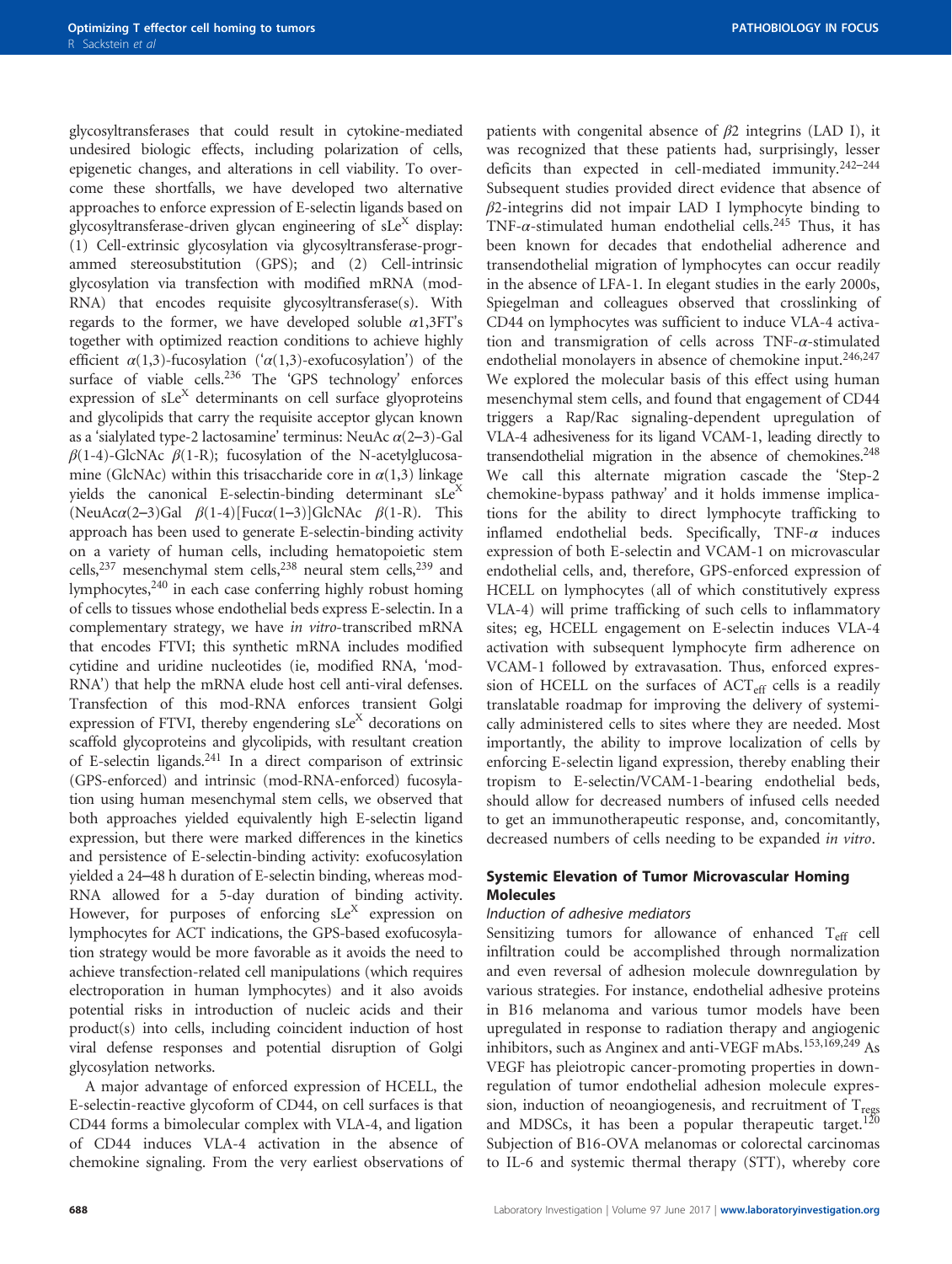glycosyltransferases that could result in cytokine-mediated undesired biologic effects, including polarization of cells, epigenetic changes, and alterations in cell viability. To overcome these shortfalls, we have developed two alternative approaches to enforce expression of E-selectin ligands based on glycosyltransferase-driven glycan engineering of $sLe^X$ display: (1) Cell-extrinsic glycosylation via glycosyltransferase-programmed stereosubstitution (GPS); and (2) Cell-intrinsic glycosylation via transfection with modified mRNA (mod-RNA) that encodes requisite glycosyltransferase(s). With regards to the former, we have developed soluble $\alpha$1,3FT's together with optimized reaction conditions to achieve highly efficient $\alpha$(1,3)-fucosylation ('$\alpha$(1,3)-exofucosylation') of the surface of viable cells.[236] The 'GPS technology' enforces expression of $sLe^X$ determinants on cell surface glyoproteins and glycolipids that carry the requisite acceptor glycan known as a 'sialylated type-2 lactosamine' terminus: NeuAc $\alpha$(2–3)-Gal $\beta$(1-4)-GlcNAc $\beta$(1-R); fucosylation of the N-acetylglucosamine (GlcNAc) within this trisaccharide core in $\alpha$(1,3) linkage yields the canonical E-selectin-binding determinant $sLe^X$ (NeuAc$\alpha$(2–3)Gal $\beta$(1-4)[Fuc$\alpha$(1–3)]GlcNAc $\beta$(1-R). This approach has been used to generate E-selectin-binding activity on a variety of human cells, including hematopoietic stem cells,[237] mesenchymal stem cells,[238] neural stem cells,[239] and lymphocytes,[240] in each case conferring highly robust homing of cells to tissues whose endothelial beds express E-selectin. In a complementary strategy, we have *in vitro*-transcribed mRNA that encodes FTVI; this synthetic mRNA includes modified cytidine and uridine nucleotides (ie, modified RNA, 'mod-RNA') that help the mRNA elude host cell anti-viral defenses. Transfection of this mod-RNA enforces transient Golgi expression of FTVI, thereby engendering $sLe^X$ decorations on scaffold glycoproteins and glycolipids, with resultant creation of E-selectin ligands.[241] In a direct comparison of extrinsic (GPS-enforced) and intrinsic (mod-RNA-enforced) fucosylation using human mesenchymal stem cells, we observed that both approaches yielded equivalently high E-selectin ligand expression, but there were marked differences in the kinetics and persistence of E-selectin-binding activity: exofucosylation yielded a 24–48 h duration of E-selectin binding, whereas mod-RNA allowed for a 5-day duration of binding activity. However, for purposes of enforcing $sLe^X$ expression on lymphocytes for ACT indications, the GPS-based exofucosylation strategy would be more favorable as it avoids the need to achieve transfection-related cell manipulations (which requires electroporation in human lymphocytes) and it also avoids potential risks in introduction of nucleic acids and their product(s) into cells, including coincident induction of host viral defense responses and potential disruption of Golgi glycosylation networks.

A major advantage of enforced expression of HCELL, the E-selectin-reactive glycoform of CD44, on cell surfaces is that CD44 forms a bimolecular complex with VLA-4, and ligation of CD44 induces VLA-4 activation in the absence of chemokine signaling. From the very earliest observations of patients with congenital absence of $\beta$2 integrins (LAD I), it was recognized that these patients had, surprisingly, lesser deficits than expected in cell-mediated immunity.[242–244] Subsequent studies provided direct evidence that absence of $\beta$2-integrins did not impair LAD I lymphocyte binding to TNF-$\alpha$-stimulated human endothelial cells.[245] Thus, it has been known for decades that endothelial adherence and transendothelial migration of lymphocytes can occur readily in the absence of LFA-1. In elegant studies in the early 2000s, Spiegelman and colleagues observed that crosslinking of CD44 on lymphocytes was sufficient to induce VLA-4 activation and transmigration of cells across TNF-$\alpha$-stimulated endothelial monolayers in absence of chemokine input.[246,247] We explored the molecular basis of this effect using human mesenchymal stem cells, and found that engagement of CD44 triggers a Rap/Rac signaling-dependent upregulation of VLA-4 adhesiveness for its ligand VCAM-1, leading directly to transendothelial migration in the absence of chemokines.[248] We call this alternate migration cascade the 'Step-2 chemokine-bypass pathway' and it holds immense implications for the ability to direct lymphocyte trafficking to inflamed endothelial beds. Specifically, TNF-$\alpha$ induces expression of both E-selectin and VCAM-1 on microvascular endothelial cells, and, therefore, GPS-enforced expression of HCELL on lymphocytes (all of which constitutively express VLA-4) will prime trafficking of such cells to inflammatory sites; eg, HCELL engagement on E-selectin induces VLA-4 activation with subsequent lymphocyte firm adherence on VCAM-1 followed by extravasation. Thus, enforced expression of HCELL on the surfaces of $ACT_{eff}$ cells is a readily translatable roadmap for improving the delivery of systemically administered cells to sites where they are needed. Most importantly, the ability to improve localization of cells by enforcing E-selectin ligand expression, thereby enabling their tropism to E-selectin/VCAM-1-bearing endothelial beds, should allow for decreased numbers of infused cells needed to get an immunotherapeutic response, and, concomitantly, decreased numbers of cells needing to be expanded *in vitro*.

## Systemic Elevation of Tumor Microvascular Homing Molecules

### *Induction of adhesive mediators*

Sensitizing tumors for allowance of enhanced $T_{eff}$ cell infiltration could be accomplished through normalization and even reversal of adhesion molecule downregulation by various strategies. For instance, endothelial adhesive proteins in B16 melanoma and various tumor models have been upregulated in response to radiation therapy and angiogenic inhibitors, such as Anginex and anti-VEGF mAbs.[153,169,249] As VEGF has pleiotropic cancer-promoting properties in downregulation of tumor endothelial adhesion molecule expression, induction of neoangiogenesis, and recruitment of $T_{regs}$ and MDSCs, it has been a popular therapeutic target.[120] Subjection of B16-OVA melanomas or colorectal carcinomas to IL-6 and systemic thermal therapy (STT), whereby core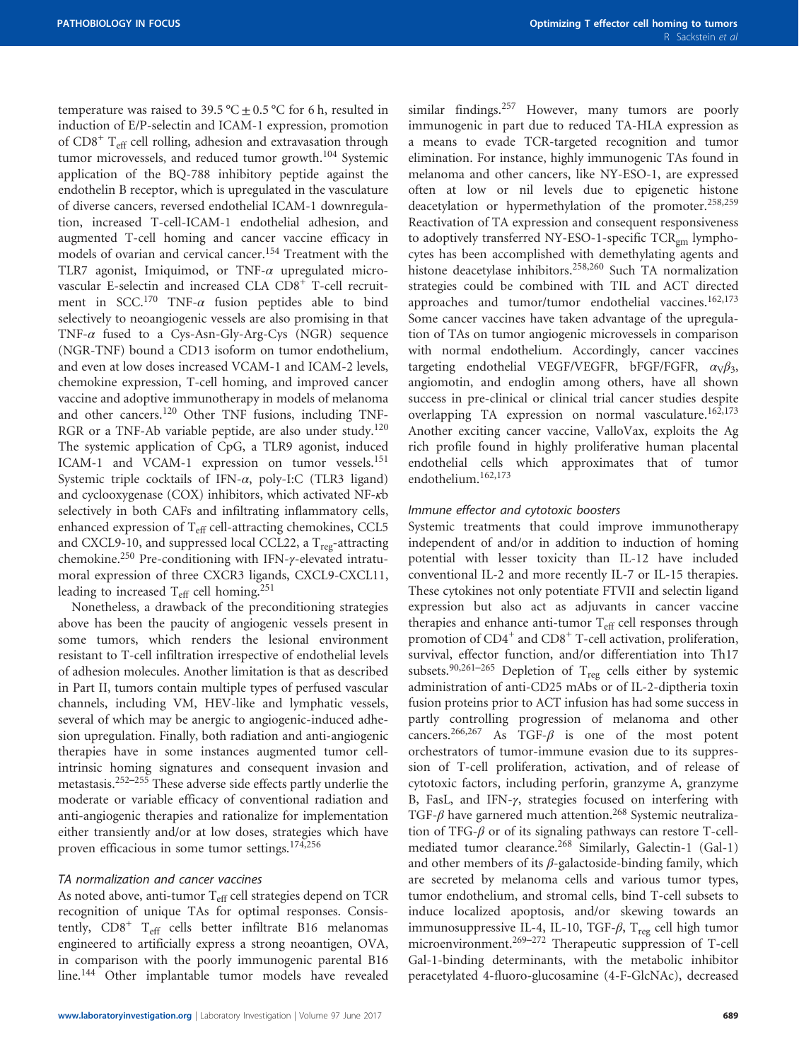temperature was raised to 39.5 °C ± 0.5 °C for 6 h, resulted in induction of E/P-selectin and ICAM-1 expression, promotion of $CD8^+$ $T_{eff}$ cell rolling, adhesion and extravasation through tumor microvessels, and reduced tumor growth.[104] Systemic application of the BQ-788 inhibitory peptide against the endothelin B receptor, which is upregulated in the vasculature of diverse cancers, reversed endothelial ICAM-1 downregulation, increased T-cell-ICAM-1 endothelial adhesion, and augmented T-cell homing and cancer vaccine efficacy in models of ovarian and cervical cancer.[154] Treatment with the TLR7 agonist, Imiquimod, or TNF-$\alpha$ upregulated microvascular E-selectin and increased CLA $CD8^+$ T-cell recruitment in SCC.[170] TNF-$\alpha$ fusion peptides able to bind selectively to neoangiogenic vessels are also promising in that TNF-$\alpha$ fused to a Cys-Asn-Gly-Arg-Cys (NGR) sequence (NGR-TNF) bound a CD13 isoform on tumor endothelium, and even at low doses increased VCAM-1 and ICAM-2 levels, chemokine expression, T-cell homing, and improved cancer vaccine and adoptive immunotherapy in models of melanoma and other cancers.[120] Other TNF fusions, including TNF-RGR or a TNF-Ab variable peptide, are also under study.[120] The systemic application of CpG, a TLR9 agonist, induced ICAM-1 and VCAM-1 expression on tumor vessels.[151] Systemic triple cocktails of IFN-$\alpha$, poly-I:C (TLR3 ligand) and cyclooxygenase (COX) inhibitors, which activated NF-$\kappa$b selectively in both CAFs and infiltrating inflammatory cells, enhanced expression of $T_{eff}$ cell-attracting chemokines, CCL5 and CXCL9-10, and suppressed local CCL22, a $T_{reg}$-attracting chemokine.[250] Pre-conditioning with IFN-$\gamma$-elevated intratumoral expression of three CXCR3 ligands, CXCL9-CXCL11, leading to increased $T_{eff}$ cell homing.[251]

Nonetheless, a drawback of the preconditioning strategies above has been the paucity of angiogenic vessels present in some tumors, which renders the lesional environment resistant to T-cell infiltration irrespective of endothelial levels of adhesion molecules. Another limitation is that as described in Part II, tumors contain multiple types of perfused vascular channels, including VM, HEV-like and lymphatic vessels, several of which may be anergic to angiogenic-induced adhesion upregulation. Finally, both radiation and anti-angiogenic therapies have in some instances augmented tumor cell-intrinsic homing signatures and consequent invasion and metastasis.[252–255] These adverse side effects partly underlie the moderate or variable efficacy of conventional radiation and anti-angiogenic therapies and rationalize for implementation either transiently and/or at low doses, strategies which have proven efficacious in some tumor settings.[174,256]

### *TA normalization and cancer vaccines*

As noted above, anti-tumor $T_{eff}$ cell strategies depend on TCR recognition of unique TAs for optimal responses. Consistently, $CD8^+$ $T_{eff}$ cells better infiltrate B16 melanomas engineered to artificially express a strong neoantigen, OVA, in comparison with the poorly immunogenic parental B16 line.[144] Other implantable tumor models have revealed similar findings.[257] However, many tumors are poorly immunogenic in part due to reduced TA-HLA expression as a means to evade TCR-targeted recognition and tumor elimination. For instance, highly immunogenic TAs found in melanoma and other cancers, like NY-ESO-1, are expressed often at low or nil levels due to epigenetic histone deacetylation or hypermethylation of the promoter.[258,259] Reactivation of TA expression and consequent responsiveness to adoptively transferred NY-ESO-1-specific $TCR_{gm}$ lymphocytes has been accomplished with demethylating agents and histone deacetylase inhibitors.[258,260] Such TA normalization strategies could be combined with TIL and ACT directed approaches and tumor/tumor endothelial vaccines.[162,173] Some cancer vaccines have taken advantage of the upregulation of TAs on tumor angiogenic microvessels in comparison with normal endothelium. Accordingly, cancer vaccines targeting endothelial VEGF/VEGFR, bFGF/FGFR, $\alpha_V\beta_3$, angiomotin, and endoglin among others, have all shown success in pre-clinical or clinical trial cancer studies despite overlapping TA expression on normal vasculature.[162,173] Another exciting cancer vaccine, ValloVax, exploits the Ag rich profile found in highly proliferative human placental endothelial cells which approximates that of tumor endothelium.[162,173]

### *Immune effector and cytotoxic boosters*

Systemic treatments that could improve immunotherapy independent of and/or in addition to induction of homing potential with lesser toxicity than IL-12 have included conventional IL-2 and more recently IL-7 or IL-15 therapies. These cytokines not only potentiate FTVII and selectin ligand expression but also act as adjuvants in cancer vaccine therapies and enhance anti-tumor $T_{eff}$ cell responses through promotion of $CD4^+$ and $CD8^+$ T-cell activation, proliferation, survival, effector function, and/or differentiation into Th17 subsets.[90,261–265] Depletion of $T_{reg}$ cells either by systemic administration of anti-CD25 mAbs or of IL-2-diptheria toxin fusion proteins prior to ACT infusion has had some success in partly controlling progression of melanoma and other cancers.[266,267] As TGF-$\beta$ is one of the most potent orchestrators of tumor-immune evasion due to its suppression of T-cell proliferation, activation, and of release of cytotoxic factors, including perforin, granzyme A, granzyme B, FasL, and IFN-$\gamma$, strategies focused on interfering with TGF-$\beta$ have garnered much attention.[268] Systemic neutralization of TFG-$\beta$ or of its signaling pathways can restore T-cell-mediated tumor clearance.[268] Similarly, Galectin-1 (Gal-1) and other members of its $\beta$-galactoside-binding family, which are secreted by melanoma cells and various tumor types, tumor endothelium, and stromal cells, bind T-cell subsets to induce localized apoptosis, and/or skewing towards an immunosuppressive IL-4, IL-10, TGF-$\beta$, $T_{reg}$ cell high tumor microenvironment.[269–272] Therapeutic suppression of T-cell Gal-1-binding determinants, with the metabolic inhibitor peracetylated 4-fluoro-glucosamine (4-F-GlcNAc), decreased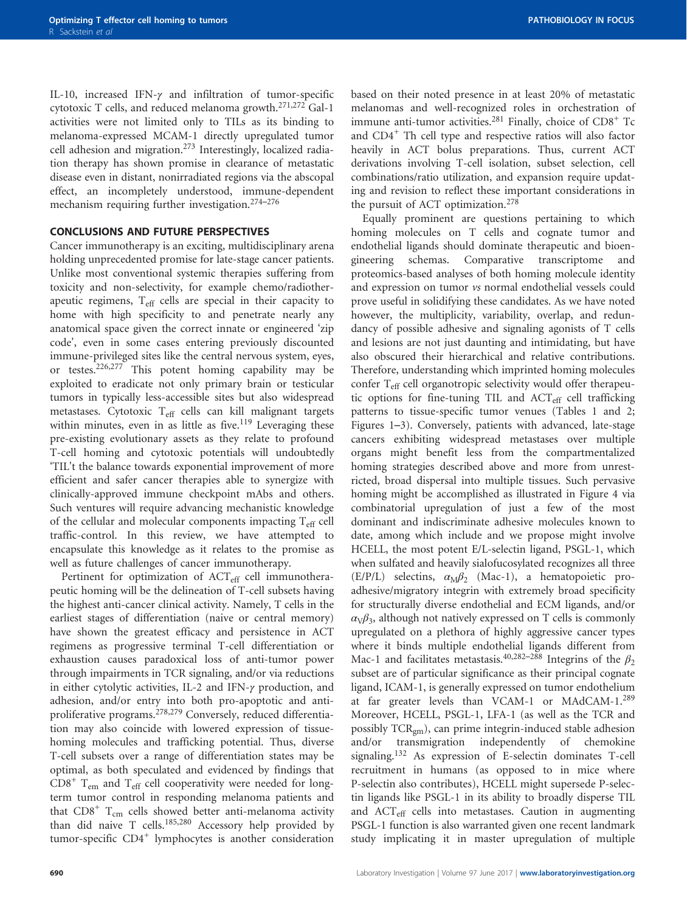IL-10, increased IFN-$\gamma$ and infiltration of tumor-specific cytotoxic T cells, and reduced melanoma growth.[271,272] Gal-1 activities were not limited only to TILs as its binding to melanoma-expressed MCAM-1 directly upregulated tumor cell adhesion and migration.[273] Interestingly, localized radiation therapy has shown promise in clearance of metastatic disease even in distant, nonirradiated regions via the abscopal effect, an incompletely understood, immune-dependent mechanism requiring further investigation.[274–276]

## CONCLUSIONS AND FUTURE PERSPECTIVES

Cancer immunotherapy is an exciting, multidisciplinary arena holding unprecedented promise for late-stage cancer patients. Unlike most conventional systemic therapies suffering from toxicity and non-selectivity, for example chemo/radiotherapeutic regimens, $T_{eff}$ cells are special in their capacity to home with high specificity to and penetrate nearly any anatomical space given the correct innate or engineered 'zip code', even in some cases entering previously discounted immune-privileged sites like the central nervous system, eyes, or testes.[226,277] This potent homing capability may be exploited to eradicate not only primary brain or testicular tumors in typically less-accessible sites but also widespread metastases. Cytotoxic $T_{eff}$ cells can kill malignant targets within minutes, even in as little as five.[119] Leveraging these pre-existing evolutionary assets as they relate to profound T-cell homing and cytotoxic potentials will undoubtedly 'TIL't the balance towards exponential improvement of more efficient and safer cancer therapies able to synergize with clinically-approved immune checkpoint mAbs and others. Such ventures will require advancing mechanistic knowledge of the cellular and molecular components impacting $T_{eff}$ cell traffic-control. In this review, we have attempted to encapsulate this knowledge as it relates to the promise as well as future challenges of cancer immunotherapy.

Pertinent for optimization of $ACT_{eff}$ cell immunotherapeutic homing will be the delineation of T-cell subsets having the highest anti-cancer clinical activity. Namely, T cells in the earliest stages of differentiation (naive or central memory) have shown the greatest efficacy and persistence in ACT regimens as progressive terminal T-cell differentiation or exhaustion causes paradoxical loss of anti-tumor power through impairments in TCR signaling, and/or via reductions in either cytolytic activities, IL-2 and IFN-$\gamma$ production, and adhesion, and/or entry into both pro-apoptotic and anti-proliferative programs.[278,279] Conversely, reduced differentiation may also coincide with lowered expression of tissue-homing molecules and trafficking potential. Thus, diverse T-cell subsets over a range of differentiation states may be optimal, as both speculated and evidenced by findings that $CD8^+$ $T_{em}$ and $T_{eff}$ cell cooperativity were needed for long-term tumor control in responding melanoma patients and that $CD8^+$ $T_{cm}$ cells showed better anti-melanoma activity than did naive T cells.[185,280] Accessory help provided by tumor-specific $CD4^+$ lymphocytes is another consideration based on their noted presence in at least 20% of metastatic melanomas and well-recognized roles in orchestration of immune anti-tumor activities.[281] Finally, choice of $CD8^+$ Tc and $CD4^+$ Th cell type and respective ratios will also factor heavily in ACT bolus preparations. Thus, current ACT derivations involving T-cell isolation, subset selection, cell combinations/ratio utilization, and expansion require updating and revision to reflect these important considerations in the pursuit of ACT optimization.[278]

Equally prominent are questions pertaining to which homing molecules on T cells and cognate tumor and endothelial ligands should dominate therapeutic and bioengineering schemas. Comparative transcriptome and proteomics-based analyses of both homing molecule identity and expression on tumor *vs* normal endothelial vessels could prove useful in solidifying these candidates. As we have noted however, the multiplicity, variability, overlap, and redundancy of possible adhesive and signaling agonists of T cells and lesions are not just daunting and intimidating, but have also obscured their hierarchical and relative contributions. Therefore, understanding which imprinted homing molecules confer $T_{eff}$ cell organotropic selectivity would offer therapeutic options for fine-tuning TIL and $ACT_{eff}$ cell trafficking patterns to tissue-specific tumor venues (Tables 1 and 2; Figures 1–3). Conversely, patients with advanced, late-stage cancers exhibiting widespread metastases over multiple organs might benefit less from the compartmentalized homing strategies described above and more from unrestricted, broad dispersal into multiple tissues. Such pervasive homing might be accomplished as illustrated in Figure 4 via combinatorial upregulation of just a few of the most dominant and indiscriminate adhesive molecules known to date, among which include and we propose might involve HCELL, the most potent E/L-selectin ligand, PSGL-1, which when sulfated and heavily sialofucosylated recognizes all three (E/P/L) selectins, $\alpha_M\beta_2$ (Mac-1), a hematopoietic pro-adhesive/migratory integrin with extremely broad specificity for structurally diverse endothelial and ECM ligands, and/or $\alpha_V\beta_3$, although not natively expressed on T cells is commonly upregulated on a plethora of highly aggressive cancer types where it binds multiple endothelial ligands different from Mac-1 and facilitates metastasis.[40,282–288] Integrins of the $\beta_2$ subset are of particular significance as their principal cognate ligand, ICAM-1, is generally expressed on tumor endothelium at far greater levels than VCAM-1 or MAdCAM-1.[289] Moreover, HCELL, PSGL-1, LFA-1 (as well as the TCR and possibly $TCR_{gm}$), can prime integrin-induced stable adhesion and/or transmigration independently of chemokine signaling.[132] As expression of E-selectin dominates T-cell recruitment in humans (as opposed to in mice where P-selectin also contributes), HCELL might supersede P-selectin ligands like PSGL-1 in its ability to broadly disperse TIL and $ACT_{eff}$ cells into metastases. Caution in augmenting PSGL-1 function is also warranted given one recent landmark study implicating it in master upregulation of multiple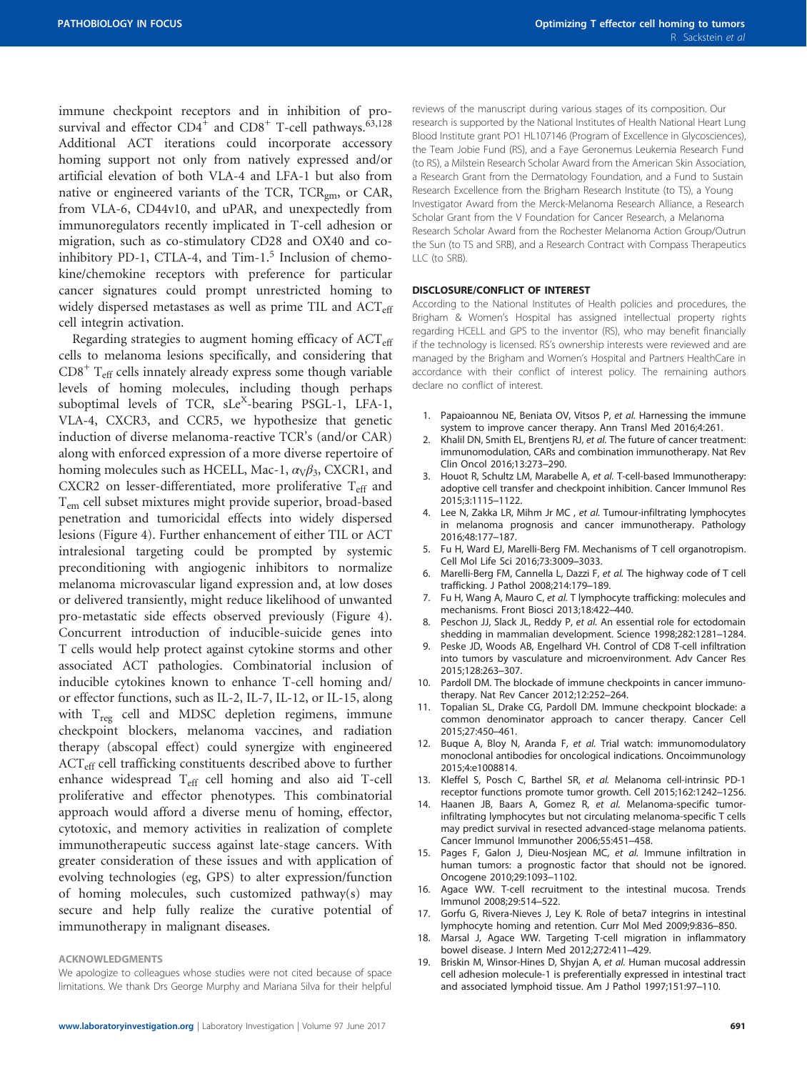immune checkpoint receptors and in inhibition of pro-survival and effector $CD4^+$ and $CD8^+$ T-cell pathways.[63,128] Additional ACT iterations could incorporate accessory homing support not only from natively expressed and/or artificial elevation of both VLA-4 and LFA-1 but also from native or engineered variants of the TCR, $TCR_{gm}$, or CAR, from VLA-6, CD44v10, and uPAR, and unexpectedly from immunoregulators recently implicated in T-cell adhesion or migration, such as co-stimulatory CD28 and OX40 and co-inhibitory PD-1, CTLA-4, and Tim-1.[5] Inclusion of chemokine/chemokine receptors with preference for particular cancer signatures could prompt unrestricted homing to widely dispersed metastases as well as prime TIL and $ACT_{eff}$ cell integrin activation.

Regarding strategies to augment homing efficacy of $ACT_{eff}$ cells to melanoma lesions specifically, and considering that $CD8^+$ $T_{eff}$ cells innately already express some though variable levels of homing molecules, including though perhaps suboptimal levels of TCR, $sLe^X$-bearing PSGL-1, LFA-1, VLA-4, CXCR3, and CCR5, we hypothesize that genetic induction of diverse melanoma-reactive TCR's (and/or CAR) along with enforced expression of a more diverse repertoire of homing molecules such as HCELL, Mac-1, $\alpha_V\beta_3$, CXCR1, and CXCR2 on lesser-differentiated, more proliferative $T_{eff}$ and $T_{em}$ cell subset mixtures might provide superior, broad-based penetration and tumoricidal effects into widely dispersed lesions (Figure 4). Further enhancement of either TIL or ACT intralesional targeting could be prompted by systemic preconditioning with angiogenic inhibitors to normalize melanoma microvascular ligand expression and, at low doses or delivered transiently, might reduce likelihood of unwanted pro-metastatic side effects observed previously (Figure 4). Concurrent introduction of inducible-suicide genes into T cells would help protect against cytokine storms and other associated ACT pathologies. Combinatorial inclusion of inducible cytokines known to enhance T-cell homing and/or effector functions, such as IL-2, IL-7, IL-12, or IL-15, along with $T_{reg}$ cell and MDSC depletion regimens, immune checkpoint blockers, melanoma vaccines, and radiation therapy (abscopal effect) could synergize with engineered $ACT_{eff}$ cell trafficking constituents described above to further enhance widespread $T_{eff}$ cell homing and also aid T-cell proliferative and effector phenotypes. This combinatorial approach would afford a diverse menu of homing, effector, cytotoxic, and memory activities in realization of complete immunotherapeutic success against late-stage cancers. With greater consideration of these issues and with application of evolving technologies (eg, GPS) to alter expression/function of homing molecules, such customized pathway(s) may secure and help fully realize the curative potential of immunotherapy in malignant diseases.

## ACKNOWLEDGMENTS

We apologize to colleagues whose studies were not cited because of space limitations. We thank Drs George Murphy and Mariana Silva for their helpful reviews of the manuscript during various stages of its composition. Our research is supported by the National Institutes of Health National Heart Lung Blood Institute grant PO1 HL107146 (Program of Excellence in Glycosciences), the Team Jobie Fund (RS), and a Faye Geronemus Leukemia Research Fund (to RS), a Milstein Research Scholar Award from the American Skin Association, a Research Grant from the Dermatology Foundation, and a Fund to Sustain Research Excellence from the Brigham Research Institute (to TS), a Young Investigator Award from the Merck-Melanoma Research Alliance, a Research Scholar Grant from the V Foundation for Cancer Research, a Melanoma Research Scholar Award from the Rochester Melanoma Action Group/Outrun the Sun (to TS and SRB), and a Research Contract with Compass Therapeutics LLC (to SRB).

## DISCLOSURE/CONFLICT OF INTEREST

According to the National Institutes of Health policies and procedures, the Brigham & Women's Hospital has assigned intellectual property rights regarding HCELL and GPS to the inventor (RS), who may benefit financially if the technology is licensed. RS's ownership interests were reviewed and are managed by the Brigham and Women's Hospital and Partners HealthCare in accordance with their conflict of interest policy. The remaining authors declare no conflict of interest.

1. Papaioannou NE, Beniata OV, Vitsos P, *et al.* Harnessing the immune system to improve cancer therapy. Ann Transl Med 2016;4:261.
2. Khalil DN, Smith EL, Brentjens RJ, *et al.* The future of cancer treatment: immunomodulation, CARs and combination immunotherapy. Nat Rev Clin Oncol 2016;13:273–290.
3. Houot R, Schultz LM, Marabelle A, *et al.* T-cell-based Immunotherapy: adoptive cell transfer and checkpoint inhibition. Cancer Immunol Res 2015;3:1115–1122.
4. Lee N, Zakka LR, Mihm Jr MC , *et al.* Tumour-infiltrating lymphocytes in melanoma prognosis and cancer immunotherapy. Pathology 2016;48:177–187.
5. Fu H, Ward EJ, Marelli-Berg FM. Mechanisms of T cell organotropism. Cell Mol Life Sci 2016;73:3009–3033.
6. Marelli-Berg FM, Cannella L, Dazzi F, *et al.* The highway code of T cell trafficking. J Pathol 2008;214:179–189.
7. Fu H, Wang A, Mauro C, *et al.* T lymphocyte trafficking: molecules and mechanisms. Front Biosci 2013;18:422–440.
8. Peschon JJ, Slack JL, Reddy P, *et al.* An essential role for ectodomain shedding in mammalian development. Science 1998;282:1281–1284.
9. Peske JD, Woods AB, Engelhard VH. Control of CD8 T-cell infiltration into tumors by vasculature and microenvironment. Adv Cancer Res 2015;128:263–307.
10. Pardoll DM. The blockade of immune checkpoints in cancer immunotherapy. Nat Rev Cancer 2012;12:252–264.
11. Topalian SL, Drake CG, Pardoll DM. Immune checkpoint blockade: a common denominator approach to cancer therapy. Cancer Cell 2015;27:450–461.
12. Buque A, Bloy N, Aranda F, *et al.* Trial watch: immunomodulatory monoclonal antibodies for oncological indications. Oncoimmunology 2015;4:e1008814.
13. Kleffel S, Posch C, Barthel SR, *et al.* Melanoma cell-intrinsic PD-1 receptor functions promote tumor growth. Cell 2015;162:1242–1256.
14. Haanen JB, Baars A, Gomez R, *et al.* Melanoma-specific tumor-infiltrating lymphocytes but not circulating melanoma-specific T cells may predict survival in resected advanced-stage melanoma patients. Cancer Immunol Immunother 2006;55:451–458.
15. Pages F, Galon J, Dieu-Nosjean MC, *et al.* Immune infiltration in human tumors: a prognostic factor that should not be ignored. Oncogene 2010;29:1093–1102.
16. Agace WW. T-cell recruitment to the intestinal mucosa. Trends Immunol 2008;29:514–522.
17. Gorfu G, Rivera-Nieves J, Ley K. Role of beta7 integrins in intestinal lymphocyte homing and retention. Curr Mol Med 2009;9:836–850.
18. Marsal J, Agace WW. Targeting T-cell migration in inflammatory bowel disease. J Intern Med 2012;272:411–429.
19. Briskin M, Winsor-Hines D, Shyjan A, *et al.* Human mucosal addressin cell adhesion molecule-1 is preferentially expressed in intestinal tract and associated lymphoid tissue. Am J Pathol 1997;151:97–110.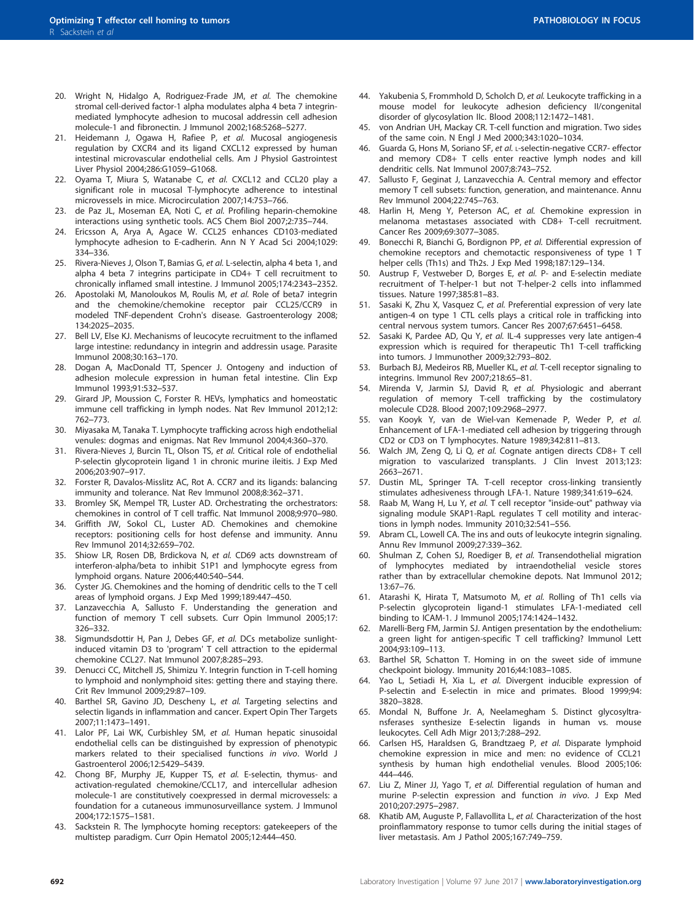20. Wright N, Hidalgo A, Rodriguez-Frade JM, *et al.* The chemokine stromal cell-derived factor-1 alpha modulates alpha 4 beta 7 integrin-mediated lymphocyte adhesion to mucosal addressin cell adhesion molecule-1 and fibronectin. J Immunol 2002;168:5268–5277.
21. Heidemann J, Ogawa H, Rafiee P, *et al.* Mucosal angiogenesis regulation by CXCR4 and its ligand CXCL12 expressed by human intestinal microvascular endothelial cells. Am J Physiol Gastrointest Liver Physiol 2004;286:G1059–G1068.
22. Oyama T, Miura S, Watanabe C, *et al.* CXCL12 and CCL20 play a significant role in mucosal T-lymphocyte adherence to intestinal microvessels in mice. Microcirculation 2007;14:753–766.
23. de Paz JL, Moseman EA, Noti C, *et al.* Profiling heparin-chemokine interactions using synthetic tools. ACS Chem Biol 2007;2:735–744.
24. Ericsson A, Arya A, Agace W. CCL25 enhances CD103-mediated lymphocyte adhesion to E-cadherin. Ann N Y Acad Sci 2004;1029: 334–336.
25. Rivera-Nieves J, Olson T, Bamias G, *et al.* L-selectin, alpha 4 beta 1, and alpha 4 beta 7 integrins participate in CD4+ T cell recruitment to chronically inflamed small intestine. J Immunol 2005;174:2343–2352.
26. Apostolaki M, Manoloukos M, Roulis M, *et al.* Role of beta7 integrin and the chemokine/chemokine receptor pair CCL25/CCR9 in modeled TNF-dependent Crohn's disease. Gastroenterology 2008; 134:2025–2035.
27. Bell LV, Else KJ. Mechanisms of leucocyte recruitment to the inflamed large intestine: redundancy in integrin and addressin usage. Parasite Immunol 2008;30:163–170.
28. Dogan A, MacDonald TT, Spencer J. Ontogeny and induction of adhesion molecule expression in human fetal intestine. Clin Exp Immunol 1993;91:532–537.
29. Girard JP, Moussion C, Forster R. HEVs, lymphatics and homeostatic immune cell trafficking in lymph nodes. Nat Rev Immunol 2012;12: 762–773.
30. Miyasaka M, Tanaka T. Lymphocyte trafficking across high endothelial venules: dogmas and enigmas. Nat Rev Immunol 2004;4:360–370.
31. Rivera-Nieves J, Burcin TL, Olson TS, *et al.* Critical role of endothelial P-selectin glycoprotein ligand 1 in chronic murine ileitis. J Exp Med 2006;203:907–917.
32. Forster R, Davalos-Misslitz AC, Rot A. CCR7 and its ligands: balancing immunity and tolerance. Nat Rev Immunol 2008;8:362–371.
33. Bromley SK, Mempel TR, Luster AD. Orchestrating the orchestrators: chemokines in control of T cell traffic. Nat Immunol 2008;9:970–980.
34. Griffith JW, Sokol CL, Luster AD. Chemokines and chemokine receptors: positioning cells for host defense and immunity. Annu Rev Immunol 2014;32:659–702.
35. Shiow LR, Rosen DB, Brdickova N, *et al.* CD69 acts downstream of interferon-alpha/beta to inhibit S1P1 and lymphocyte egress from lymphoid organs. Nature 2006;440:540–544.
36. Cyster JG. Chemokines and the homing of dendritic cells to the T cell areas of lymphoid organs. J Exp Med 1999;189:447–450.
37. Lanzavecchia A, Sallusto F. Understanding the generation and function of memory T cell subsets. Curr Opin Immunol 2005;17: 326–332.
38. Sigmundsdottir H, Pan J, Debes GF, *et al.* DCs metabolize sunlight-induced vitamin D3 to 'program' T cell attraction to the epidermal chemokine CCL27. Nat Immunol 2007;8:285–293.
39. Denucci CC, Mitchell JS, Shimizu Y. Integrin function in T-cell homing to lymphoid and nonlymphoid sites: getting there and staying there. Crit Rev Immunol 2009;29:87–109.
40. Barthel SR, Gavino JD, Descheny L, *et al.* Targeting selectins and selectin ligands in inflammation and cancer. Expert Opin Ther Targets 2007;11:1473–1491.
41. Lalor PF, Lai WK, Curbishley SM, *et al.* Human hepatic sinusoidal endothelial cells can be distinguished by expression of phenotypic markers related to their specialised functions *in vivo*. World J Gastroenterol 2006;12:5429–5439.
42. Chong BF, Murphy JE, Kupper TS, *et al.* E-selectin, thymus- and activation-regulated chemokine/CCL17, and intercellular adhesion molecule-1 are constitutively coexpressed in dermal microvessels: a foundation for a cutaneous immunosurveillance system. J Immunol 2004;172:1575–1581.
43. Sackstein R. The lymphocyte homing receptors: gatekeepers of the multistep paradigm. Curr Opin Hematol 2005;12:444–450.
44. Yakubenia S, Frommhold D, Scholch D, *et al.* Leukocyte trafficking in a mouse model for leukocyte adhesion deficiency II/congenital disorder of glycosylation IIc. Blood 2008;112:1472–1481.
45. von Andrian UH, Mackay CR. T-cell function and migration. Two sides of the same coin. N Engl J Med 2000;343:1020–1034.
46. Guarda G, Hons M, Soriano SF, *et al.* L-selectin-negative CCR7- effector and memory CD8+ T cells enter reactive lymph nodes and kill dendritic cells. Nat Immunol 2007;8:743–752.
47. Sallusto F, Geginat J, Lanzavecchia A. Central memory and effector memory T cell subsets: function, generation, and maintenance. Annu Rev Immunol 2004;22:745–763.
48. Harlin H, Meng Y, Peterson AC, *et al.* Chemokine expression in melanoma metastases associated with CD8+ T-cell recruitment. Cancer Res 2009;69:3077–3085.
49. Bonecchi R, Bianchi G, Bordignon PP, *et al.* Differential expression of chemokine receptors and chemotactic responsiveness of type 1 T helper cells (Th1s) and Th2s. J Exp Med 1998;187:129–134.
50. Austrup F, Vestweber D, Borges E, *et al.* P- and E-selectin mediate recruitment of T-helper-1 but not T-helper-2 cells into inflammed tissues. Nature 1997;385:81–83.
51. Sasaki K, Zhu X, Vasquez C, *et al.* Preferential expression of very late antigen-4 on type 1 CTL cells plays a critical role in trafficking into central nervous system tumors. Cancer Res 2007;67:6451–6458.
52. Sasaki K, Pardee AD, Qu Y, *et al.* IL-4 suppresses very late antigen-4 expression which is required for therapeutic Th1 T-cell trafficking into tumors. J Immunother 2009;32:793–802.
53. Burbach BJ, Medeiros RB, Mueller KL, *et al.* T-cell receptor signaling to integrins. Immunol Rev 2007;218:65–81.
54. Mirenda V, Jarmin SJ, David R, *et al.* Physiologic and aberrant regulation of memory T-cell trafficking by the costimulatory molecule CD28. Blood 2007;109:2968–2977.
55. van Kooyk Y, van de Wiel-van Kemenade P, Weder P, *et al.* Enhancement of LFA-1-mediated cell adhesion by triggering through CD2 or CD3 on T lymphocytes. Nature 1989;342:811–813.
56. Walch JM, Zeng Q, Li Q, *et al.* Cognate antigen directs CD8+ T cell migration to vascularized transplants. J Clin Invest 2013;123: 2663–2671.
57. Dustin ML, Springer TA. T-cell receptor cross-linking transiently stimulates adhesiveness through LFA-1. Nature 1989;341:619–624.
58. Raab M, Wang H, Lu Y, *et al.* T cell receptor "inside-out" pathway via signaling module SKAP1-RapL regulates T cell motility and interactions in lymph nodes. Immunity 2010;32:541–556.
59. Abram CL, Lowell CA. The ins and outs of leukocyte integrin signaling. Annu Rev Immunol 2009;27:339–362.
60. Shulman Z, Cohen SJ, Roediger B, *et al.* Transendothelial migration of lymphocytes mediated by intraendothelial vesicle stores rather than by extracellular chemokine depots. Nat Immunol 2012; 13:67–76.
61. Atarashi K, Hirata T, Matsumoto M, *et al.* Rolling of Th1 cells via P-selectin glycoprotein ligand-1 stimulates LFA-1-mediated cell binding to ICAM-1. J Immunol 2005;174:1424–1432.
62. Marelli-Berg FM, Jarmin SJ. Antigen presentation by the endothelium: a green light for antigen-specific T cell trafficking? Immunol Lett 2004;93:109–113.
63. Barthel SR, Schatton T. Homing in on the sweet side of immune checkpoint biology. Immunity 2016;44:1083–1085.
64. Yao L, Setiadi H, Xia L, *et al.* Divergent inducible expression of P-selectin and E-selectin in mice and primates. Blood 1999;94: 3820–3828.
65. Mondal N, Buffone Jr. A, Neelamegham S. Distinct glycosyltransferases synthesize E-selectin ligands in human vs. mouse leukocytes. Cell Adh Migr 2013;7:288–292.
66. Carlsen HS, Haraldsen G, Brandtzaeg P, *et al.* Disparate lymphoid chemokine expression in mice and men: no evidence of CCL21 synthesis by human high endothelial venules. Blood 2005;106: 444–446.
67. Liu Z, Miner JJ, Yago T, *et al.* Differential regulation of human and murine P-selectin expression and function *in vivo*. J Exp Med 2010;207:2975–2987.
68. Khatib AM, Auguste P, Fallavollita L, *et al.* Characterization of the host proinflammatory response to tumor cells during the initial stages of liver metastasis. Am J Pathol 2005;167:749–759.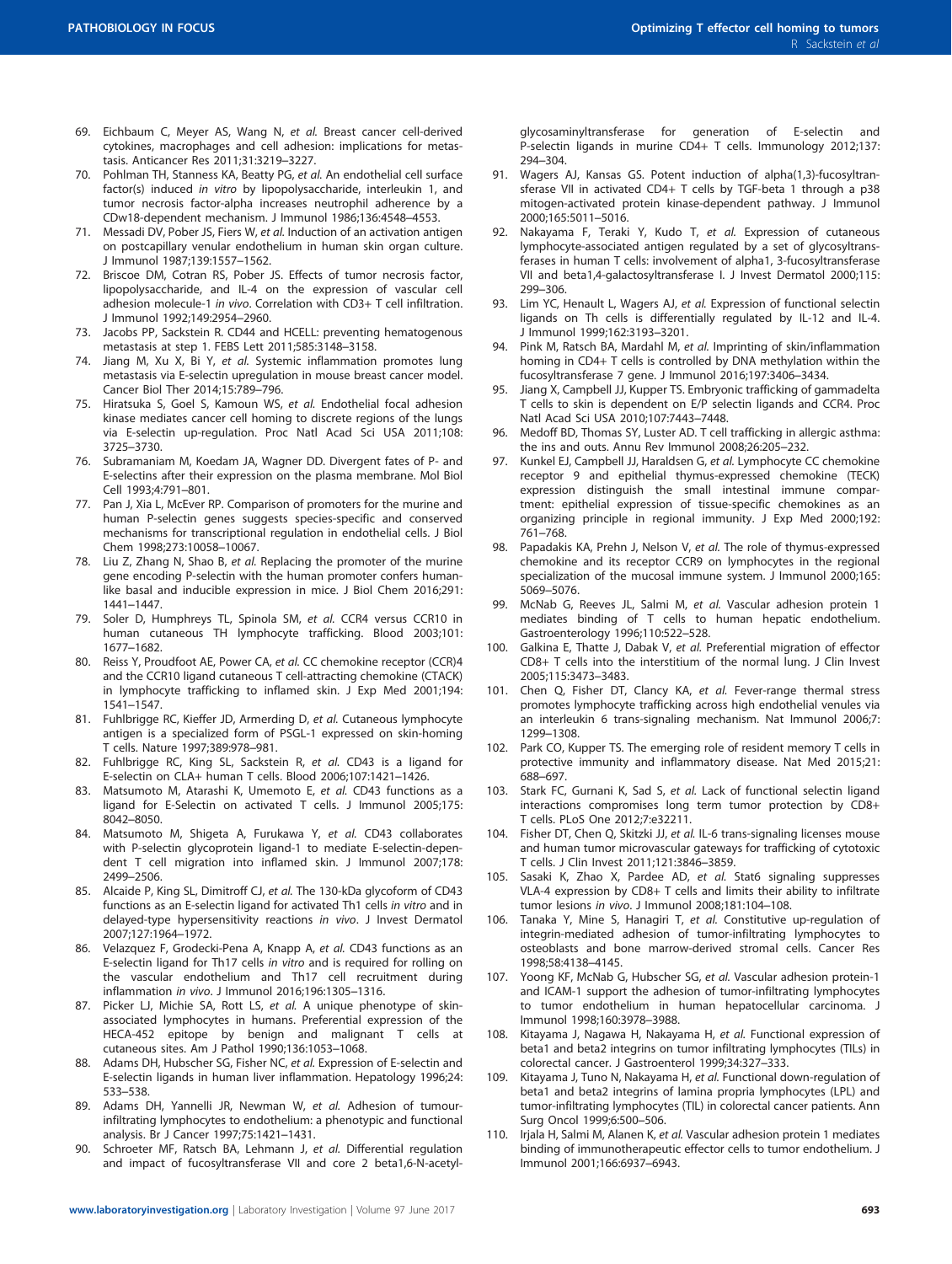69. Eichbaum C, Meyer AS, Wang N, *et al.* Breast cancer cell-derived cytokines, macrophages and cell adhesion: implications for metastasis. Anticancer Res 2011;31:3219–3227.
70. Pohlman TH, Stanness KA, Beatty PG, *et al.* An endothelial cell surface factor(s) induced *in vitro* by lipopolysaccharide, interleukin 1, and tumor necrosis factor-alpha increases neutrophil adherence by a CDw18-dependent mechanism. J Immunol 1986;136:4548–4553.
71. Messadi DV, Pober JS, Fiers W, *et al.* Induction of an activation antigen on postcapillary venular endothelium in human skin organ culture. J Immunol 1987;139:1557–1562.
72. Briscoe DM, Cotran RS, Pober JS. Effects of tumor necrosis factor, lipopolysaccharide, and IL-4 on the expression of vascular cell adhesion molecule-1 *in vivo*. Correlation with CD3+ T cell infiltration. J Immunol 1992;149:2954–2960.
73. Jacobs PP, Sackstein R. CD44 and HCELL: preventing hematogenous metastasis at step 1. FEBS Lett 2011;585:3148–3158.
74. Jiang M, Xu X, Bi Y, *et al.* Systemic inflammation promotes lung metastasis via E-selectin upregulation in mouse breast cancer model. Cancer Biol Ther 2014;15:789–796.
75. Hiratsuka S, Goel S, Kamoun WS, *et al.* Endothelial focal adhesion kinase mediates cancer cell homing to discrete regions of the lungs via E-selectin up-regulation. Proc Natl Acad Sci USA 2011;108: 3725–3730.
76. Subramaniam M, Koedam JA, Wagner DD. Divergent fates of P- and E-selectins after their expression on the plasma membrane. Mol Biol Cell 1993;4:791–801.
77. Pan J, Xia L, McEver RP. Comparison of promoters for the murine and human P-selectin genes suggests species-specific and conserved mechanisms for transcriptional regulation in endothelial cells. J Biol Chem 1998;273:10058–10067.
78. Liu Z, Zhang N, Shao B, *et al.* Replacing the promoter of the murine gene encoding P-selectin with the human promoter confers human-like basal and inducible expression in mice. J Biol Chem 2016;291: 1441–1447.
79. Soler D, Humphreys TL, Spinola SM, *et al.* CCR4 versus CCR10 in human cutaneous TH lymphocyte trafficking. Blood 2003;101: 1677–1682.
80. Reiss Y, Proudfoot AE, Power CA, *et al.* CC chemokine receptor (CCR)4 and the CCR10 ligand cutaneous T cell-attracting chemokine (CTACK) in lymphocyte trafficking to inflamed skin. J Exp Med 2001;194: 1541–1547.
81. Fuhlbrigge RC, Kieffer JD, Armerding D, *et al.* Cutaneous lymphocyte antigen is a specialized form of PSGL-1 expressed on skin-homing T cells. Nature 1997;389:978–981.
82. Fuhlbrigge RC, King SL, Sackstein R, *et al.* CD43 is a ligand for E-selectin on CLA+ human T cells. Blood 2006;107:1421–1426.
83. Matsumoto M, Atarashi K, Umemoto E, *et al.* CD43 functions as a ligand for E-Selectin on activated T cells. J Immunol 2005;175: 8042–8050.
84. Matsumoto M, Shigeta A, Furukawa Y, *et al.* CD43 collaborates with P-selectin glycoprotein ligand-1 to mediate E-selectin-dependent T cell migration into inflamed skin. J Immunol 2007;178: 2499–2506.
85. Alcaide P, King SL, Dimitroff CJ, *et al.* The 130-kDa glycoform of CD43 functions as an E-selectin ligand for activated Th1 cells *in vitro* and in delayed-type hypersensitivity reactions *in vivo*. J Invest Dermatol 2007;127:1964–1972.
86. Velazquez F, Grodecki-Pena A, Knapp A, *et al.* CD43 functions as an E-selectin ligand for Th17 cells *in vitro* and is required for rolling on the vascular endothelium and Th17 cell recruitment during inflammation *in vivo*. J Immunol 2016;196:1305–1316.
87. Picker LJ, Michie SA, Rott LS, *et al.* A unique phenotype of skin-associated lymphocytes in humans. Preferential expression of the HECA-452 epitope by benign and malignant T cells at cutaneous sites. Am J Pathol 1990;136:1053–1068.
88. Adams DH, Hubscher SG, Fisher NC, *et al.* Expression of E-selectin and E-selectin ligands in human liver inflammation. Hepatology 1996;24: 533–538.
89. Adams DH, Yannelli JR, Newman W, *et al.* Adhesion of tumour-infiltrating lymphocytes to endothelium: a phenotypic and functional analysis. Br J Cancer 1997;75:1421–1431.
90. Schroeter MF, Ratsch BA, Lehmann J, *et al.* Differential regulation and impact of fucosyltransferase VII and core 2 beta1,6-N-acetyl-glycosaminyltransferase for generation of E-selectin and P-selectin ligands in murine CD4+ T cells. Immunology 2012;137: 294–304.
91. Wagers AJ, Kansas GS. Potent induction of alpha(1,3)-fucosyltransferase VII in activated CD4+ T cells by TGF-beta 1 through a p38 mitogen-activated protein kinase-dependent pathway. J Immunol 2000;165:5011–5016.
92. Nakayama F, Teraki Y, Kudo T, *et al.* Expression of cutaneous lymphocyte-associated antigen regulated by a set of glycosyltransferases in human T cells: involvement of alpha1, 3-fucosyltransferase VII and beta1,4-galactosyltransferase I. J Invest Dermatol 2000;115: 299–306.
93. Lim YC, Henault L, Wagers AJ, *et al.* Expression of functional selectin ligands on Th cells is differentially regulated by IL-12 and IL-4. J Immunol 1999;162:3193–3201.
94. Pink M, Ratsch BA, Mardahl M, *et al.* Imprinting of skin/inflammation homing in CD4+ T cells is controlled by DNA methylation within the fucosyltransferase 7 gene. J Immunol 2016;197:3406–3434.
95. Jiang X, Campbell JJ, Kupper TS. Embryonic trafficking of gammadelta T cells to skin is dependent on E/P selectin ligands and CCR4. Proc Natl Acad Sci USA 2010;107:7443–7448.
96. Medoff BD, Thomas SY, Luster AD. T cell trafficking in allergic asthma: the ins and outs. Annu Rev Immunol 2008;26:205–232.
97. Kunkel EJ, Campbell JJ, Haraldsen G, *et al.* Lymphocyte CC chemokine receptor 9 and epithelial thymus-expressed chemokine (TECK) expression distinguish the small intestinal immune compartment: epithelial expression of tissue-specific chemokines as an organizing principle in regional immunity. J Exp Med 2000;192: 761–768.
98. Papadakis KA, Prehn J, Nelson V, *et al.* The role of thymus-expressed chemokine and its receptor CCR9 on lymphocytes in the regional specialization of the mucosal immune system. J Immunol 2000;165: 5069–5076.
99. McNab G, Reeves JL, Salmi M, *et al.* Vascular adhesion protein 1 mediates binding of T cells to human hepatic endothelium. Gastroenterology 1996;110:522–528.
100. Galkina E, Thatte J, Dabak V, *et al.* Preferential migration of effector CD8+ T cells into the interstitium of the normal lung. J Clin Invest 2005;115:3473–3483.
101. Chen Q, Fisher DT, Clancy KA, *et al.* Fever-range thermal stress promotes lymphocyte trafficking across high endothelial venules via an interleukin 6 trans-signaling mechanism. Nat Immunol 2006;7: 1299–1308.
102. Park CO, Kupper TS. The emerging role of resident memory T cells in protective immunity and inflammatory disease. Nat Med 2015;21: 688–697.
103. Stark FC, Gurnani K, Sad S, *et al.* Lack of functional selectin ligand interactions compromises long term tumor protection by CD8+ T cells. PLoS One 2012;7:e32211.
104. Fisher DT, Chen Q, Skitzki JJ, *et al.* IL-6 trans-signaling licenses mouse and human tumor microvascular gateways for trafficking of cytotoxic T cells. J Clin Invest 2011;121:3846–3859.
105. Sasaki K, Zhao X, Pardee AD, *et al.* Stat6 signaling suppresses VLA-4 expression by CD8+ T cells and limits their ability to infiltrate tumor lesions *in vivo*. J Immunol 2008;181:104–108.
106. Tanaka Y, Mine S, Hanagiri T, *et al.* Constitutive up-regulation of integrin-mediated adhesion of tumor-infiltrating lymphocytes to osteoblasts and bone marrow-derived stromal cells. Cancer Res 1998;58:4138–4145.
107. Yoong KF, McNab G, Hubscher SG, *et al.* Vascular adhesion protein-1 and ICAM-1 support the adhesion of tumor-infiltrating lymphocytes to tumor endothelium in human hepatocellular carcinoma. J Immunol 1998;160:3978–3988.
108. Kitayama J, Nagawa H, Nakayama H, *et al.* Functional expression of beta1 and beta2 integrins on tumor infiltrating lymphocytes (TILs) in colorectal cancer. J Gastroenterol 1999;34:327–333.
109. Kitayama J, Tuno N, Nakayama H, *et al.* Functional down-regulation of beta1 and beta2 integrins of lamina propria lymphocytes (LPL) and tumor-infiltrating lymphocytes (TIL) in colorectal cancer patients. Ann Surg Oncol 1999;6:500–506.
110. Irjala H, Salmi M, Alanen K, *et al.* Vascular adhesion protein 1 mediates binding of immunotherapeutic effector cells to tumor endothelium. J Immunol 2001;166:6937–6943.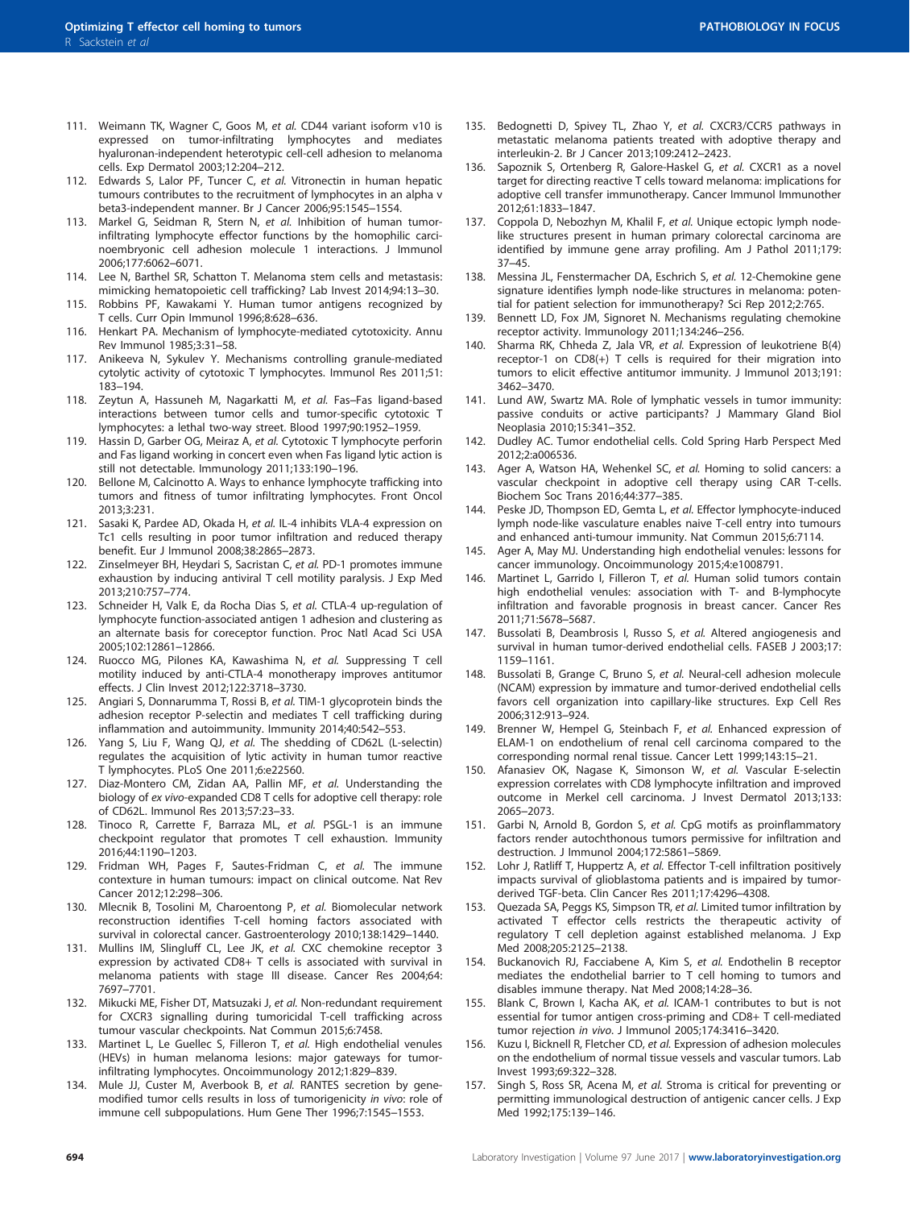111. Weimann TK, Wagner C, Goos M, *et al.* CD44 variant isoform v10 is expressed on tumor-infiltrating lymphocytes and mediates hyaluronan-independent heterotypic cell-cell adhesion to melanoma cells. Exp Dermatol 2003;12:204–212.
112. Edwards S, Lalor PF, Tuncer C, *et al.* Vitronectin in human hepatic tumours contributes to the recruitment of lymphocytes in an alpha v beta3-independent manner. Br J Cancer 2006;95:1545–1554.
113. Markel G, Seidman R, Stern N, *et al.* Inhibition of human tumor-infiltrating lymphocyte effector functions by the homophilic carcinoembryonic cell adhesion molecule 1 interactions. J Immunol 2006;177:6062–6071.
114. Lee N, Barthel SR, Schatton T. Melanoma stem cells and metastasis: mimicking hematopoietic cell trafficking? Lab Invest 2014;94:13–30.
115. Robbins PF, Kawakami Y. Human tumor antigens recognized by T cells. Curr Opin Immunol 1996;8:628–636.
116. Henkart PA. Mechanism of lymphocyte-mediated cytotoxicity. Annu Rev Immunol 1985;3:31–58.
117. Anikeeva N, Sykulev Y. Mechanisms controlling granule-mediated cytolytic activity of cytotoxic T lymphocytes. Immunol Res 2011;51: 183–194.
118. Zeytun A, Hassuneh M, Nagarkatti M, *et al.* Fas–Fas ligand-based interactions between tumor cells and tumor-specific cytotoxic T lymphocytes: a lethal two-way street. Blood 1997;90:1952–1959.
119. Hassin D, Garber OG, Meiraz A, *et al.* Cytotoxic T lymphocyte perforin and Fas ligand working in concert even when Fas ligand lytic action is still not detectable. Immunology 2011;133:190–196.
120. Bellone M, Calcinotto A. Ways to enhance lymphocyte trafficking into tumors and fitness of tumor infiltrating lymphocytes. Front Oncol 2013;3:231.
121. Sasaki K, Pardee AD, Okada H, *et al.* IL-4 inhibits VLA-4 expression on Tc1 cells resulting in poor tumor infiltration and reduced therapy benefit. Eur J Immunol 2008;38:2865–2873.
122. Zinselmeyer BH, Heydari S, Sacristan C, *et al.* PD-1 promotes immune exhaustion by inducing antiviral T cell motility paralysis. J Exp Med 2013;210:757–774.
123. Schneider H, Valk E, da Rocha Dias S, *et al.* CTLA-4 up-regulation of lymphocyte function-associated antigen 1 adhesion and clustering as an alternate basis for coreceptor function. Proc Natl Acad Sci USA 2005;102:12861–12866.
124. Ruocco MG, Pilones KA, Kawashima N, *et al.* Suppressing T cell motility induced by anti-CTLA-4 monotherapy improves antitumor effects. J Clin Invest 2012;122:3718–3730.
125. Angiari S, Donnarumma T, Rossi B, *et al.* TIM-1 glycoprotein binds the adhesion receptor P-selectin and mediates T cell trafficking during inflammation and autoimmunity. Immunity 2014;40:542–553.
126. Yang S, Liu F, Wang QJ, *et al.* The shedding of CD62L (L-selectin) regulates the acquisition of lytic activity in human tumor reactive T lymphocytes. PLoS One 2011;6:e22560.
127. Diaz-Montero CM, Zidan AA, Pallin MF, *et al.* Understanding the biology of *ex vivo*-expanded CD8 T cells for adoptive cell therapy: role of CD62L. Immunol Res 2013;57:23–33.
128. Tinoco R, Carrette F, Barraza ML, *et al.* PSGL-1 is an immune checkpoint regulator that promotes T cell exhaustion. Immunity 2016;44:1190–1203.
129. Fridman WH, Pages F, Sautes-Fridman C, *et al.* The immune contexture in human tumours: impact on clinical outcome. Nat Rev Cancer 2012;12:298–306.
130. Mlecnik B, Tosolini M, Charoentong P, *et al.* Biomolecular network reconstruction identifies T-cell homing factors associated with survival in colorectal cancer. Gastroenterology 2010;138:1429–1440.
131. Mullins IM, Slingluff CL, Lee JK, *et al.* CXC chemokine receptor 3 expression by activated CD8+ T cells is associated with survival in melanoma patients with stage III disease. Cancer Res 2004;64: 7697–7701.
132. Mikucki ME, Fisher DT, Matsuzaki J, *et al.* Non-redundant requirement for CXCR3 signalling during tumoricidal T-cell trafficking across tumour vascular checkpoints. Nat Commun 2015;6:7458.
133. Martinet L, Le Guellec S, Filleron T, *et al.* High endothelial venules (HEVs) in human melanoma lesions: major gateways for tumor-infiltrating lymphocytes. Oncoimmunology 2012;1:829–839.
134. Mule JJ, Custer M, Averbook B, *et al.* RANTES secretion by gene-modified tumor cells results in loss of tumorigenicity *in vivo*: role of immune cell subpopulations. Hum Gene Ther 1996;7:1545–1553.
135. Bedognetti D, Spivey TL, Zhao Y, *et al.* CXCR3/CCR5 pathways in metastatic melanoma patients treated with adoptive therapy and interleukin-2. Br J Cancer 2013;109:2412–2423.
136. Sapoznik S, Ortenberg R, Galore-Haskel G, *et al.* CXCR1 as a novel target for directing reactive T cells toward melanoma: implications for adoptive cell transfer immunotherapy. Cancer Immunol Immunother 2012;61:1833–1847.
137. Coppola D, Nebozhyn M, Khalil F, *et al.* Unique ectopic lymph node-like structures present in human primary colorectal carcinoma are identified by immune gene array profiling. Am J Pathol 2011;179: 37–45.
138. Messina JL, Fenstermacher DA, Eschrich S, *et al.* 12-Chemokine gene signature identifies lymph node-like structures in melanoma: potential for patient selection for immunotherapy? Sci Rep 2012;2:765.
139. Bennett LD, Fox JM, Signoret N. Mechanisms regulating chemokine receptor activity. Immunology 2011;134:246–256.
140. Sharma RK, Chheda Z, Jala VR, *et al.* Expression of leukotriene B(4) receptor-1 on CD8(+) T cells is required for their migration into tumors to elicit effective antitumor immunity. J Immunol 2013;191: 3462–3470.
141. Lund AW, Swartz MA. Role of lymphatic vessels in tumor immunity: passive conduits or active participants? J Mammary Gland Biol Neoplasia 2010;15:341–352.
142. Dudley AC. Tumor endothelial cells. Cold Spring Harb Perspect Med 2012;2:a006536.
143. Ager A, Watson HA, Wehenkel SC, *et al.* Homing to solid cancers: a vascular checkpoint in adoptive cell therapy using CAR T-cells. Biochem Soc Trans 2016;44:377–385.
144. Peske JD, Thompson ED, Gemta L, *et al.* Effector lymphocyte-induced lymph node-like vasculature enables naive T-cell entry into tumours and enhanced anti-tumour immunity. Nat Commun 2015;6:7114.
145. Ager A, May MJ. Understanding high endothelial venules: lessons for cancer immunology. Oncoimmunology 2015;4:e1008791.
146. Martinet L, Garrido I, Filleron T, *et al.* Human solid tumors contain high endothelial venules: association with T- and B-lymphocyte infiltration and favorable prognosis in breast cancer. Cancer Res 2011;71:5678–5687.
147. Bussolati B, Deambrosis I, Russo S, *et al.* Altered angiogenesis and survival in human tumor-derived endothelial cells. FASEB J 2003;17: 1159–1161.
148. Bussolati B, Grange C, Bruno S, *et al.* Neural-cell adhesion molecule (NCAM) expression by immature and tumor-derived endothelial cells favors cell organization into capillary-like structures. Exp Cell Res 2006;312:913–924.
149. Brenner W, Hempel G, Steinbach F, *et al.* Enhanced expression of ELAM-1 on endothelium of renal cell carcinoma compared to the corresponding normal renal tissue. Cancer Lett 1999;143:15–21.
150. Afanasiev OK, Nagase K, Simonson W, *et al.* Vascular E-selectin expression correlates with CD8 lymphocyte infiltration and improved outcome in Merkel cell carcinoma. J Invest Dermatol 2013;133: 2065–2073.
151. Garbi N, Arnold B, Gordon S, *et al.* CpG motifs as proinflammatory factors render autochthonous tumors permissive for infiltration and destruction. J Immunol 2004;172:5861–5869.
152. Lohr J, Ratliff T, Huppertz A, *et al.* Effector T-cell infiltration positively impacts survival of glioblastoma patients and is impaired by tumor-derived TGF-beta. Clin Cancer Res 2011;17:4296–4308.
153. Quezada SA, Peggs KS, Simpson TR, *et al.* Limited tumor infiltration by activated T effector cells restricts the therapeutic activity of regulatory T cell depletion against established melanoma. J Exp Med 2008;205:2125–2138.
154. Buckanovich RJ, Facciabene A, Kim S, *et al.* Endothelin B receptor mediates the endothelial barrier to T cell homing to tumors and disables immune therapy. Nat Med 2008;14:28–36.
155. Blank C, Brown I, Kacha AK, *et al.* ICAM-1 contributes to but is not essential for tumor antigen cross-priming and CD8+ T cell-mediated tumor rejection *in vivo*. J Immunol 2005;174:3416–3420.
156. Kuzu I, Bicknell R, Fletcher CD, *et al.* Expression of adhesion molecules on the endothelium of normal tissue vessels and vascular tumors. Lab Invest 1993;69:322–328.
157. Singh S, Ross SR, Acena M, *et al.* Stroma is critical for preventing or permitting immunological destruction of antigenic cancer cells. J Exp Med 1992;175:139–146.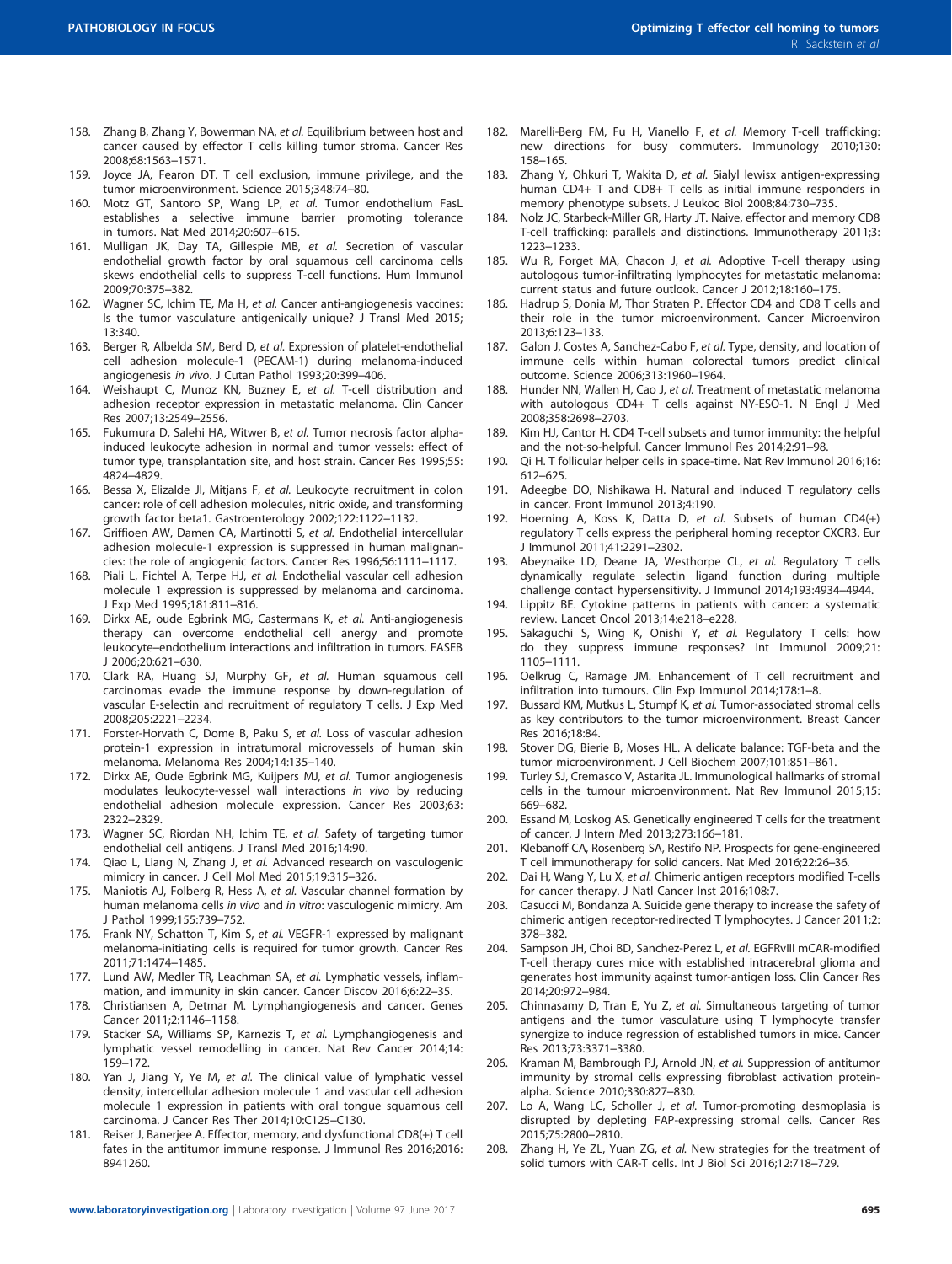158. Zhang B, Zhang Y, Bowerman NA, *et al.* Equilibrium between host and cancer caused by effector T cells killing tumor stroma. Cancer Res 2008;68:1563–1571.
159. Joyce JA, Fearon DT. T cell exclusion, immune privilege, and the tumor microenvironment. Science 2015;348:74–80.
160. Motz GT, Santoro SP, Wang LP, *et al.* Tumor endothelium FasL establishes a selective immune barrier promoting tolerance in tumors. Nat Med 2014;20:607–615.
161. Mulligan JK, Day TA, Gillespie MB, *et al.* Secretion of vascular endothelial growth factor by oral squamous cell carcinoma cells skews endothelial cells to suppress T-cell functions. Hum Immunol 2009;70:375–382.
162. Wagner SC, Ichim TE, Ma H, *et al.* Cancer anti-angiogenesis vaccines: Is the tumor vasculature antigenically unique? J Transl Med 2015; 13:340.
163. Berger R, Albelda SM, Berd D, *et al.* Expression of platelet-endothelial cell adhesion molecule-1 (PECAM-1) during melanoma-induced angiogenesis *in vivo*. J Cutan Pathol 1993;20:399–406.
164. Weishaupt C, Munoz KN, Buzney E, *et al.* T-cell distribution and adhesion receptor expression in metastatic melanoma. Clin Cancer Res 2007;13:2549–2556.
165. Fukumura D, Salehi HA, Witwer B, *et al.* Tumor necrosis factor alpha-induced leukocyte adhesion in normal and tumor vessels: effect of tumor type, transplantation site, and host strain. Cancer Res 1995;55: 4824–4829.
166. Bessa X, Elizalde JI, Mitjans F, *et al.* Leukocyte recruitment in colon cancer: role of cell adhesion molecules, nitric oxide, and transforming growth factor beta1. Gastroenterology 2002;122:1122–1132.
167. Griffioen AW, Damen CA, Martinotti S, *et al.* Endothelial intercellular adhesion molecule-1 expression is suppressed in human malignancies: the role of angiogenic factors. Cancer Res 1996;56:1111–1117.
168. Piali L, Fichtel A, Terpe HJ, *et al.* Endothelial vascular cell adhesion molecule 1 expression is suppressed by melanoma and carcinoma. J Exp Med 1995;181:811–816.
169. Dirkx AE, oude Egbrink MG, Castermans K, *et al.* Anti-angiogenesis therapy can overcome endothelial cell anergy and promote leukocyte–endothelium interactions and infiltration in tumors. FASEB J 2006;20:621–630.
170. Clark RA, Huang SJ, Murphy GF, *et al.* Human squamous cell carcinomas evade the immune response by down-regulation of vascular E-selectin and recruitment of regulatory T cells. J Exp Med 2008;205:2221–2234.
171. Forster-Horvath C, Dome B, Paku S, *et al.* Loss of vascular adhesion protein-1 expression in intratumoral microvessels of human skin melanoma. Melanoma Res 2004;14:135–140.
172. Dirkx AE, Oude Egbrink MG, Kuijpers MJ, *et al.* Tumor angiogenesis modulates leukocyte-vessel wall interactions *in vivo* by reducing endothelial adhesion molecule expression. Cancer Res 2003;63: 2322–2329.
173. Wagner SC, Riordan NH, Ichim TE, *et al.* Safety of targeting tumor endothelial cell antigens. J Transl Med 2016;14:90.
174. Qiao L, Liang N, Zhang J, *et al.* Advanced research on vasculogenic mimicry in cancer. J Cell Mol Med 2015;19:315–326.
175. Maniotis AJ, Folberg R, Hess A, *et al.* Vascular channel formation by human melanoma cells *in vivo* and *in vitro*: vasculogenic mimicry. Am J Pathol 1999;155:739–752.
176. Frank NY, Schatton T, Kim S, *et al.* VEGFR-1 expressed by malignant melanoma-initiating cells is required for tumor growth. Cancer Res 2011;71:1474–1485.
177. Lund AW, Medler TR, Leachman SA, *et al.* Lymphatic vessels, inflammation, and immunity in skin cancer. Cancer Discov 2016;6:22–35.
178. Christiansen A, Detmar M. Lymphangiogenesis and cancer. Genes Cancer 2011;2:1146–1158.
179. Stacker SA, Williams SP, Karnezis T, *et al.* Lymphangiogenesis and lymphatic vessel remodelling in cancer. Nat Rev Cancer 2014;14: 159–172.
180. Yan J, Jiang Y, Ye M, *et al.* The clinical value of lymphatic vessel density, intercellular adhesion molecule 1 and vascular cell adhesion molecule 1 expression in patients with oral tongue squamous cell carcinoma. J Cancer Res Ther 2014;10:C125–C130.
181. Reiser J, Banerjee A. Effector, memory, and dysfunctional CD8(+) T cell fates in the antitumor immune response. J Immunol Res 2016;2016: 8941260.
182. Marelli-Berg FM, Fu H, Vianello F, *et al.* Memory T-cell trafficking: new directions for busy commuters. Immunology 2010;130: 158–165.
183. Zhang Y, Ohkuri T, Wakita D, *et al.* Sialyl lewisx antigen-expressing human CD4+ T and CD8+ T cells as initial immune responders in memory phenotype subsets. J Leukoc Biol 2008;84:730–735.
184. Nolz JC, Starbeck-Miller GR, Harty JT. Naive, effector and memory CD8 T-cell trafficking: parallels and distinctions. Immunotherapy 2011;3: 1223–1233.
185. Wu R, Forget MA, Chacon J, *et al.* Adoptive T-cell therapy using autologous tumor-infiltrating lymphocytes for metastatic melanoma: current status and future outlook. Cancer J 2012;18:160–175.
186. Hadrup S, Donia M, Thor Straten P. Effector CD4 and CD8 T cells and their role in the tumor microenvironment. Cancer Microenviron 2013;6:123–133.
187. Galon J, Costes A, Sanchez-Cabo F, *et al.* Type, density, and location of immune cells within human colorectal tumors predict clinical outcome. Science 2006;313:1960–1964.
188. Hunder NN, Wallen H, Cao J, *et al.* Treatment of metastatic melanoma with autologous CD4+ T cells against NY-ESO-1. N Engl J Med 2008;358:2698–2703.
189. Kim HJ, Cantor H. CD4 T-cell subsets and tumor immunity: the helpful and the not-so-helpful. Cancer Immunol Res 2014;2:91–98.
190. Qi H. T follicular helper cells in space-time. Nat Rev Immunol 2016;16: 612–625.
191. Adeegbe DO, Nishikawa H. Natural and induced T regulatory cells in cancer. Front Immunol 2013;4:190.
192. Hoerning A, Koss K, Datta D, *et al.* Subsets of human CD4(+) regulatory T cells express the peripheral homing receptor CXCR3. Eur J Immunol 2011;41:2291–2302.
193. Abeynaike LD, Deane JA, Westhorpe CL, *et al.* Regulatory T cells dynamically regulate selectin ligand function during multiple challenge contact hypersensitivity. J Immunol 2014;193:4934–4944.
194. Lippitz BE. Cytokine patterns in patients with cancer: a systematic review. Lancet Oncol 2013;14:e218–e228.
195. Sakaguchi S, Wing K, Onishi Y, *et al.* Regulatory T cells: how do they suppress immune responses? Int Immunol 2009;21: 1105–1111.
196. Oelkrug C, Ramage JM. Enhancement of T cell recruitment and infiltration into tumours. Clin Exp Immunol 2014;178:1–8.
197. Bussard KM, Mutkus L, Stumpf K, *et al.* Tumor-associated stromal cells as key contributors to the tumor microenvironment. Breast Cancer Res 2016;18:84.
198. Stover DG, Bierie B, Moses HL. A delicate balance: TGF-beta and the tumor microenvironment. J Cell Biochem 2007;101:851–861.
199. Turley SJ, Cremasco V, Astarita JL. Immunological hallmarks of stromal cells in the tumour microenvironment. Nat Rev Immunol 2015;15: 669–682.
200. Essand M, Loskog AS. Genetically engineered T cells for the treatment of cancer. J Intern Med 2013;273:166–181.
201. Klebanoff CA, Rosenberg SA, Restifo NP. Prospects for gene-engineered T cell immunotherapy for solid cancers. Nat Med 2016;22:26–36.
202. Dai H, Wang Y, Lu X, *et al.* Chimeric antigen receptors modified T-cells for cancer therapy. J Natl Cancer Inst 2016;108:7.
203. Casucci M, Bondanza A. Suicide gene therapy to increase the safety of chimeric antigen receptor-redirected T lymphocytes. J Cancer 2011;2: 378–382.
204. Sampson JH, Choi BD, Sanchez-Perez L, *et al.* EGFRvIII mCAR-modified T-cell therapy cures mice with established intracerebral glioma and generates host immunity against tumor-antigen loss. Clin Cancer Res 2014;20:972–984.
205. Chinnasamy D, Tran E, Yu Z, *et al.* Simultaneous targeting of tumor antigens and the tumor vasculature using T lymphocyte transfer synergize to induce regression of established tumors in mice. Cancer Res 2013;73:3371–3380.
206. Kraman M, Bambrough PJ, Arnold JN, *et al.* Suppression of antitumor immunity by stromal cells expressing fibroblast activation protein-alpha. Science 2010;330:827–830.
207. Lo A, Wang LC, Scholler J, *et al.* Tumor-promoting desmoplasia is disrupted by depleting FAP-expressing stromal cells. Cancer Res 2015;75:2800–2810.
208. Zhang H, Ye ZL, Yuan ZG, *et al.* New strategies for the treatment of solid tumors with CAR-T cells. Int J Biol Sci 2016;12:718–729.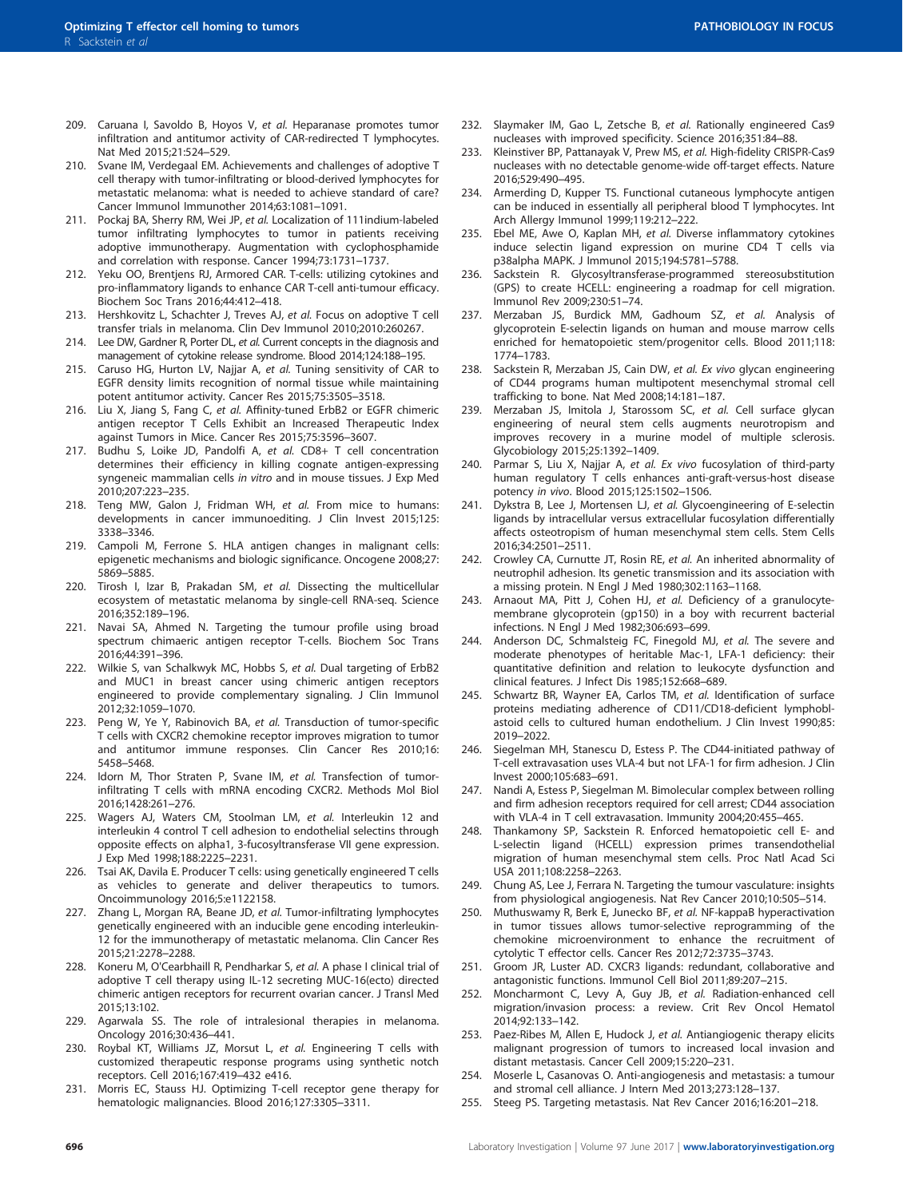209. Caruana I, Savoldo B, Hoyos V, *et al.* Heparanase promotes tumor infiltration and antitumor activity of CAR-redirected T lymphocytes. Nat Med 2015;21:524–529.
210. Svane IM, Verdegaal EM. Achievements and challenges of adoptive T cell therapy with tumor-infiltrating or blood-derived lymphocytes for metastatic melanoma: what is needed to achieve standard of care? Cancer Immunol Immunother 2014;63:1081–1091.
211. Pockaj BA, Sherry RM, Wei JP, *et al.* Localization of 111indium-labeled tumor infiltrating lymphocytes to tumor in patients receiving adoptive immunotherapy. Augmentation with cyclophosphamide and correlation with response. Cancer 1994;73:1731–1737.
212. Yeku OO, Brentjens RJ, Armored CAR. T-cells: utilizing cytokines and pro-inflammatory ligands to enhance CAR T-cell anti-tumour efficacy. Biochem Soc Trans 2016;44:412–418.
213. Hershkovitz L, Schachter J, Treves AJ, *et al.* Focus on adoptive T cell transfer trials in melanoma. Clin Dev Immunol 2010;2010:260267.
214. Lee DW, Gardner R, Porter DL, *et al.* Current concepts in the diagnosis and management of cytokine release syndrome. Blood 2014;124:188–195.
215. Caruso HG, Hurton LV, Najjar A, *et al.* Tuning sensitivity of CAR to EGFR density limits recognition of normal tissue while maintaining potent antitumor activity. Cancer Res 2015;75:3505–3518.
216. Liu X, Jiang S, Fang C, *et al.* Affinity-tuned ErbB2 or EGFR chimeric antigen receptor T Cells Exhibit an Increased Therapeutic Index against Tumors in Mice. Cancer Res 2015;75:3596–3607.
217. Budhu S, Loike JD, Pandolfi A, *et al.* CD8+ T cell concentration determines their efficiency in killing cognate antigen-expressing syngeneic mammalian cells *in vitro* and in mouse tissues. J Exp Med 2010;207:223–235.
218. Teng MW, Galon J, Fridman WH, *et al.* From mice to humans: developments in cancer immunoediting. J Clin Invest 2015;125: 3338–3346.
219. Campoli M, Ferrone S. HLA antigen changes in malignant cells: epigenetic mechanisms and biologic significance. Oncogene 2008;27: 5869–5885.
220. Tirosh I, Izar B, Prakadan SM, *et al.* Dissecting the multicellular ecosystem of metastatic melanoma by single-cell RNA-seq. Science 2016;352:189–196.
221. Navai SA, Ahmed N. Targeting the tumour profile using broad spectrum chimaeric antigen receptor T-cells. Biochem Soc Trans 2016;44:391–396.
222. Wilkie S, van Schalkwyk MC, Hobbs S, *et al.* Dual targeting of ErbB2 and MUC1 in breast cancer using chimeric antigen receptors engineered to provide complementary signaling. J Clin Immunol 2012;32:1059–1070.
223. Peng W, Ye Y, Rabinovich BA, *et al.* Transduction of tumor-specific T cells with CXCR2 chemokine receptor improves migration to tumor and antitumor immune responses. Clin Cancer Res 2010;16: 5458–5468.
224. Idorn M, Thor Straten P, Svane IM, *et al.* Transfection of tumor-infiltrating T cells with mRNA encoding CXCR2. Methods Mol Biol 2016;1428:261–276.
225. Wagers AJ, Waters CM, Stoolman LM, *et al.* Interleukin 12 and interleukin 4 control T cell adhesion to endothelial selectins through opposite effects on alpha1, 3-fucosyltransferase VII gene expression. J Exp Med 1998;188:2225–2231.
226. Tsai AK, Davila E. Producer T cells: using genetically engineered T cells as vehicles to generate and deliver therapeutics to tumors. Oncoimmunology 2016;5:e1122158.
227. Zhang L, Morgan RA, Beane JD, *et al.* Tumor-infiltrating lymphocytes genetically engineered with an inducible gene encoding interleukin-12 for the immunotherapy of metastatic melanoma. Clin Cancer Res 2015;21:2278–2288.
228. Koneru M, O'Cearbhaill R, Pendharkar S, *et al.* A phase I clinical trial of adoptive T cell therapy using IL-12 secreting MUC-16(ecto) directed chimeric antigen receptors for recurrent ovarian cancer. J Transl Med 2015;13:102.
229. Agarwala SS. The role of intralesional therapies in melanoma. Oncology 2016;30:436–441.
230. Roybal KT, Williams JZ, Morsut L, *et al.* Engineering T cells with customized therapeutic response programs using synthetic notch receptors. Cell 2016;167:419–432 e416.
231. Morris EC, Stauss HJ. Optimizing T-cell receptor gene therapy for hematologic malignancies. Blood 2016;127:3305–3311.
232. Slaymaker IM, Gao L, Zetsche B, *et al.* Rationally engineered Cas9 nucleases with improved specificity. Science 2016;351:84–88.
233. Kleinstiver BP, Pattanayak V, Prew MS, *et al.* High-fidelity CRISPR-Cas9 nucleases with no detectable genome-wide off-target effects. Nature 2016;529:490–495.
234. Armerding D, Kupper TS. Functional cutaneous lymphocyte antigen can be induced in essentially all peripheral blood T lymphocytes. Int Arch Allergy Immunol 1999;119:212–222.
235. Ebel ME, Awe O, Kaplan MH, *et al.* Diverse inflammatory cytokines induce selectin ligand expression on murine CD4 T cells via p38alpha MAPK. J Immunol 2015;194:5781–5788.
236. Sackstein R. Glycosyltransferase-programmed stereosubstitution (GPS) to create HCELL: engineering a roadmap for cell migration. Immunol Rev 2009;230:51–74.
237. Merzaban JS, Burdick MM, Gadhoum SZ, *et al.* Analysis of glycoprotein E-selectin ligands on human and mouse marrow cells enriched for hematopoietic stem/progenitor cells. Blood 2011;118: 1774–1783.
238. Sackstein R, Merzaban JS, Cain DW, *et al.* *Ex vivo* glycan engineering of CD44 programs human multipotent mesenchymal stromal cell trafficking to bone. Nat Med 2008;14:181–187.
239. Merzaban JS, Imitola J, Starossom SC, *et al.* Cell surface glycan engineering of neural stem cells augments neurotropism and improves recovery in a murine model of multiple sclerosis. Glycobiology 2015;25:1392–1409.
240. Parmar S, Liu X, Najjar A, *et al.* *Ex vivo* fucosylation of third-party human regulatory T cells enhances anti-graft-versus-host disease potency *in vivo*. Blood 2015;125:1502–1506.
241. Dykstra B, Lee J, Mortensen LJ, *et al.* Glycoengineering of E-selectin ligands by intracellular versus extracellular fucosylation differentially affects osteotropism of human mesenchymal stem cells. Stem Cells 2016;34:2501–2511.
242. Crowley CA, Curnutte JT, Rosin RE, *et al.* An inherited abnormality of neutrophil adhesion. Its genetic transmission and its association with a missing protein. N Engl J Med 1980;302:1163–1168.
243. Arnaout MA, Pitt J, Cohen HJ, *et al.* Deficiency of a granulocyte-membrane glycoprotein (gp150) in a boy with recurrent bacterial infections. N Engl J Med 1982;306:693–699.
244. Anderson DC, Schmalsteig FC, Finegold MJ, *et al.* The severe and moderate phenotypes of heritable Mac-1, LFA-1 deficiency: their quantitative definition and relation to leukocyte dysfunction and clinical features. J Infect Dis 1985;152:668–689.
245. Schwartz BR, Wayner EA, Carlos TM, *et al.* Identification of surface proteins mediating adherence of CD11/CD18-deficient lymphoblastoid cells to cultured human endothelium. J Clin Invest 1990;85: 2019–2022.
246. Siegelman MH, Stanescu D, Estess P. The CD44-initiated pathway of T-cell extravasation uses VLA-4 but not LFA-1 for firm adhesion. J Clin Invest 2000;105:683–691.
247. Nandi A, Estess P, Siegelman M. Bimolecular complex between rolling and firm adhesion receptors required for cell arrest; CD44 association with VLA-4 in T cell extravasation. Immunity 2004;20:455–465.
248. Thankamony SP, Sackstein R. Enforced hematopoietic cell E- and L-selectin ligand (HCELL) expression primes transendothelial migration of human mesenchymal stem cells. Proc Natl Acad Sci USA 2011;108:2258–2263.
249. Chung AS, Lee J, Ferrara N. Targeting the tumour vasculature: insights from physiological angiogenesis. Nat Rev Cancer 2010;10:505–514.
250. Muthuswamy R, Berk E, Junecko BF, *et al.* NF-kappaB hyperactivation in tumor tissues allows tumor-selective reprogramming of the chemokine microenvironment to enhance the recruitment of cytolytic T effector cells. Cancer Res 2012;72:3735–3743.
251. Groom JR, Luster AD. CXCR3 ligands: redundant, collaborative and antagonistic functions. Immunol Cell Biol 2011;89:207–215.
252. Moncharmont C, Levy A, Guy JB, *et al.* Radiation-enhanced cell migration/invasion process: a review. Crit Rev Oncol Hematol 2014;92:133–142.
253. Paez-Ribes M, Allen E, Hudock J, *et al.* Antiangiogenic therapy elicits malignant progression of tumors to increased local invasion and distant metastasis. Cancer Cell 2009;15:220–231.
254. Moserle L, Casanovas O. Anti-angiogenesis and metastasis: a tumour and stromal cell alliance. J Intern Med 2013;273:128–137.
255. Steeg PS. Targeting metastasis. Nat Rev Cancer 2016;16:201–218.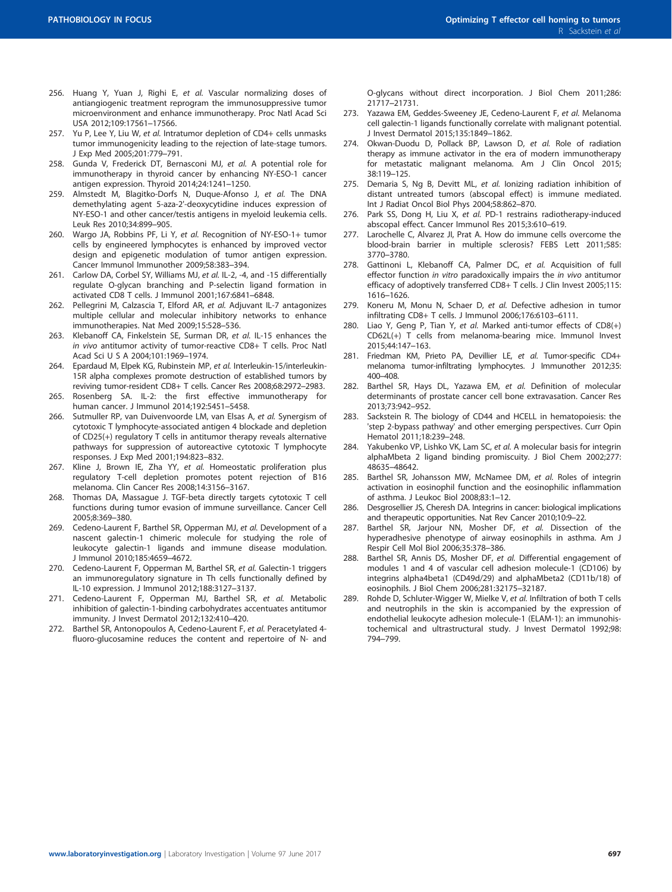256. Huang Y, Yuan J, Righi E, *et al.* Vascular normalizing doses of antiangiogenic treatment reprogram the immunosuppressive tumor microenvironment and enhance immunotherapy. Proc Natl Acad Sci USA 2012;109:17561–17566.
257. Yu P, Lee Y, Liu W, *et al.* Intratumor depletion of CD4+ cells unmasks tumor immunogenicity leading to the rejection of late-stage tumors. J Exp Med 2005;201:779–791.
258. Gunda V, Frederick DT, Bernasconi MJ, *et al.* A potential role for immunotherapy in thyroid cancer by enhancing NY-ESO-1 cancer antigen expression. Thyroid 2014;24:1241–1250.
259. Almstedt M, Blagitko-Dorfs N, Duque-Afonso J, *et al.* The DNA demethylating agent 5-aza-2'-deoxycytidine induces expression of NY-ESO-1 and other cancer/testis antigens in myeloid leukemia cells. Leuk Res 2010;34:899–905.
260. Wargo JA, Robbins PF, Li Y, *et al.* Recognition of NY-ESO-1+ tumor cells by engineered lymphocytes is enhanced by improved vector design and epigenetic modulation of tumor antigen expression. Cancer Immunol Immunother 2009;58:383–394.
261. Carlow DA, Corbel SY, Williams MJ, *et al.* IL-2, -4, and -15 differentially regulate O-glycan branching and P-selectin ligand formation in activated CD8 T cells. J Immunol 2001;167:6841–6848.
262. Pellegrini M, Calzascia T, Elford AR, *et al.* Adjuvant IL-7 antagonizes multiple cellular and molecular inhibitory networks to enhance immunotherapies. Nat Med 2009;15:528–536.
263. Klebanoff CA, Finkelstein SE, Surman DR, *et al.* IL-15 enhances the *in vivo* antitumor activity of tumor-reactive CD8+ T cells. Proc Natl Acad Sci U S A 2004;101:1969–1974.
264. Epardaud M, Elpek KG, Rubinstein MP, *et al.* Interleukin-15/interleukin-15R alpha complexes promote destruction of established tumors by reviving tumor-resident CD8+ T cells. Cancer Res 2008;68:2972–2983.
265. Rosenberg SA. IL-2: the first effective immunotherapy for human cancer. J Immunol 2014;192:5451–5458.
266. Sutmuller RP, van Duivenvoorde LM, van Elsas A, *et al.* Synergism of cytotoxic T lymphocyte-associated antigen 4 blockade and depletion of CD25(+) regulatory T cells in antitumor therapy reveals alternative pathways for suppression of autoreactive cytotoxic T lymphocyte responses. J Exp Med 2001;194:823–832.
267. Kline J, Brown IE, Zha YY, *et al.* Homeostatic proliferation plus regulatory T-cell depletion promotes potent rejection of B16 melanoma. Clin Cancer Res 2008;14:3156–3167.
268. Thomas DA, Massague J. TGF-beta directly targets cytotoxic T cell functions during tumor evasion of immune surveillance. Cancer Cell 2005;8:369–380.
269. Cedeno-Laurent F, Barthel SR, Opperman MJ, *et al.* Development of a nascent galectin-1 chimeric molecule for studying the role of leukocyte galectin-1 ligands and immune disease modulation. J Immunol 2010;185:4659–4672.
270. Cedeno-Laurent F, Opperman M, Barthel SR, *et al.* Galectin-1 triggers an immunoregulatory signature in Th cells functionally defined by IL-10 expression. J Immunol 2012;188:3127–3137.
271. Cedeno-Laurent F, Opperman MJ, Barthel SR, *et al.* Metabolic inhibition of galectin-1-binding carbohydrates accentuates antitumor immunity. J Invest Dermatol 2012;132:410–420.
272. Barthel SR, Antonopoulos A, Cedeno-Laurent F, *et al.* Peracetylated 4-fluoro-glucosamine reduces the content and repertoire of N- and O-glycans without direct incorporation. J Biol Chem 2011;286: 21717–21731.
273. Yazawa EM, Geddes-Sweeney JE, Cedeno-Laurent F, *et al.* Melanoma cell galectin-1 ligands functionally correlate with malignant potential. J Invest Dermatol 2015;135:1849–1862.
274. Okwan-Duodu D, Pollack BP, Lawson D, *et al.* Role of radiation therapy as immune activator in the era of modern immunotherapy for metastatic malignant melanoma. Am J Clin Oncol 2015; 38:119–125.
275. Demaria S, Ng B, Devitt ML, *et al.* Ionizing radiation inhibition of distant untreated tumors (abscopal effect) is immune mediated. Int J Radiat Oncol Biol Phys 2004;58:862–870.
276. Park SS, Dong H, Liu X, *et al.* PD-1 restrains radiotherapy-induced abscopal effect. Cancer Immunol Res 2015;3:610–619.
277. Larochelle C, Alvarez JI, Prat A. How do immune cells overcome the blood-brain barrier in multiple sclerosis? FEBS Lett 2011;585: 3770–3780.
278. Gattinoni L, Klebanoff CA, Palmer DC, *et al.* Acquisition of full effector function *in vitro* paradoxically impairs the *in vivo* antitumor efficacy of adoptively transferred CD8+ T cells. J Clin Invest 2005;115: 1616–1626.
279. Koneru M, Monu N, Schaer D, *et al.* Defective adhesion in tumor infiltrating CD8+ T cells. J Immunol 2006;176:6103–6111.
280. Liao Y, Geng P, Tian Y, *et al.* Marked anti-tumor effects of CD8(+) CD62L(+) T cells from melanoma-bearing mice. Immunol Invest 2015;44:147–163.
281. Friedman KM, Prieto PA, Devillier LE, *et al.* Tumor-specific CD4+ melanoma tumor-infiltrating lymphocytes. J Immunother 2012;35: 400–408.
282. Barthel SR, Hays DL, Yazawa EM, *et al.* Definition of molecular determinants of prostate cancer cell bone extravasation. Cancer Res 2013;73:942–952.
283. Sackstein R. The biology of CD44 and HCELL in hematopoiesis: the 'step 2-bypass pathway' and other emerging perspectives. Curr Opin Hematol 2011;18:239–248.
284. Yakubenko VP, Lishko VK, Lam SC, *et al.* A molecular basis for integrin alphaMbeta 2 ligand binding promiscuity. J Biol Chem 2002;277: 48635–48642.
285. Barthel SR, Johansson MW, McNamee DM, *et al.* Roles of integrin activation in eosinophil function and the eosinophilic inflammation of asthma. J Leukoc Biol 2008;83:1–12.
286. Desgrosellier JS, Cheresh DA. Integrins in cancer: biological implications and therapeutic opportunities. Nat Rev Cancer 2010;10:9–22.
287. Barthel SR, Jarjour NN, Mosher DF, *et al.* Dissection of the hyperadhesive phenotype of airway eosinophils in asthma. Am J Respir Cell Mol Biol 2006;35:378–386.
288. Barthel SR, Annis DS, Mosher DF, *et al.* Differential engagement of modules 1 and 4 of vascular cell adhesion molecule-1 (CD106) by integrins alpha4beta1 (CD49d/29) and alphaMbeta2 (CD11b/18) of eosinophils. J Biol Chem 2006;281:32175–32187.
289. Rohde D, Schluter-Wigger W, Mielke V, *et al.* Infiltration of both T cells and neutrophils in the skin is accompanied by the expression of endothelial leukocyte adhesion molecule-1 (ELAM-1): an immunohistochemical and ultrastructural study. J Invest Dermatol 1992;98: 794–799.